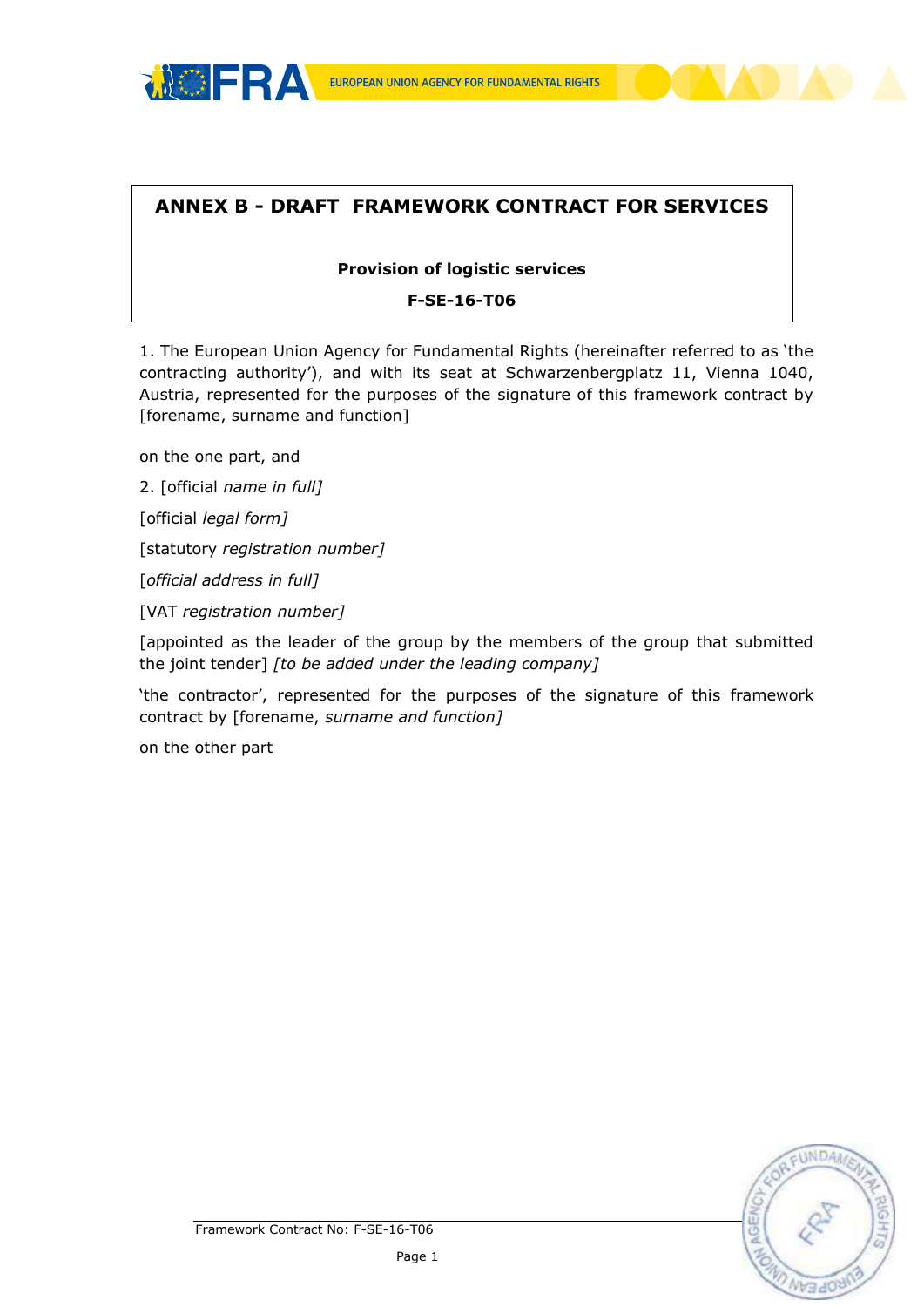# ANNEX B - DRAFT FRAMEWORK CONTRACT FOR SERVICES

**Provision of logistic services**

**F-SE-16-T06**

1. The European Union Agency for Fundamental Rights (hereinafter referred to as 'the contracting authority'), and with its seat at Schwarzenbergplatz 11, Vienna 1040, Austria, represented for the purposes of the signature of this framework contract by [forename, surname and function]

on the one part, and

2. [official *name in full]*

[official *legal form]*

[statutory *registration number]*

[*official address in full]*

[VAT *registration number]*

[appointed as the leader of the group by the members of the group that submitted the joint tender] *[to be added under the leading company]*

'the contractor', represented for the purposes of the signature of this framework contract by [forename, *surname and function]*

on the other part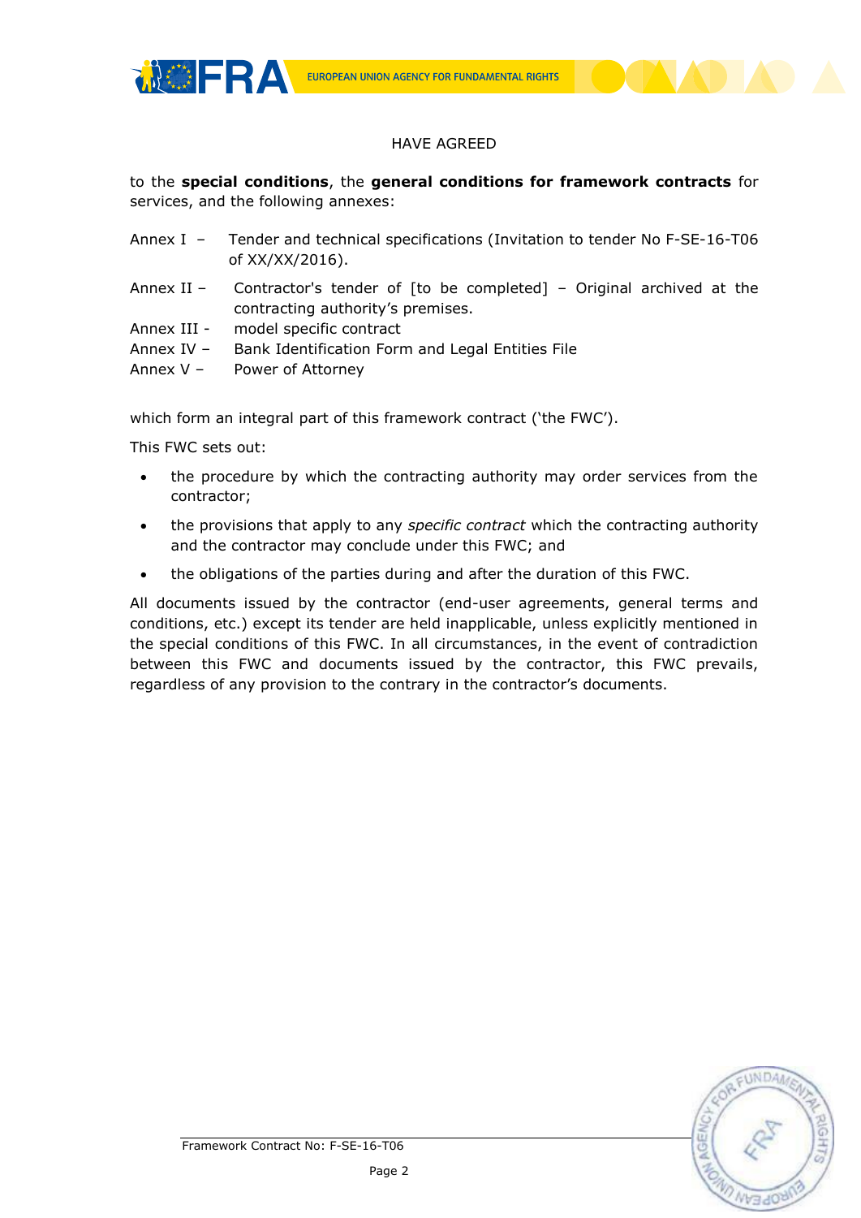HAVE AGREED

to the **special conditions**, the **general conditions for framework contracts** for services, and the following annexes:

Annex I – Tender and technical specifications (Invitation to tender No F-SE-16-T06 of XX/XX/2016).

Annex II – Contractor's tender of [to be completed] – Original archived at the contracting authority's premises.

Annex III - model specific contract

Annex IV – Bank Identification Form and Legal Entities File

Annex V – Power of Attorney

which form an integral part of this framework contract ('the FWC').

This FWC sets out:

- the procedure by which the contracting authority may order services from the contractor;
- the provisions that apply to any *specific contract* which the contracting authority and the contractor may conclude under this FWC; and
- the obligations of the parties during and after the duration of this FWC.

All documents issued by the contractor (end-user agreements, general terms and conditions, etc.) except its tender are held inapplicable, unless explicitly mentioned in the special conditions of this FWC. In all circumstances, in the event of contradiction between this FWC and documents issued by the contractor, this FWC prevails, regardless of any provision to the contrary in the contractor's documents.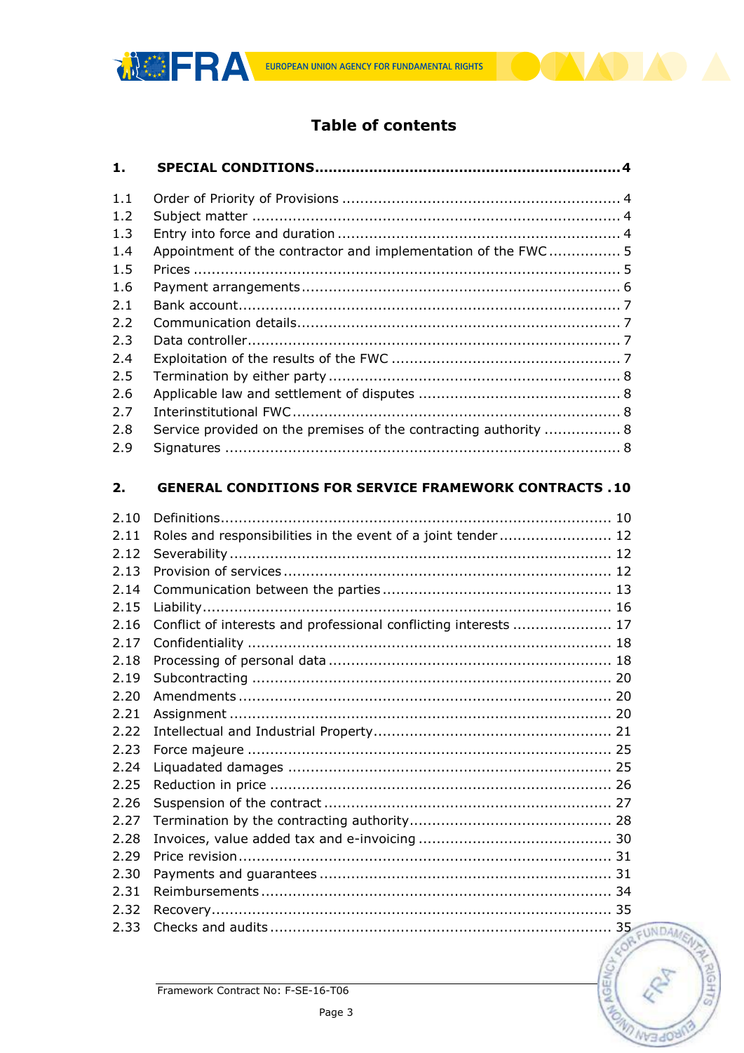# Table of contents

**1. SPECIAL CONDITIONS .......... 4**

1.1 Order of Priority of Provisions .......... 4
1.2 Subject matter .......... 4
1.3 Entry into force and duration .......... 4
1.4 Appointment of the contractor and implementation of the FWC .......... 5
1.5 Prices .......... 5
1.6 Payment arrangements .......... 6
2.1 Bank account .......... 7
2.2 Communication details .......... 7
2.3 Data controller .......... 7
2.4 Exploitation of the results of the FWC .......... 7
2.5 Termination by either party .......... 8
2.6 Applicable law and settlement of disputes .......... 8
2.7 Interinstitutional FWC .......... 8
2.8 Service provided on the premises of the contracting authority .......... 8
2.9 Signatures .......... 8

**2. GENERAL CONDITIONS FOR SERVICE FRAMEWORK CONTRACTS . 10**

2.10 Definitions .......... 10
2.11 Roles and responsibilities in the event of a joint tender .......... 12
2.12 Severability .......... 12
2.13 Provision of services .......... 12
2.14 Communication between the parties .......... 13
2.15 Liability .......... 16
2.16 Conflict of interests and professional conflicting interests .......... 17
2.17 Confidentiality .......... 18
2.18 Processing of personal data .......... 18
2.19 Subcontracting .......... 20
2.20 Amendments .......... 20
2.21 Assignment .......... 20
2.22 Intellectual and Industrial Property .......... 21
2.23 Force majeure .......... 25
2.24 Liquadated damages .......... 25
2.25 Reduction in price .......... 26
2.26 Suspension of the contract .......... 27
2.27 Termination by the contracting authority .......... 28
2.28 Invoices, value added tax and e-invoicing .......... 30
2.29 Price revision .......... 31
2.30 Payments and guarantees .......... 31
2.31 Reimbursements .......... 34
2.32 Recovery .......... 35
2.33 Checks and audits .......... 35

Framework Contract No: F-SE-16-T06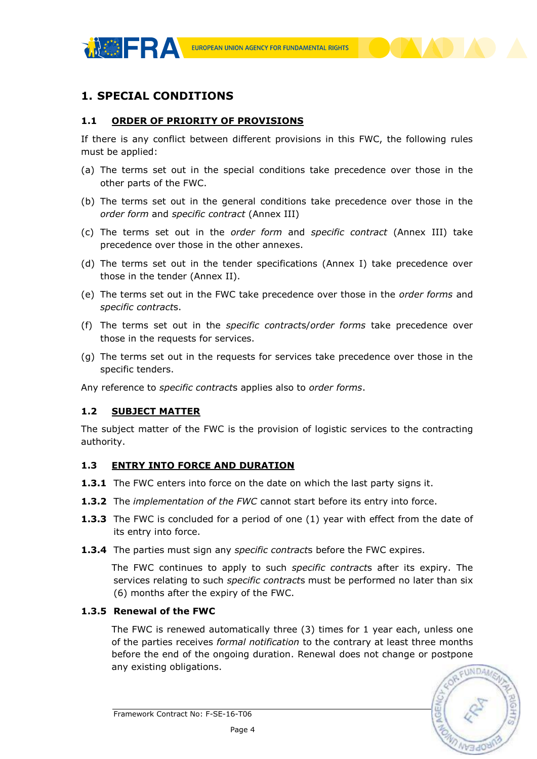# 1. SPECIAL CONDITIONS

## 1.1 ORDER OF PRIORITY OF PROVISIONS

If there is any conflict between different provisions in this FWC, the following rules must be applied:

(a) The terms set out in the special conditions take precedence over those in the other parts of the FWC.

(b) The terms set out in the general conditions take precedence over those in the *order form* and *specific contract* (Annex III)

(c) The terms set out in the *order form* and *specific contract* (Annex III) take precedence over those in the other annexes.

(d) The terms set out in the tender specifications (Annex I) take precedence over those in the tender (Annex II).

(e) The terms set out in the FWC take precedence over those in the *order forms* and *specific contract*s.

(f) The terms set out in the *specific contract*s/*order forms* take precedence over those in the requests for services.

(g) The terms set out in the requests for services take precedence over those in the specific tenders.

Any reference to *specific contract*s applies also to *order forms*.

## 1.2 SUBJECT MATTER

The subject matter of the FWC is the provision of logistic services to the contracting authority.

## 1.3 ENTRY INTO FORCE AND DURATION

**1.3.1** The FWC enters into force on the date on which the last party signs it.

**1.3.2** The *implementation of the FWC* cannot start before its entry into force.

**1.3.3** The FWC is concluded for a period of one (1) year with effect from the date of its entry into force.

**1.3.4** The parties must sign any *specific contract*s before the FWC expires.

The FWC continues to apply to such *specific contract*s after its expiry. The services relating to such *specific contract*s must be performed no later than six (6) months after the expiry of the FWC.

**1.3.5 Renewal of the FWC**

The FWC is renewed automatically three (3) times for 1 year each, unless one of the parties receives *formal notification* to the contrary at least three months before the end of the ongoing duration. Renewal does not change or postpone any existing obligations.

Framework Contract No: F-SE-16-T06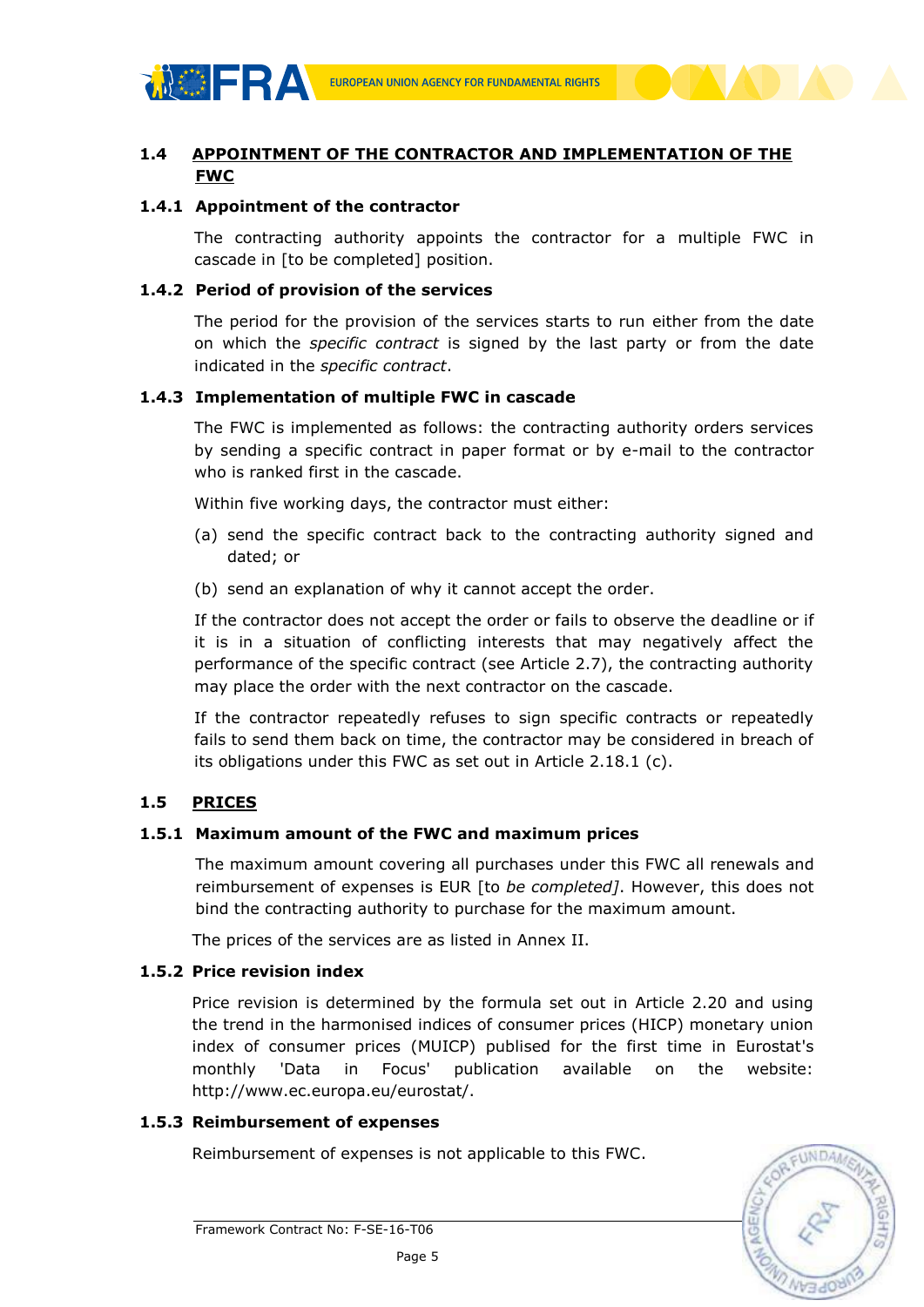## 1.4 APPOINTMENT OF THE CONTRACTOR AND IMPLEMENTATION OF THE FWC

### 1.4.1 Appointment of the contractor

The contracting authority appoints the contractor for a multiple FWC in cascade in [to be completed] position.

### 1.4.2 Period of provision of the services

The period for the provision of the services starts to run either from the date on which the *specific contract* is signed by the last party or from the date indicated in the *specific contract*.

### 1.4.3 Implementation of multiple FWC in cascade

The FWC is implemented as follows: the contracting authority orders services by sending a specific contract in paper format or by e-mail to the contractor who is ranked first in the cascade.

Within five working days, the contractor must either:

(a) send the specific contract back to the contracting authority signed and dated; or

(b) send an explanation of why it cannot accept the order.

If the contractor does not accept the order or fails to observe the deadline or if it is in a situation of conflicting interests that may negatively affect the performance of the specific contract (see Article 2.7), the contracting authority may place the order with the next contractor on the cascade.

If the contractor repeatedly refuses to sign specific contracts or repeatedly fails to send them back on time, the contractor may be considered in breach of its obligations under this FWC as set out in Article 2.18.1 (c).

## 1.5 PRICES

### 1.5.1 Maximum amount of the FWC and maximum prices

The maximum amount covering all purchases under this FWC all renewals and reimbursement of expenses is EUR [to *be completed]*. However, this does not bind the contracting authority to purchase for the maximum amount.

The prices of the services are as listed in Annex II.

### 1.5.2 Price revision index

Price revision is determined by the formula set out in Article 2.20 and using the trend in the harmonised indices of consumer prices (HICP) monetary union index of consumer prices (MUICP) publised for the first time in Eurostat's monthly 'Data in Focus' publication available on the website: http://www.ec.europa.eu/eurostat/.

### 1.5.3 Reimbursement of expenses

Reimbursement of expenses is not applicable to this FWC.

Framework Contract No: F-SE-16-T06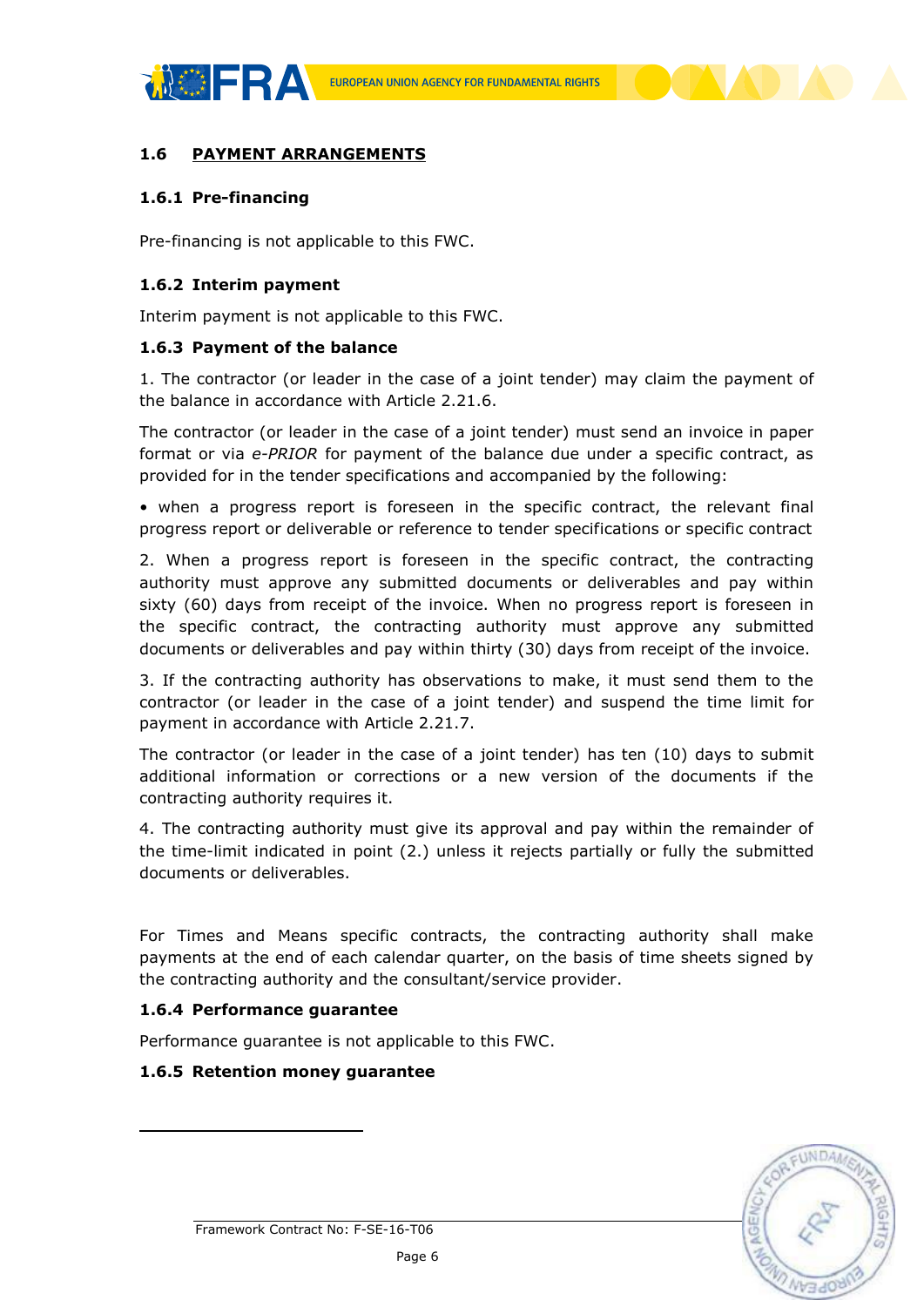### 1.6 PAYMENT ARRANGEMENTS

#### 1.6.1 Pre-financing

Pre-financing is not applicable to this FWC.

#### 1.6.2 Interim payment

Interim payment is not applicable to this FWC.

#### 1.6.3 Payment of the balance

1. The contractor (or leader in the case of a joint tender) may claim the payment of the balance in accordance with Article 2.21.6.

The contractor (or leader in the case of a joint tender) must send an invoice in paper format or via *e-PRIOR* for payment of the balance due under a specific contract, as provided for in the tender specifications and accompanied by the following:

• when a progress report is foreseen in the specific contract, the relevant final progress report or deliverable or reference to tender specifications or specific contract

2. When a progress report is foreseen in the specific contract, the contracting authority must approve any submitted documents or deliverables and pay within sixty (60) days from receipt of the invoice. When no progress report is foreseen in the specific contract, the contracting authority must approve any submitted documents or deliverables and pay within thirty (30) days from receipt of the invoice.

3. If the contracting authority has observations to make, it must send them to the contractor (or leader in the case of a joint tender) and suspend the time limit for payment in accordance with Article 2.21.7.

The contractor (or leader in the case of a joint tender) has ten (10) days to submit additional information or corrections or a new version of the documents if the contracting authority requires it.

4. The contracting authority must give its approval and pay within the remainder of the time-limit indicated in point (2.) unless it rejects partially or fully the submitted documents or deliverables.

For Times and Means specific contracts, the contracting authority shall make payments at the end of each calendar quarter, on the basis of time sheets signed by the contracting authority and the consultant/service provider.

#### 1.6.4 Performance guarantee

Performance guarantee is not applicable to this FWC.

#### 1.6.5 Retention money guarantee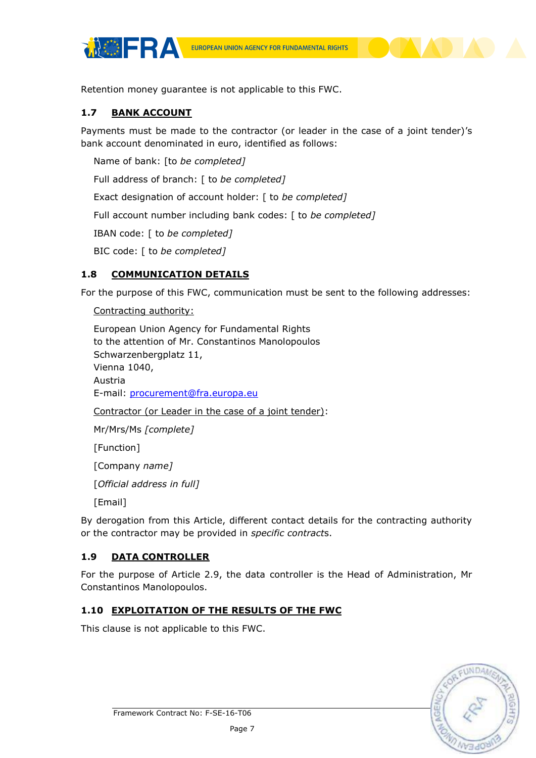Retention money guarantee is not applicable to this FWC.

### 1.7 BANK ACCOUNT

Payments must be made to the contractor (or leader in the case of a joint tender)'s bank account denominated in euro, identified as follows:

Name of bank: [to *be completed]*

Full address of branch: [ to *be completed]*

Exact designation of account holder: [ to *be completed]*

Full account number including bank codes: [ to *be completed]*

IBAN code: [ to *be completed]*

BIC code: [ to *be completed]*

### 1.8 COMMUNICATION DETAILS

For the purpose of this FWC, communication must be sent to the following addresses:

Contracting authority:

European Union Agency for Fundamental Rights
to the attention of Mr. Constantinos Manolopoulos
Schwarzenbergplatz 11,
Vienna 1040,
Austria
E-mail: procurement@fra.europa.eu

Contractor (or Leader in the case of a joint tender):

Mr/Mrs/Ms *[complete]*

[Function]

[Company *name]*

[*Official address in full]*

[Email]

By derogation from this Article, different contact details for the contracting authority or the contractor may be provided in *specific contract*s.

### 1.9 DATA CONTROLLER

For the purpose of Article 2.9, the data controller is the Head of Administration, Mr Constantinos Manolopoulos.

### 1.10 EXPLOITATION OF THE RESULTS OF THE FWC

This clause is not applicable to this FWC.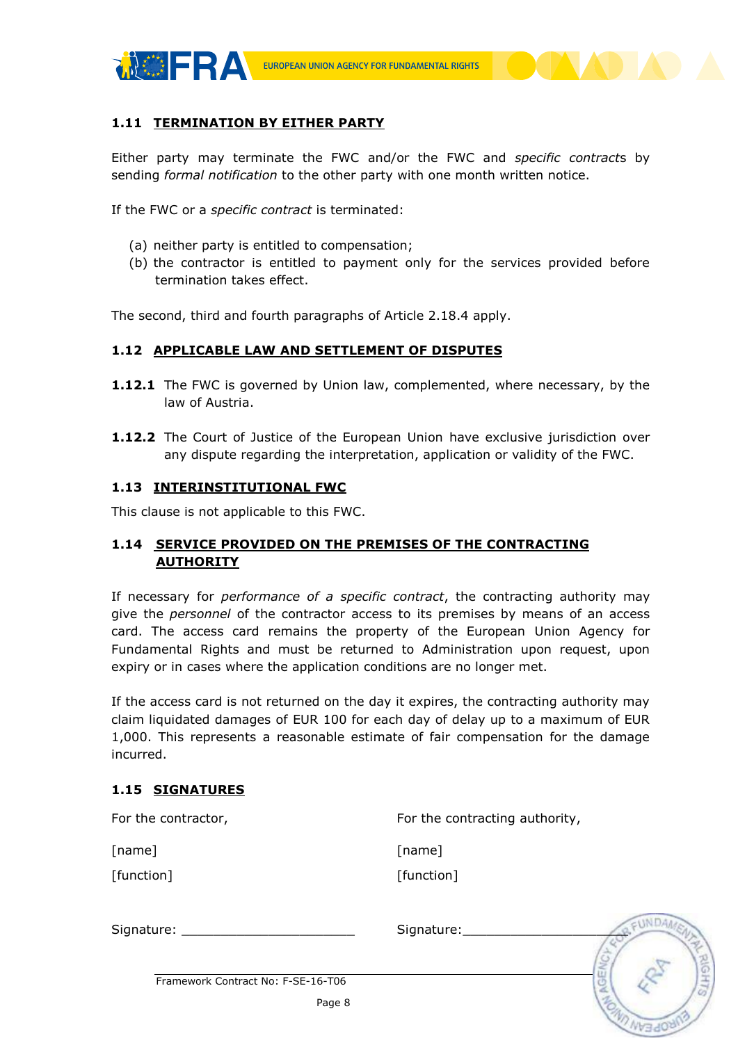### 1.11 TERMINATION BY EITHER PARTY

Either party may terminate the FWC and/or the FWC and *specific contracts* by sending *formal notification* to the other party with one month written notice.

If the FWC or a *specific contract* is terminated:

(a) neither party is entitled to compensation;
(b) the contractor is entitled to payment only for the services provided before termination takes effect.

The second, third and fourth paragraphs of Article 2.18.4 apply.

### 1.12 APPLICABLE LAW AND SETTLEMENT OF DISPUTES

**1.12.1** The FWC is governed by Union law, complemented, where necessary, by the law of Austria.

**1.12.2** The Court of Justice of the European Union have exclusive jurisdiction over any dispute regarding the interpretation, application or validity of the FWC.

### 1.13 INTERINSTITUTIONAL FWC

This clause is not applicable to this FWC.

### 1.14 SERVICE PROVIDED ON THE PREMISES OF THE CONTRACTING AUTHORITY

If necessary for *performance of a specific contract*, the contracting authority may give the *personnel* of the contractor access to its premises by means of an access card. The access card remains the property of the European Union Agency for Fundamental Rights and must be returned to Administration upon request, upon expiry or in cases where the application conditions are no longer met.

If the access card is not returned on the day it expires, the contracting authority may claim liquidated damages of EUR 100 for each day of delay up to a maximum of EUR 1,000. This represents a reasonable estimate of fair compensation for the damage incurred.

### 1.15 SIGNATURES

| For the contractor, | For the contracting authority, |
|---|---|
| [name] | [name] |
| [function] | [function] |
| Signature: ______________________ | Signature: ______________________ |

Framework Contract No: F-SE-16-T06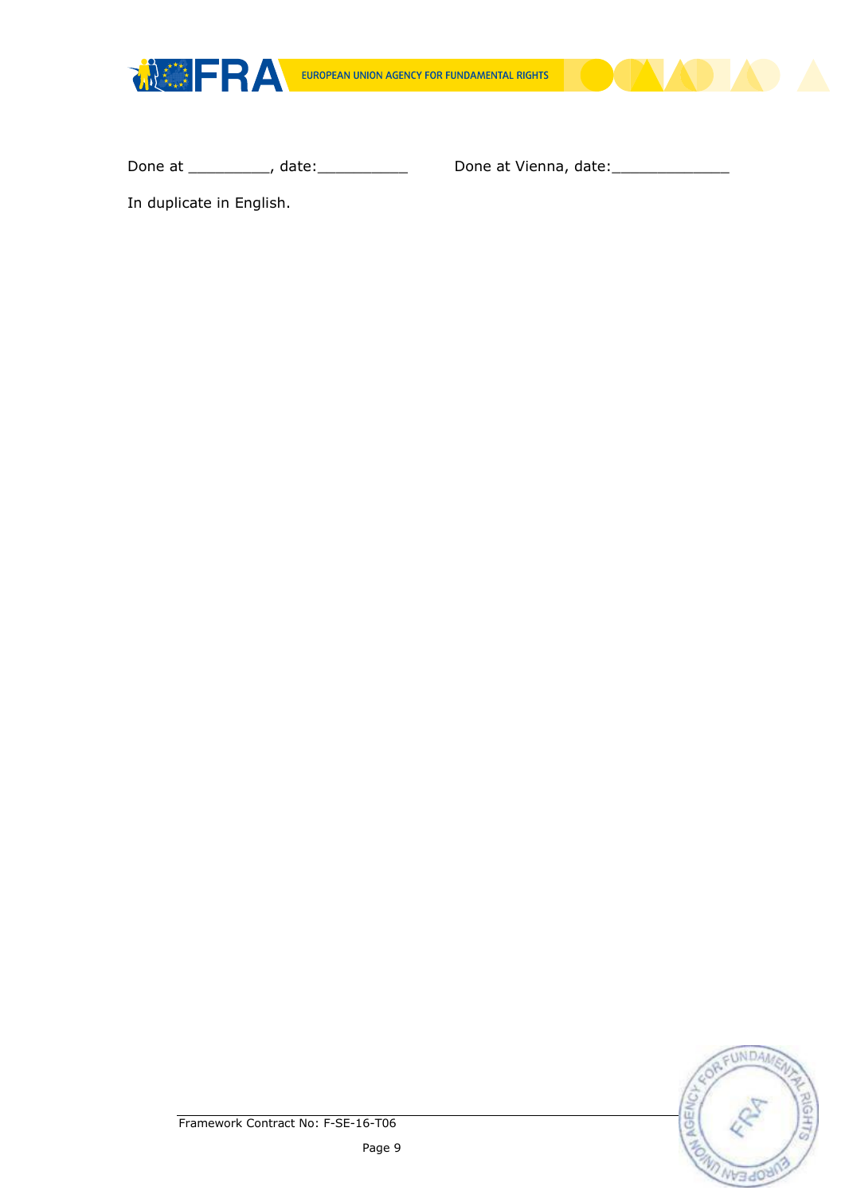Done at _________, date:__________ Done at Vienna, date:_____________

In duplicate in English.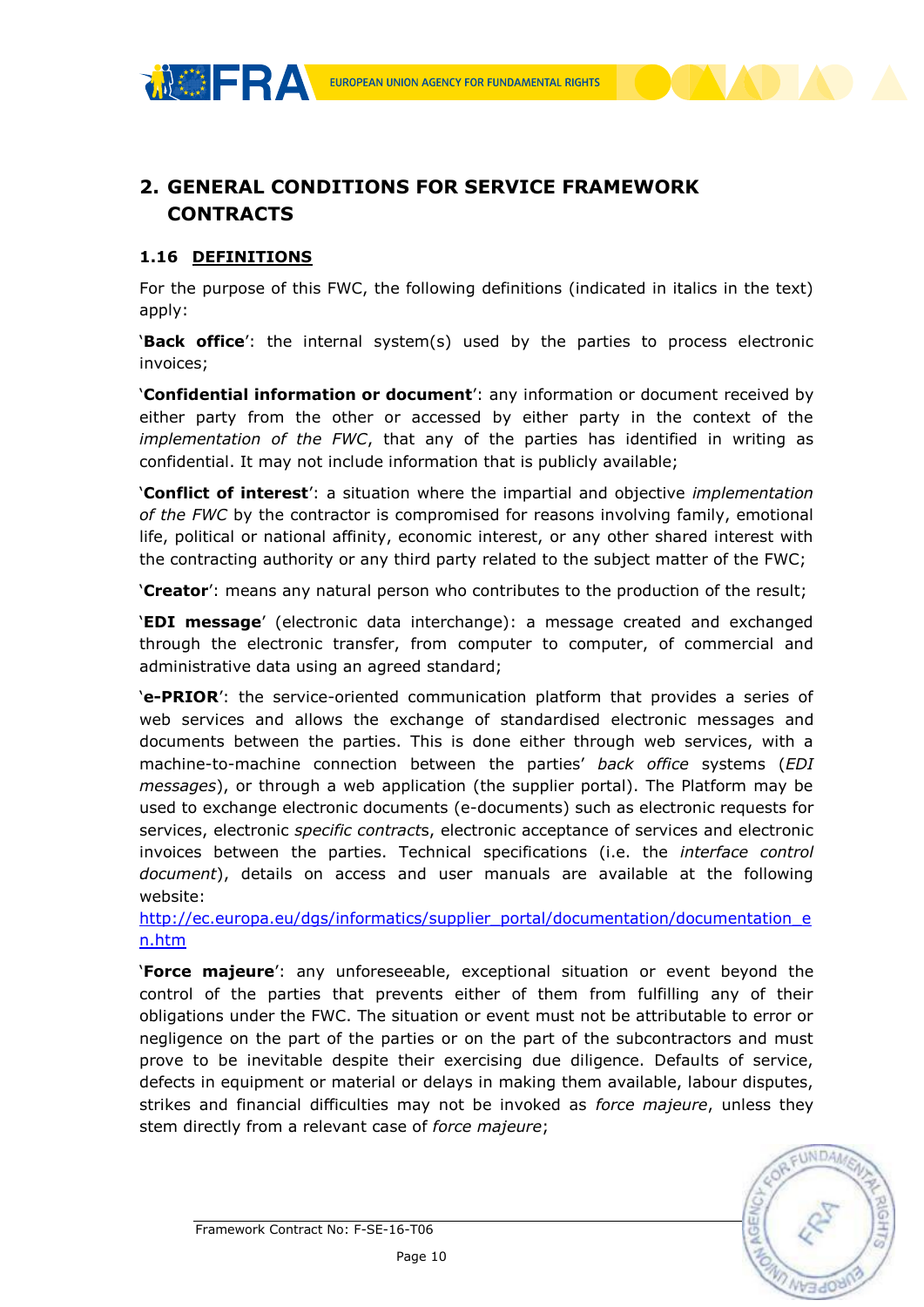## 2. GENERAL CONDITIONS FOR SERVICE FRAMEWORK CONTRACTS

### 1.16 DEFINITIONS

For the purpose of this FWC, the following definitions (indicated in italics in the text) apply:

'**Back office**': the internal system(s) used by the parties to process electronic invoices;

'**Confidential information or document**': any information or document received by either party from the other or accessed by either party in the context of the *implementation of the FWC*, that any of the parties has identified in writing as confidential. It may not include information that is publicly available;

'**Conflict of interest**': a situation where the impartial and objective *implementation of the FWC* by the contractor is compromised for reasons involving family, emotional life, political or national affinity, economic interest, or any other shared interest with the contracting authority or any third party related to the subject matter of the FWC;

'**Creator**': means any natural person who contributes to the production of the result;

'**EDI message**' (electronic data interchange): a message created and exchanged through the electronic transfer, from computer to computer, of commercial and administrative data using an agreed standard;

'**e-PRIOR**': the service-oriented communication platform that provides a series of web services and allows the exchange of standardised electronic messages and documents between the parties. This is done either through web services, with a machine-to-machine connection between the parties' *back office* systems (*EDI messages*), or through a web application (the supplier portal). The Platform may be used to exchange electronic documents (e-documents) such as electronic requests for services, electronic *specific contract*s, electronic acceptance of services and electronic invoices between the parties. Technical specifications (i.e. the *interface control document*), details on access and user manuals are available at the following website:
http://ec.europa.eu/dgs/informatics/supplier_portal/documentation/documentation_en.htm

'**Force majeure**': any unforeseeable, exceptional situation or event beyond the control of the parties that prevents either of them from fulfilling any of their obligations under the FWC. The situation or event must not be attributable to error or negligence on the part of the parties or on the part of the subcontractors and must prove to be inevitable despite their exercising due diligence. Defaults of service, defects in equipment or material or delays in making them available, labour disputes, strikes and financial difficulties may not be invoked as *force majeure*, unless they stem directly from a relevant case of *force majeure*;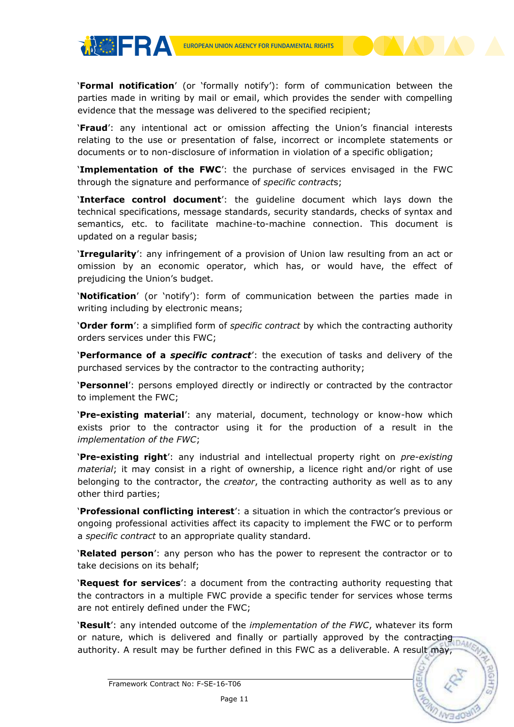'**Formal notification**' (or 'formally notify'): form of communication between the parties made in writing by mail or email, which provides the sender with compelling evidence that the message was delivered to the specified recipient;

'**Fraud**': any intentional act or omission affecting the Union's financial interests relating to the use or presentation of false, incorrect or incomplete statements or documents or to non-disclosure of information in violation of a specific obligation;

'**Implementation of the FWC**': the purchase of services envisaged in the FWC through the signature and performance of *specific contracts*;

'**Interface control document**': the guideline document which lays down the technical specifications, message standards, security standards, checks of syntax and semantics, etc. to facilitate machine-to-machine connection. This document is updated on a regular basis;

'**Irregularity**': any infringement of a provision of Union law resulting from an act or omission by an economic operator, which has, or would have, the effect of prejudicing the Union's budget.

'**Notification**' (or 'notify'): form of communication between the parties made in writing including by electronic means;

'**Order form**': a simplified form of *specific contract* by which the contracting authority orders services under this FWC;

'**Performance of a *specific contract***': the execution of tasks and delivery of the purchased services by the contractor to the contracting authority;

'**Personnel**': persons employed directly or indirectly or contracted by the contractor to implement the FWC;

'**Pre-existing material**': any material, document, technology or know-how which exists prior to the contractor using it for the production of a result in the *implementation of the FWC*;

'**Pre-existing right**': any industrial and intellectual property right on *pre-existing material*; it may consist in a right of ownership, a licence right and/or right of use belonging to the contractor, the *creator*, the contracting authority as well as to any other third parties;

'**Professional conflicting interest**': a situation in which the contractor's previous or ongoing professional activities affect its capacity to implement the FWC or to perform a *specific contract* to an appropriate quality standard.

'**Related person**': any person who has the power to represent the contractor or to take decisions on its behalf;

'**Request for services**': a document from the contracting authority requesting that the contractors in a multiple FWC provide a specific tender for services whose terms are not entirely defined under the FWC;

'**Result**': any intended outcome of the *implementation of the FWC*, whatever its form or nature, which is delivered and finally or partially approved by the contracting authority. A result may be further defined in this FWC as a deliverable. A result may,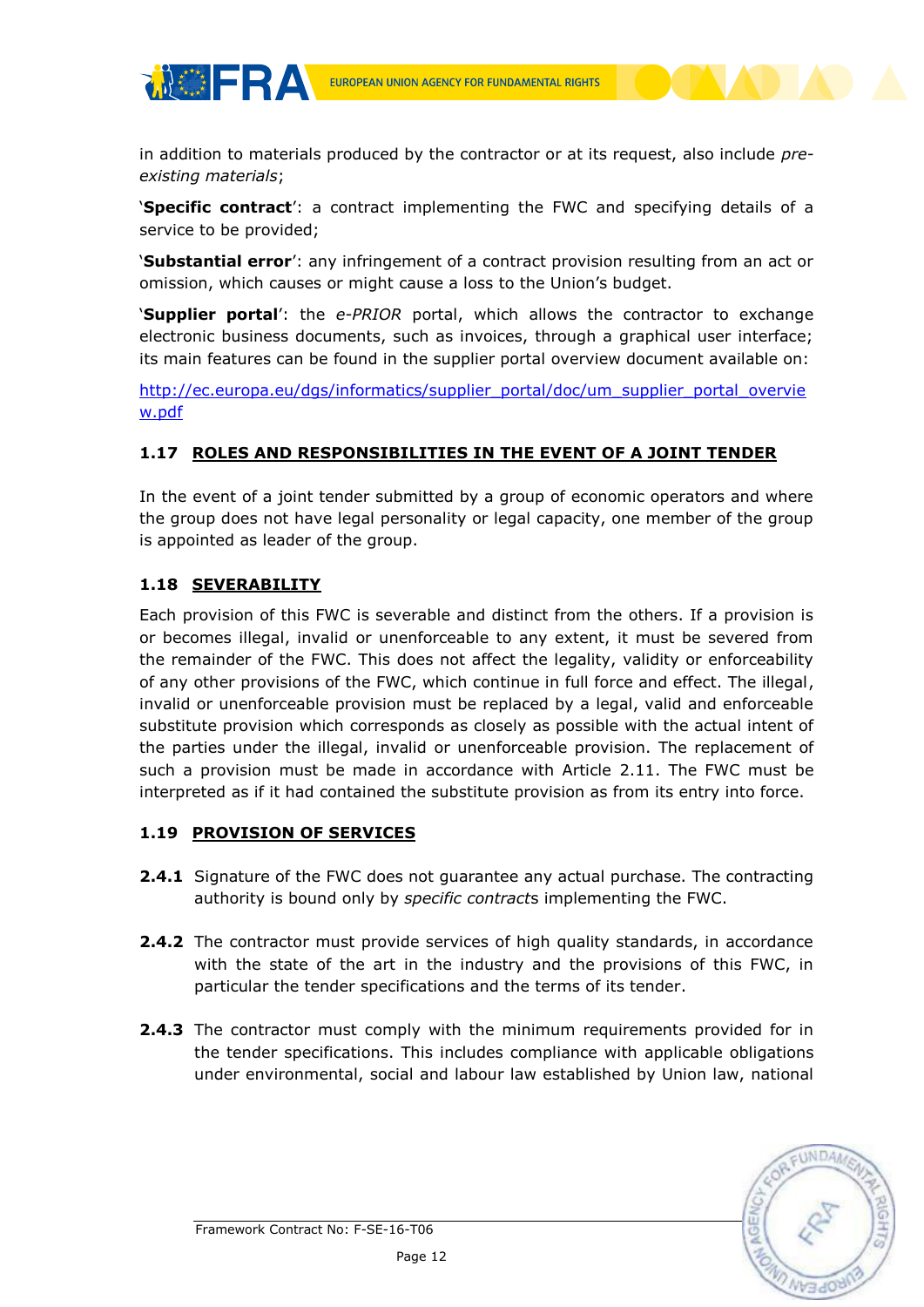in addition to materials produced by the contractor or at its request, also include *pre-existing materials*;

'**Specific contract**': a contract implementing the FWC and specifying details of a service to be provided;

'**Substantial error**': any infringement of a contract provision resulting from an act or omission, which causes or might cause a loss to the Union's budget.

'**Supplier portal**': the *e-PRIOR* portal, which allows the contractor to exchange electronic business documents, such as invoices, through a graphical user interface; its main features can be found in the supplier portal overview document available on:

http://ec.europa.eu/dgs/informatics/supplier_portal/doc/um_supplier_portal_overview.pdf

### 1.17 ROLES AND RESPONSIBILITIES IN THE EVENT OF A JOINT TENDER

In the event of a joint tender submitted by a group of economic operators and where the group does not have legal personality or legal capacity, one member of the group is appointed as leader of the group.

### 1.18 SEVERABILITY

Each provision of this FWC is severable and distinct from the others. If a provision is or becomes illegal, invalid or unenforceable to any extent, it must be severed from the remainder of the FWC. This does not affect the legality, validity or enforceability of any other provisions of the FWC, which continue in full force and effect. The illegal, invalid or unenforceable provision must be replaced by a legal, valid and enforceable substitute provision which corresponds as closely as possible with the actual intent of the parties under the illegal, invalid or unenforceable provision. The replacement of such a provision must be made in accordance with Article 2.11. The FWC must be interpreted as if it had contained the substitute provision as from its entry into force.

### 1.19 PROVISION OF SERVICES

**2.4.1** Signature of the FWC does not guarantee any actual purchase. The contracting authority is bound only by *specific contract*s implementing the FWC.

**2.4.2** The contractor must provide services of high quality standards, in accordance with the state of the art in the industry and the provisions of this FWC, in particular the tender specifications and the terms of its tender.

**2.4.3** The contractor must comply with the minimum requirements provided for in the tender specifications. This includes compliance with applicable obligations under environmental, social and labour law established by Union law, national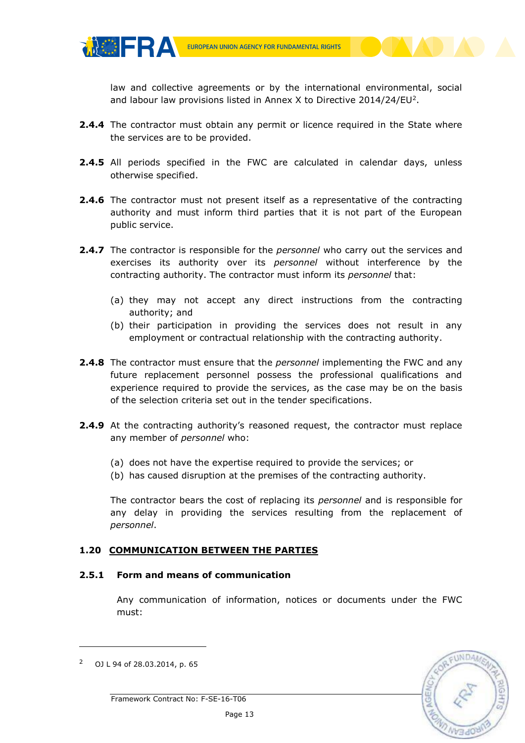law and collective agreements or by the international environmental, social and labour law provisions listed in Annex X to Directive 2014/24/EU[2].

**2.4.4** The contractor must obtain any permit or licence required in the State where the services are to be provided.

**2.4.5** All periods specified in the FWC are calculated in calendar days, unless otherwise specified.

**2.4.6** The contractor must not present itself as a representative of the contracting authority and must inform third parties that it is not part of the European public service.

**2.4.7** The contractor is responsible for the *personnel* who carry out the services and exercises its authority over its *personnel* without interference by the contracting authority. The contractor must inform its *personnel* that:

(a) they may not accept any direct instructions from the contracting authority; and
(b) their participation in providing the services does not result in any employment or contractual relationship with the contracting authority.

**2.4.8** The contractor must ensure that the *personnel* implementing the FWC and any future replacement personnel possess the professional qualifications and experience required to provide the services, as the case may be on the basis of the selection criteria set out in the tender specifications.

**2.4.9** At the contracting authority's reasoned request, the contractor must replace any member of *personnel* who:

(a) does not have the expertise required to provide the services; or
(b) has caused disruption at the premises of the contracting authority.

The contractor bears the cost of replacing its *personnel* and is responsible for any delay in providing the services resulting from the replacement of *personnel*.

## 1.20 COMMUNICATION BETWEEN THE PARTIES

### 2.5.1 Form and means of communication

Any communication of information, notices or documents under the FWC must:

---

[2] OJ L 94 of 28.03.2014, p. 65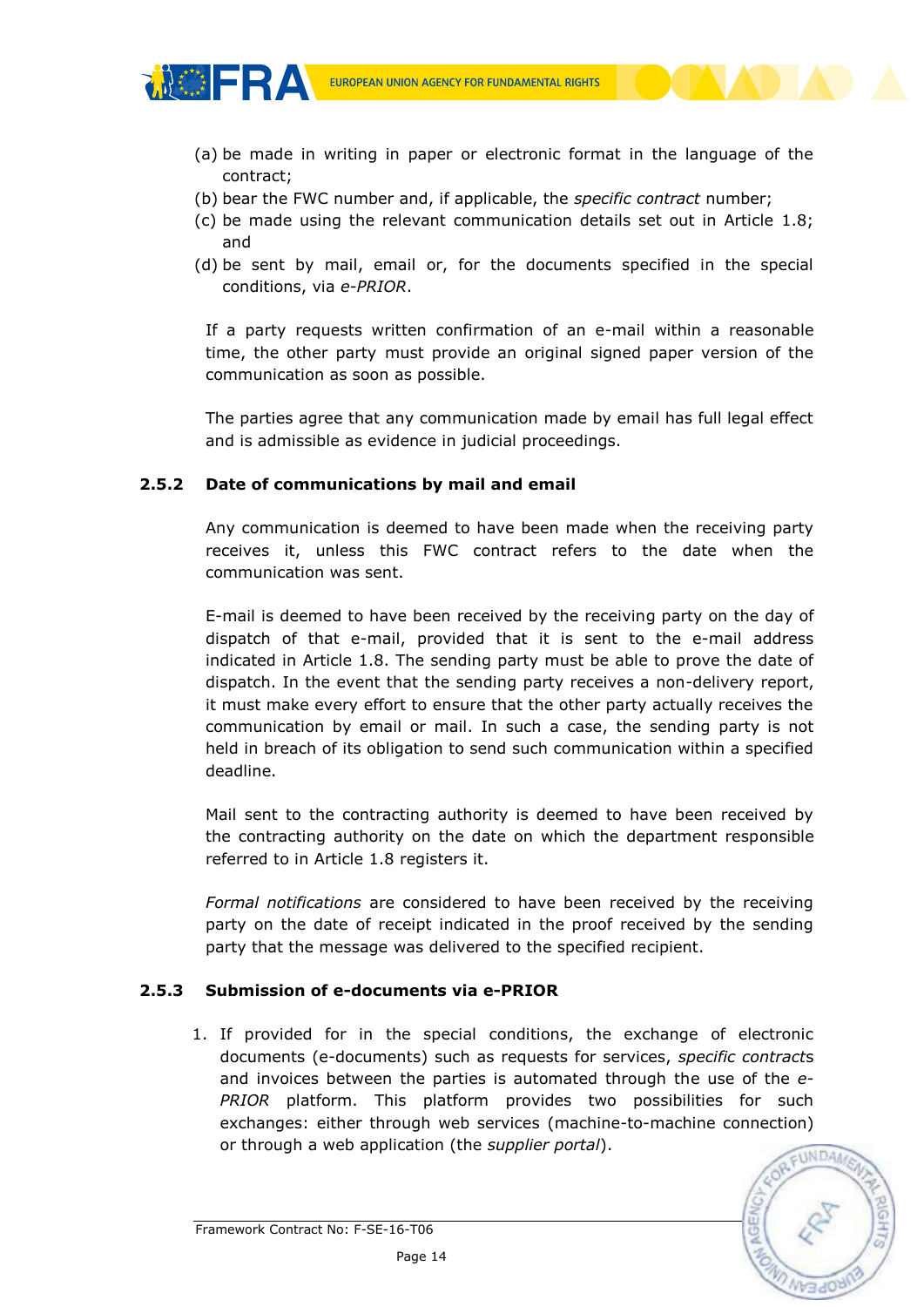(a) be made in writing in paper or electronic format in the language of the contract;
(b) bear the FWC number and, if applicable, the *specific contract* number;
(c) be made using the relevant communication details set out in Article 1.8; and
(d) be sent by mail, email or, for the documents specified in the special conditions, via *e-PRIOR*.

If a party requests written confirmation of an e-mail within a reasonable time, the other party must provide an original signed paper version of the communication as soon as possible.

The parties agree that any communication made by email has full legal effect and is admissible as evidence in judicial proceedings.

### 2.5.2 Date of communications by mail and email

Any communication is deemed to have been made when the receiving party receives it, unless this FWC contract refers to the date when the communication was sent.

E-mail is deemed to have been received by the receiving party on the day of dispatch of that e-mail, provided that it is sent to the e-mail address indicated in Article 1.8. The sending party must be able to prove the date of dispatch. In the event that the sending party receives a non-delivery report, it must make every effort to ensure that the other party actually receives the communication by email or mail. In such a case, the sending party is not held in breach of its obligation to send such communication within a specified deadline.

Mail sent to the contracting authority is deemed to have been received by the contracting authority on the date on which the department responsible referred to in Article 1.8 registers it.

*Formal notifications* are considered to have been received by the receiving party on the date of receipt indicated in the proof received by the sending party that the message was delivered to the specified recipient.

### 2.5.3 Submission of e-documents via e-PRIOR

1. If provided for in the special conditions, the exchange of electronic documents (e-documents) such as requests for services, *specific contract*s and invoices between the parties is automated through the use of the *e-PRIOR* platform. This platform provides two possibilities for such exchanges: either through web services (machine-to-machine connection) or through a web application (the *supplier portal*).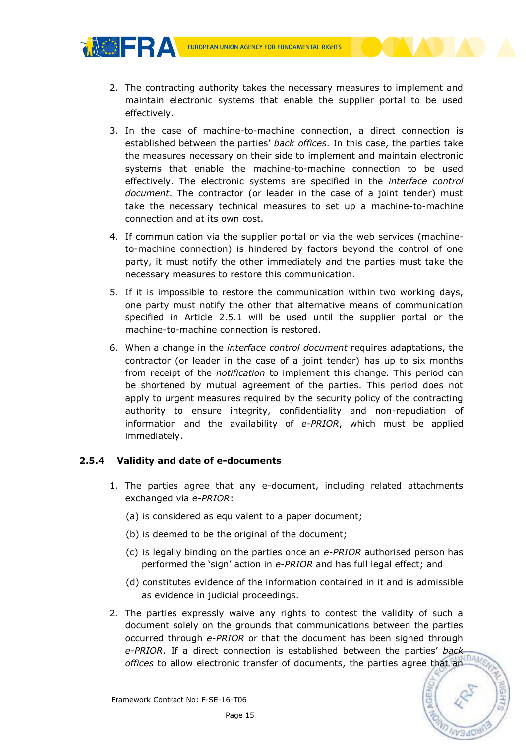2. The contracting authority takes the necessary measures to implement and maintain electronic systems that enable the supplier portal to be used effectively.

3. In the case of machine-to-machine connection, a direct connection is established between the parties' *back offices*. In this case, the parties take the measures necessary on their side to implement and maintain electronic systems that enable the machine-to-machine connection to be used effectively. The electronic systems are specified in the *interface control document*. The contractor (or leader in the case of a joint tender) must take the necessary technical measures to set up a machine-to-machine connection and at its own cost.

4. If communication via the supplier portal or via the web services (machine-to-machine connection) is hindered by factors beyond the control of one party, it must notify the other immediately and the parties must take the necessary measures to restore this communication.

5. If it is impossible to restore the communication within two working days, one party must notify the other that alternative means of communication specified in Article 2.5.1 will be used until the supplier portal or the machine-to-machine connection is restored.

6. When a change in the *interface control document* requires adaptations, the contractor (or leader in the case of a joint tender) has up to six months from receipt of the *notification* to implement this change. This period can be shortened by mutual agreement of the parties. This period does not apply to urgent measures required by the security policy of the contracting authority to ensure integrity, confidentiality and non-repudiation of information and the availability of *e-PRIOR*, which must be applied immediately.

#### 2.5.4 Validity and date of e-documents

1. The parties agree that any e-document, including related attachments exchanged via *e-PRIOR*:

   (a) is considered as equivalent to a paper document;

   (b) is deemed to be the original of the document;

   (c) is legally binding on the parties once an *e-PRIOR* authorised person has performed the 'sign' action in *e-PRIOR* and has full legal effect; and

   (d) constitutes evidence of the information contained in it and is admissible as evidence in judicial proceedings.

2. The parties expressly waive any rights to contest the validity of such a document solely on the grounds that communications between the parties occurred through *e-PRIOR* or that the document has been signed through *e-PRIOR*. If a direct connection is established between the parties' *back offices* to allow electronic transfer of documents, the parties agree that an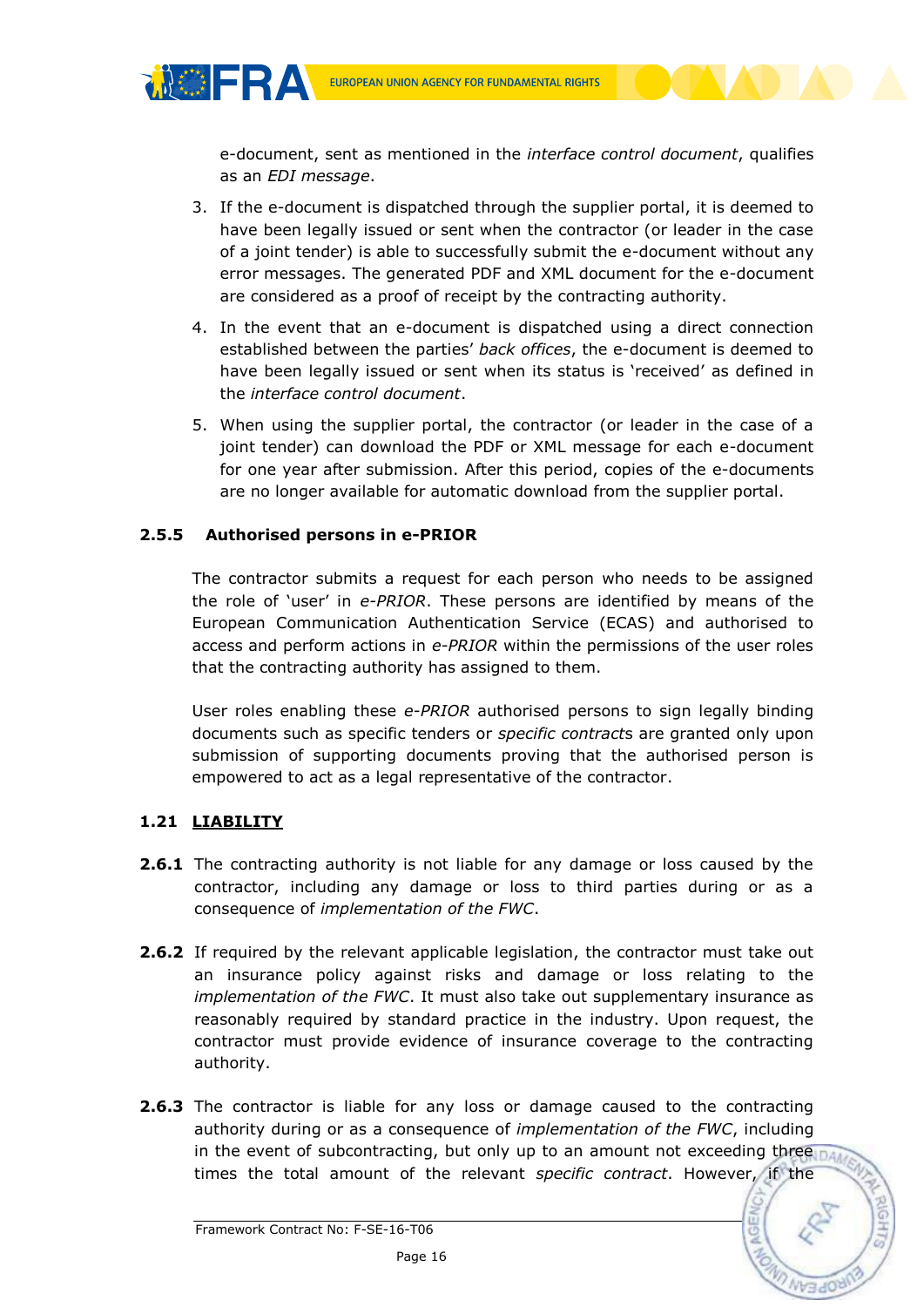e-document, sent as mentioned in the *interface control document*, qualifies as an *EDI message*.

3. If the e-document is dispatched through the supplier portal, it is deemed to have been legally issued or sent when the contractor (or leader in the case of a joint tender) is able to successfully submit the e-document without any error messages. The generated PDF and XML document for the e-document are considered as a proof of receipt by the contracting authority.

4. In the event that an e-document is dispatched using a direct connection established between the parties' *back offices*, the e-document is deemed to have been legally issued or sent when its status is 'received' as defined in the *interface control document*.

5. When using the supplier portal, the contractor (or leader in the case of a joint tender) can download the PDF or XML message for each e-document for one year after submission. After this period, copies of the e-documents are no longer available for automatic download from the supplier portal.

### 2.5.5 Authorised persons in e-PRIOR

The contractor submits a request for each person who needs to be assigned the role of 'user' in *e-PRIOR*. These persons are identified by means of the European Communication Authentication Service (ECAS) and authorised to access and perform actions in *e-PRIOR* within the permissions of the user roles that the contracting authority has assigned to them.

User roles enabling these *e-PRIOR* authorised persons to sign legally binding documents such as specific tenders or *specific contract*s are granted only upon submission of supporting documents proving that the authorised person is empowered to act as a legal representative of the contractor.

## 1.21 <u>LIABILITY</u>

**2.6.1** The contracting authority is not liable for any damage or loss caused by the contractor, including any damage or loss to third parties during or as a consequence of *implementation of the FWC*.

**2.6.2** If required by the relevant applicable legislation, the contractor must take out an insurance policy against risks and damage or loss relating to the *implementation of the FWC*. It must also take out supplementary insurance as reasonably required by standard practice in the industry. Upon request, the contractor must provide evidence of insurance coverage to the contracting authority.

**2.6.3** The contractor is liable for any loss or damage caused to the contracting authority during or as a consequence of *implementation of the FWC*, including in the event of subcontracting, but only up to an amount not exceeding three times the total amount of the relevant *specific contract*. However, if the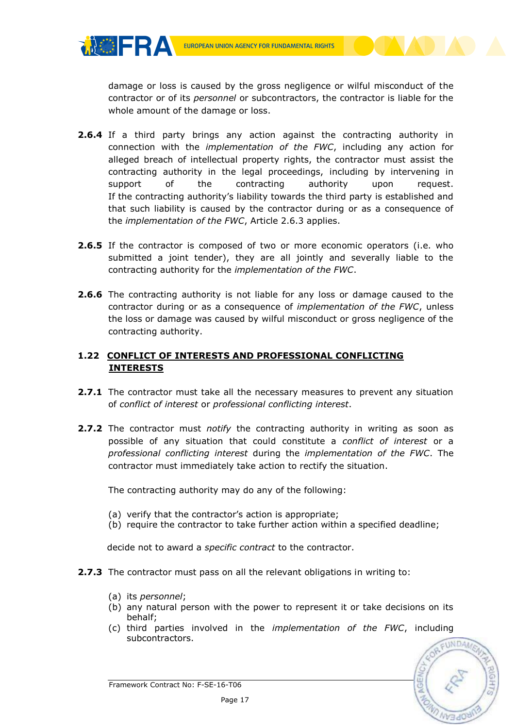damage or loss is caused by the gross negligence or wilful misconduct of the contractor or of its *personnel* or subcontractors, the contractor is liable for the whole amount of the damage or loss.

**2.6.4** If a third party brings any action against the contracting authority in connection with the *implementation of the FWC*, including any action for alleged breach of intellectual property rights, the contractor must assist the contracting authority in the legal proceedings, including by intervening in support of the contracting authority upon request. If the contracting authority's liability towards the third party is established and that such liability is caused by the contractor during or as a consequence of the *implementation of the FWC*, Article 2.6.3 applies.

**2.6.5** If the contractor is composed of two or more economic operators (i.e. who submitted a joint tender), they are all jointly and severally liable to the contracting authority for the *implementation of the FWC*.

**2.6.6** The contracting authority is not liable for any loss or damage caused to the contractor during or as a consequence of *implementation of the FWC*, unless the loss or damage was caused by wilful misconduct or gross negligence of the contracting authority.

## 1.22 CONFLICT OF INTERESTS AND PROFESSIONAL CONFLICTING INTERESTS

**2.7.1** The contractor must take all the necessary measures to prevent any situation of *conflict of interest* or *professional conflicting interest*.

**2.7.2** The contractor must *notify* the contracting authority in writing as soon as possible of any situation that could constitute a *conflict of interest* or a *professional conflicting interest* during the *implementation of the FWC*. The contractor must immediately take action to rectify the situation.

The contracting authority may do any of the following:

(a) verify that the contractor's action is appropriate;
(b) require the contractor to take further action within a specified deadline;

decide not to award a *specific contract* to the contractor.

**2.7.3** The contractor must pass on all the relevant obligations in writing to:

(a) its *personnel*;
(b) any natural person with the power to represent it or take decisions on its behalf;
(c) third parties involved in the *implementation of the FWC*, including subcontractors.

Framework Contract No: F-SE-16-T06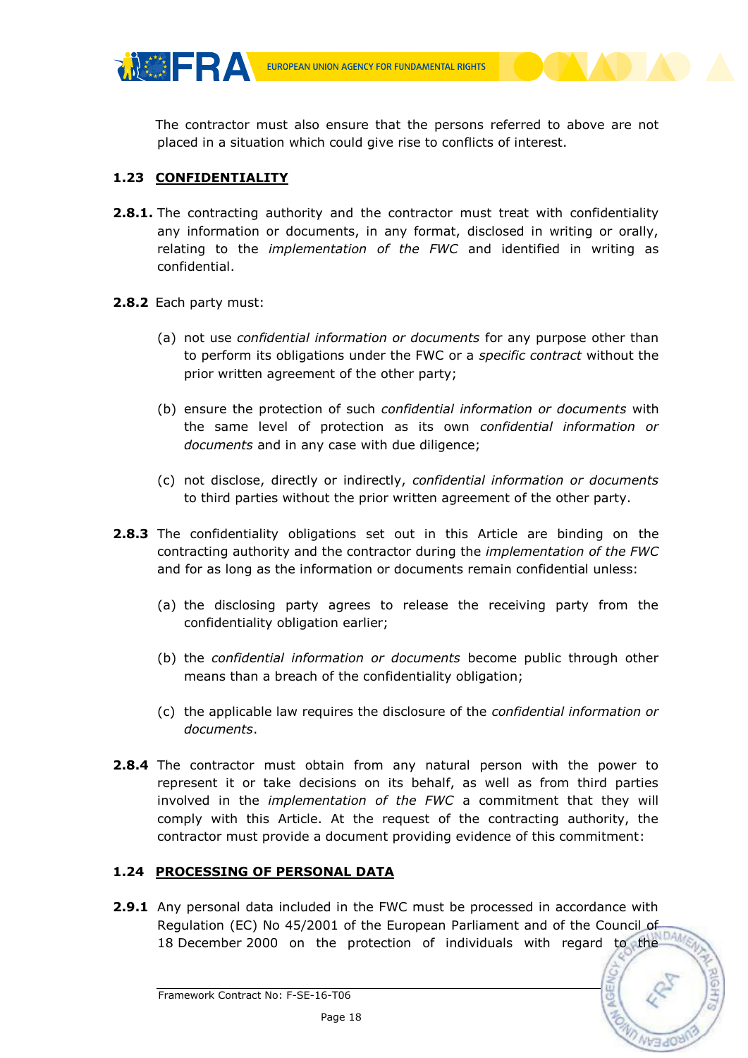The contractor must also ensure that the persons referred to above are not placed in a situation which could give rise to conflicts of interest.

## 1.23 CONFIDENTIALITY

**2.8.1.** The contracting authority and the contractor must treat with confidentiality any information or documents, in any format, disclosed in writing or orally, relating to the *implementation of the FWC* and identified in writing as confidential.

**2.8.2** Each party must:

(a) not use *confidential information or documents* for any purpose other than to perform its obligations under the FWC or a *specific contract* without the prior written agreement of the other party;

(b) ensure the protection of such *confidential information or documents* with the same level of protection as its own *confidential information or documents* and in any case with due diligence;

(c) not disclose, directly or indirectly, *confidential information or documents* to third parties without the prior written agreement of the other party.

**2.8.3** The confidentiality obligations set out in this Article are binding on the contracting authority and the contractor during the *implementation of the FWC* and for as long as the information or documents remain confidential unless:

(a) the disclosing party agrees to release the receiving party from the confidentiality obligation earlier;

(b) the *confidential information or documents* become public through other means than a breach of the confidentiality obligation;

(c) the applicable law requires the disclosure of the *confidential information or documents*.

**2.8.4** The contractor must obtain from any natural person with the power to represent it or take decisions on its behalf, as well as from third parties involved in the *implementation of the FWC* a commitment that they will comply with this Article. At the request of the contracting authority, the contractor must provide a document providing evidence of this commitment:

## 1.24 PROCESSING OF PERSONAL DATA

**2.9.1** Any personal data included in the FWC must be processed in accordance with Regulation (EC) No 45/2001 of the European Parliament and of the Council of 18 December 2000 on the protection of individuals with regard to the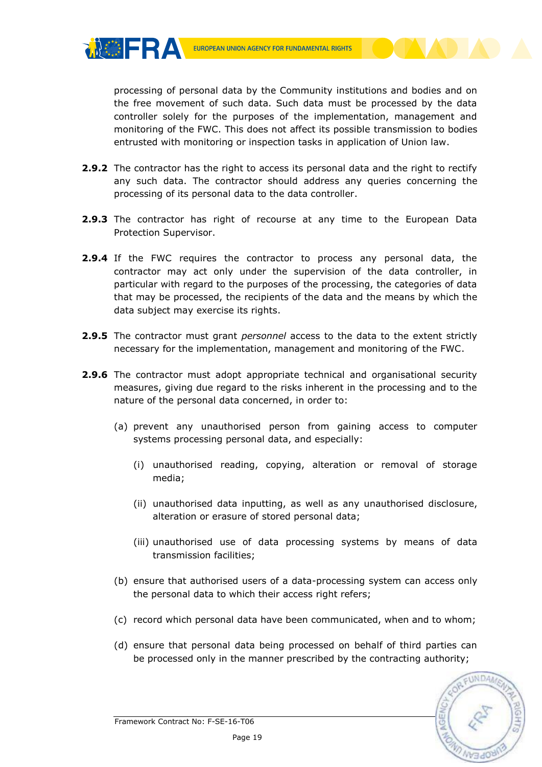processing of personal data by the Community institutions and bodies and on the free movement of such data. Such data must be processed by the data controller solely for the purposes of the implementation, management and monitoring of the FWC. This does not affect its possible transmission to bodies entrusted with monitoring or inspection tasks in application of Union law.

**2.9.2** The contractor has the right to access its personal data and the right to rectify any such data. The contractor should address any queries concerning the processing of its personal data to the data controller.

**2.9.3** The contractor has right of recourse at any time to the European Data Protection Supervisor.

**2.9.4** If the FWC requires the contractor to process any personal data, the contractor may act only under the supervision of the data controller, in particular with regard to the purposes of the processing, the categories of data that may be processed, the recipients of the data and the means by which the data subject may exercise its rights.

**2.9.5** The contractor must grant *personnel* access to the data to the extent strictly necessary for the implementation, management and monitoring of the FWC.

**2.9.6** The contractor must adopt appropriate technical and organisational security measures, giving due regard to the risks inherent in the processing and to the nature of the personal data concerned, in order to:

(a) prevent any unauthorised person from gaining access to computer systems processing personal data, and especially:

(i) unauthorised reading, copying, alteration or removal of storage media;

(ii) unauthorised data inputting, as well as any unauthorised disclosure, alteration or erasure of stored personal data;

(iii) unauthorised use of data processing systems by means of data transmission facilities;

(b) ensure that authorised users of a data-processing system can access only the personal data to which their access right refers;

(c) record which personal data have been communicated, when and to whom;

(d) ensure that personal data being processed on behalf of third parties can be processed only in the manner prescribed by the contracting authority;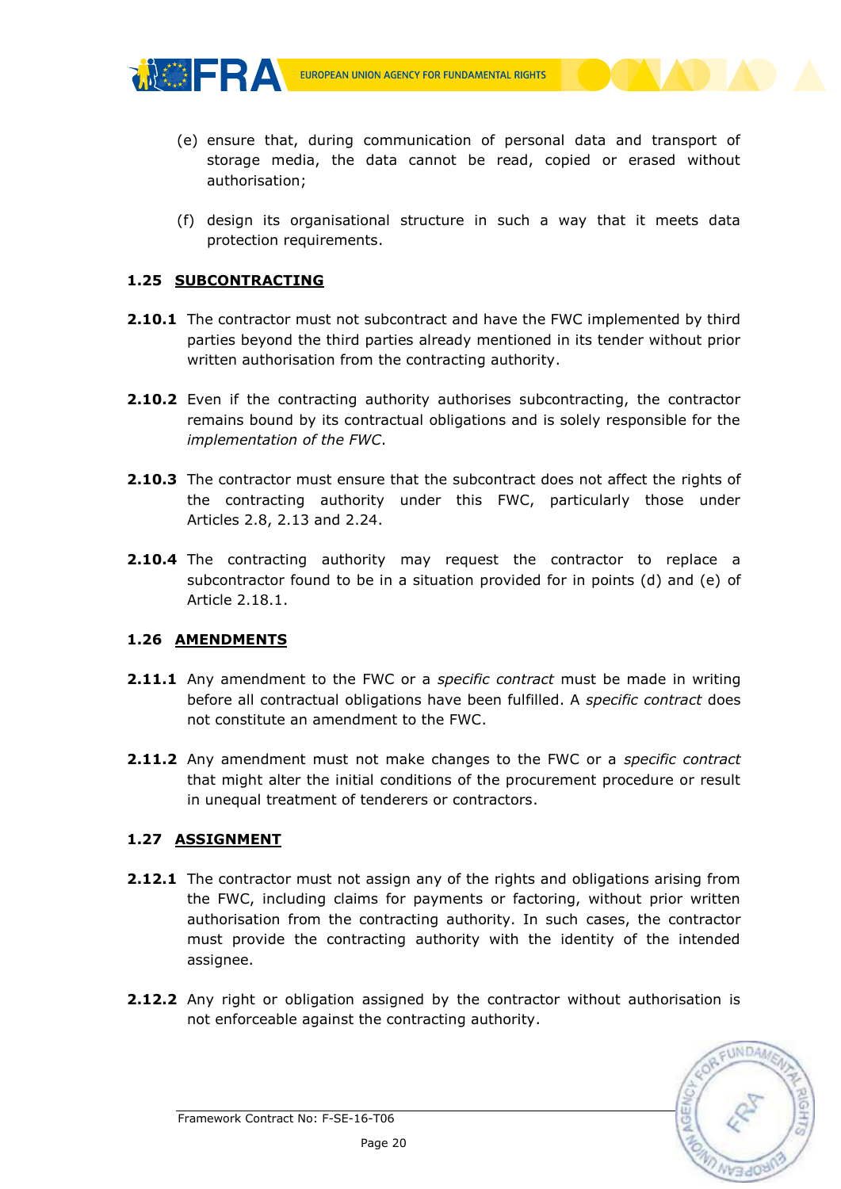(e) ensure that, during communication of personal data and transport of storage media, the data cannot be read, copied or erased without authorisation;

(f) design its organisational structure in such a way that it meets data protection requirements.

## 1.25 SUBCONTRACTING

**2.10.1** The contractor must not subcontract and have the FWC implemented by third parties beyond the third parties already mentioned in its tender without prior written authorisation from the contracting authority.

**2.10.2** Even if the contracting authority authorises subcontracting, the contractor remains bound by its contractual obligations and is solely responsible for the *implementation of the FWC*.

**2.10.3** The contractor must ensure that the subcontract does not affect the rights of the contracting authority under this FWC, particularly those under Articles 2.8, 2.13 and 2.24.

**2.10.4** The contracting authority may request the contractor to replace a subcontractor found to be in a situation provided for in points (d) and (e) of Article 2.18.1.

## 1.26 AMENDMENTS

**2.11.1** Any amendment to the FWC or a *specific contract* must be made in writing before all contractual obligations have been fulfilled. A *specific contract* does not constitute an amendment to the FWC.

**2.11.2** Any amendment must not make changes to the FWC or a *specific contract* that might alter the initial conditions of the procurement procedure or result in unequal treatment of tenderers or contractors.

## 1.27 ASSIGNMENT

**2.12.1** The contractor must not assign any of the rights and obligations arising from the FWC, including claims for payments or factoring, without prior written authorisation from the contracting authority. In such cases, the contractor must provide the contracting authority with the identity of the intended assignee.

**2.12.2** Any right or obligation assigned by the contractor without authorisation is not enforceable against the contracting authority.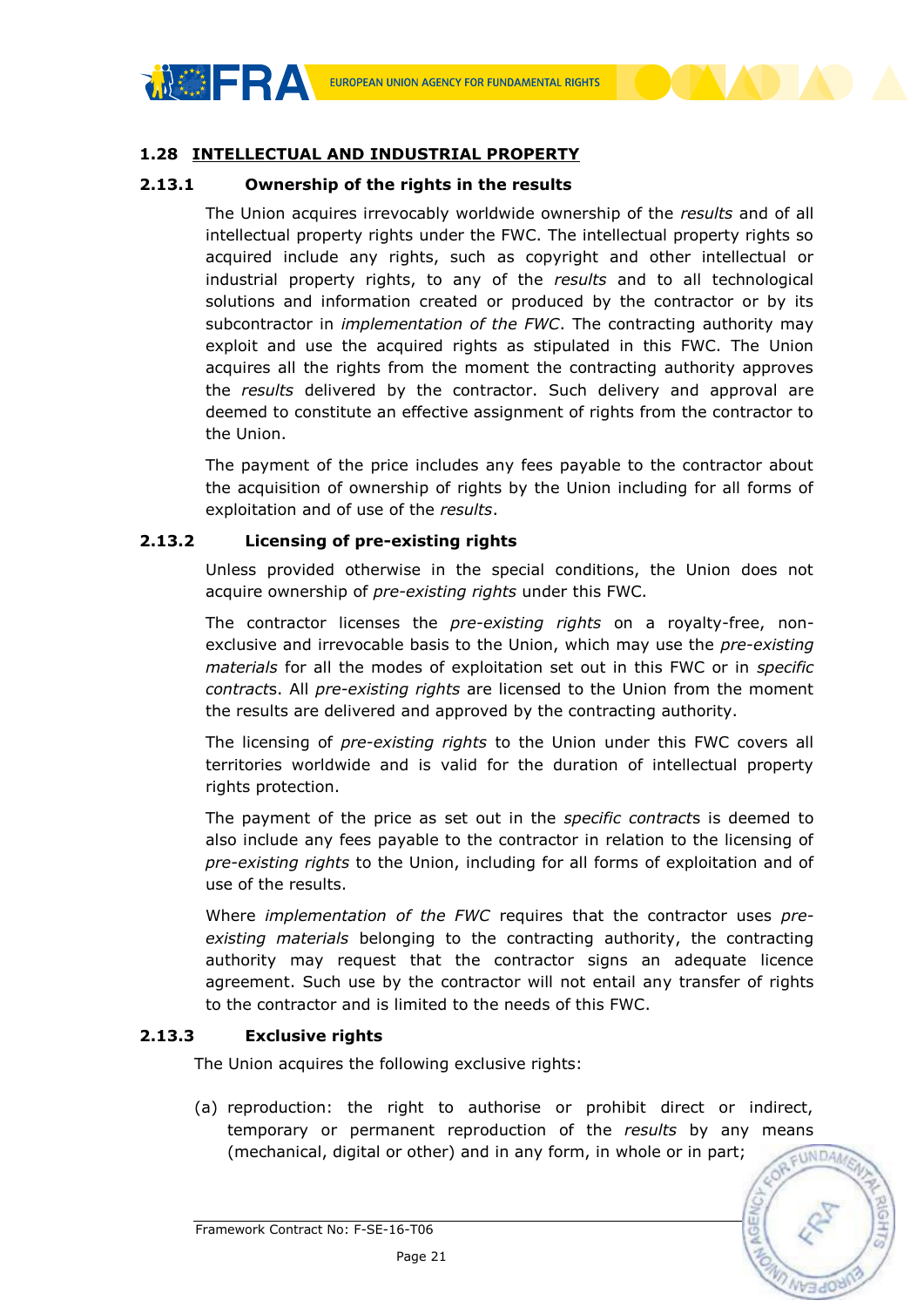### 1.28 INTELLECTUAL AND INDUSTRIAL PROPERTY

#### 2.13.1 Ownership of the rights in the results

The Union acquires irrevocably worldwide ownership of the *results* and of all intellectual property rights under the FWC. The intellectual property rights so acquired include any rights, such as copyright and other intellectual or industrial property rights, to any of the *results* and to all technological solutions and information created or produced by the contractor or by its subcontractor in *implementation of the FWC*. The contracting authority may exploit and use the acquired rights as stipulated in this FWC. The Union acquires all the rights from the moment the contracting authority approves the *results* delivered by the contractor. Such delivery and approval are deemed to constitute an effective assignment of rights from the contractor to the Union.

The payment of the price includes any fees payable to the contractor about the acquisition of ownership of rights by the Union including for all forms of exploitation and of use of the *results*.

#### 2.13.2 Licensing of pre-existing rights

Unless provided otherwise in the special conditions, the Union does not acquire ownership of *pre-existing rights* under this FWC.

The contractor licenses the *pre-existing rights* on a royalty-free, non-exclusive and irrevocable basis to the Union, which may use the *pre-existing materials* for all the modes of exploitation set out in this FWC or in *specific contract*s. All *pre-existing rights* are licensed to the Union from the moment the results are delivered and approved by the contracting authority.

The licensing of *pre-existing rights* to the Union under this FWC covers all territories worldwide and is valid for the duration of intellectual property rights protection.

The payment of the price as set out in the *specific contract*s is deemed to also include any fees payable to the contractor in relation to the licensing of *pre-existing rights* to the Union, including for all forms of exploitation and of use of the results.

Where *implementation of the FWC* requires that the contractor uses *pre-existing materials* belonging to the contracting authority, the contracting authority may request that the contractor signs an adequate licence agreement. Such use by the contractor will not entail any transfer of rights to the contractor and is limited to the needs of this FWC.

#### 2.13.3 Exclusive rights

The Union acquires the following exclusive rights:

(a) reproduction: the right to authorise or prohibit direct or indirect, temporary or permanent reproduction of the *results* by any means (mechanical, digital or other) and in any form, in whole or in part;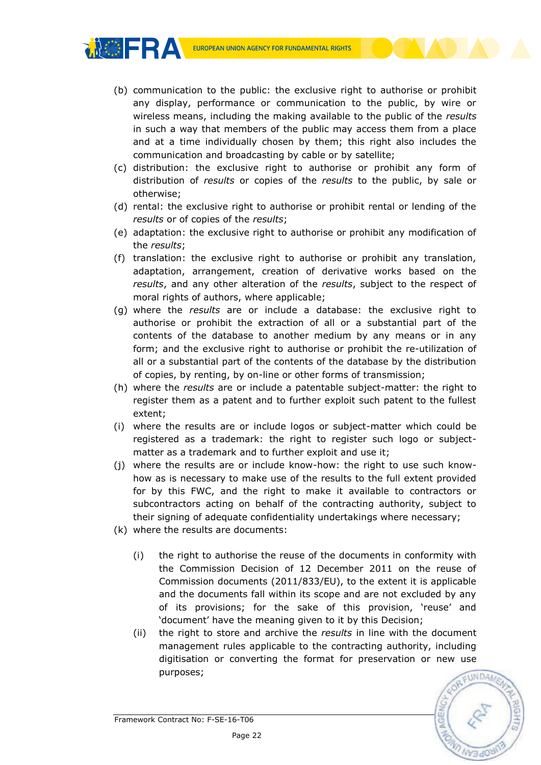(b) communication to the public: the exclusive right to authorise or prohibit any display, performance or communication to the public, by wire or wireless means, including the making available to the public of the *results* in such a way that members of the public may access them from a place and at a time individually chosen by them; this right also includes the communication and broadcasting by cable or by satellite;

(c) distribution: the exclusive right to authorise or prohibit any form of distribution of *results* or copies of the *results* to the public, by sale or otherwise;

(d) rental: the exclusive right to authorise or prohibit rental or lending of the *results* or of copies of the *results*;

(e) adaptation: the exclusive right to authorise or prohibit any modification of the *results*;

(f) translation: the exclusive right to authorise or prohibit any translation, adaptation, arrangement, creation of derivative works based on the *results*, and any other alteration of the *results*, subject to the respect of moral rights of authors, where applicable;

(g) where the *results* are or include a database: the exclusive right to authorise or prohibit the extraction of all or a substantial part of the contents of the database to another medium by any means or in any form; and the exclusive right to authorise or prohibit the re-utilization of all or a substantial part of the contents of the database by the distribution of copies, by renting, by on-line or other forms of transmission;

(h) where the *results* are or include a patentable subject-matter: the right to register them as a patent and to further exploit such patent to the fullest extent;

(i) where the results are or include logos or subject-matter which could be registered as a trademark: the right to register such logo or subject-matter as a trademark and to further exploit and use it;

(j) where the results are or include know-how: the right to use such know-how as is necessary to make use of the results to the full extent provided for by this FWC, and the right to make it available to contractors or subcontractors acting on behalf of the contracting authority, subject to their signing of adequate confidentiality undertakings where necessary;

(k) where the results are documents:

  (i) the right to authorise the reuse of the documents in conformity with the Commission Decision of 12 December 2011 on the reuse of Commission documents (2011/833/EU), to the extent it is applicable and the documents fall within its scope and are not excluded by any of its provisions; for the sake of this provision, 'reuse' and 'document' have the meaning given to it by this Decision;

  (ii) the right to store and archive the *results* in line with the document management rules applicable to the contracting authority, including digitisation or converting the format for preservation or new use purposes;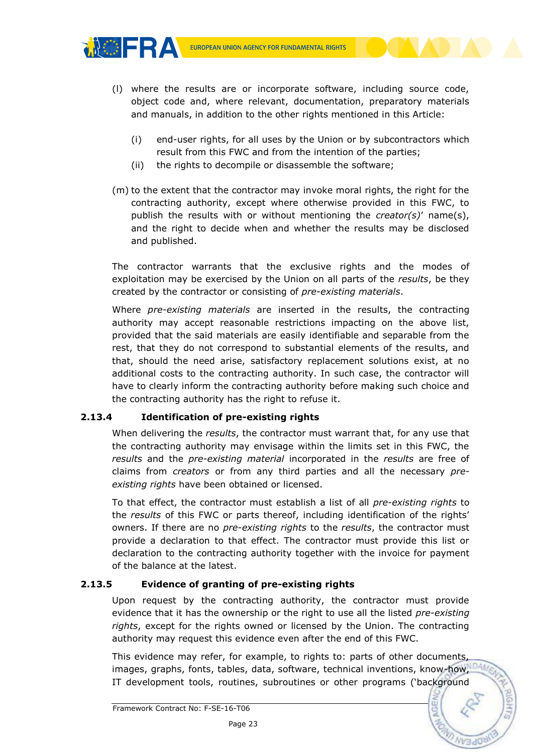(l) where the results are or incorporate software, including source code, object code and, where relevant, documentation, preparatory materials and manuals, in addition to the other rights mentioned in this Article:

   (i) end-user rights, for all uses by the Union or by subcontractors which result from this FWC and from the intention of the parties;

   (ii) the rights to decompile or disassemble the software;

(m) to the extent that the contractor may invoke moral rights, the right for the contracting authority, except where otherwise provided in this FWC, to publish the results with or without mentioning the *creator(s)*' name(s), and the right to decide when and whether the results may be disclosed and published.

The contractor warrants that the exclusive rights and the modes of exploitation may be exercised by the Union on all parts of the *results*, be they created by the contractor or consisting of *pre-existing materials*.

Where *pre-existing materials* are inserted in the results, the contracting authority may accept reasonable restrictions impacting on the above list, provided that the said materials are easily identifiable and separable from the rest, that they do not correspond to substantial elements of the results, and that, should the need arise, satisfactory replacement solutions exist, at no additional costs to the contracting authority. In such case, the contractor will have to clearly inform the contracting authority before making such choice and the contracting authority has the right to refuse it.

### 2.13.4 Identification of pre-existing rights

When delivering the *results*, the contractor must warrant that, for any use that the contracting authority may envisage within the limits set in this FWC, the *results* and the *pre-existing material* incorporated in the *results* are free of claims from *creators* or from any third parties and all the necessary *pre-existing rights* have been obtained or licensed.

To that effect, the contractor must establish a list of all *pre-existing rights* to the *results* of this FWC or parts thereof, including identification of the rights' owners. If there are no *pre-existing rights* to the *results*, the contractor must provide a declaration to that effect. The contractor must provide this list or declaration to the contracting authority together with the invoice for payment of the balance at the latest.

### 2.13.5 Evidence of granting of pre-existing rights

Upon request by the contracting authority, the contractor must provide evidence that it has the ownership or the right to use all the listed *pre-existing rights*, except for the rights owned or licensed by the Union. The contracting authority may request this evidence even after the end of this FWC.

This evidence may refer, for example, to rights to: parts of other documents, images, graphs, fonts, tables, data, software, technical inventions, know-how, IT development tools, routines, subroutines or other programs ('background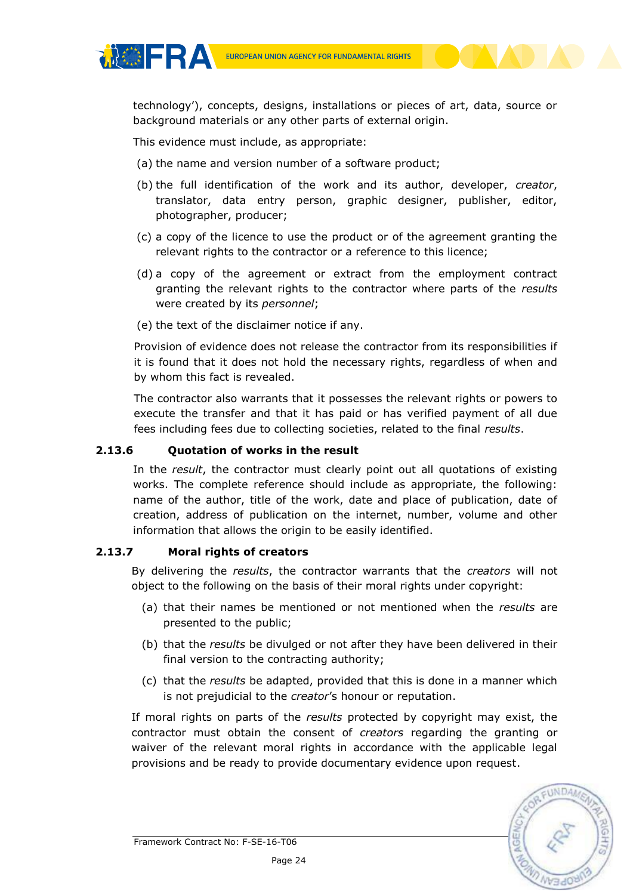technology'), concepts, designs, installations or pieces of art, data, source or background materials or any other parts of external origin.

This evidence must include, as appropriate:

(a) the name and version number of a software product;

(b) the full identification of the work and its author, developer, *creator*, translator, data entry person, graphic designer, publisher, editor, photographer, producer;

(c) a copy of the licence to use the product or of the agreement granting the relevant rights to the contractor or a reference to this licence;

(d) a copy of the agreement or extract from the employment contract granting the relevant rights to the contractor where parts of the *results* were created by its *personnel*;

(e) the text of the disclaimer notice if any.

Provision of evidence does not release the contractor from its responsibilities if it is found that it does not hold the necessary rights, regardless of when and by whom this fact is revealed.

The contractor also warrants that it possesses the relevant rights or powers to execute the transfer and that it has paid or has verified payment of all due fees including fees due to collecting societies, related to the final *results*.

### 2.13.6 Quotation of works in the result

In the *result*, the contractor must clearly point out all quotations of existing works. The complete reference should include as appropriate, the following: name of the author, title of the work, date and place of publication, date of creation, address of publication on the internet, number, volume and other information that allows the origin to be easily identified.

### 2.13.7 Moral rights of creators

By delivering the *results*, the contractor warrants that the *creators* will not object to the following on the basis of their moral rights under copyright:

(a) that their names be mentioned or not mentioned when the *results* are presented to the public;

(b) that the *results* be divulged or not after they have been delivered in their final version to the contracting authority;

(c) that the *results* be adapted, provided that this is done in a manner which is not prejudicial to the *creator*'s honour or reputation.

If moral rights on parts of the *results* protected by copyright may exist, the contractor must obtain the consent of *creators* regarding the granting or waiver of the relevant moral rights in accordance with the applicable legal provisions and be ready to provide documentary evidence upon request.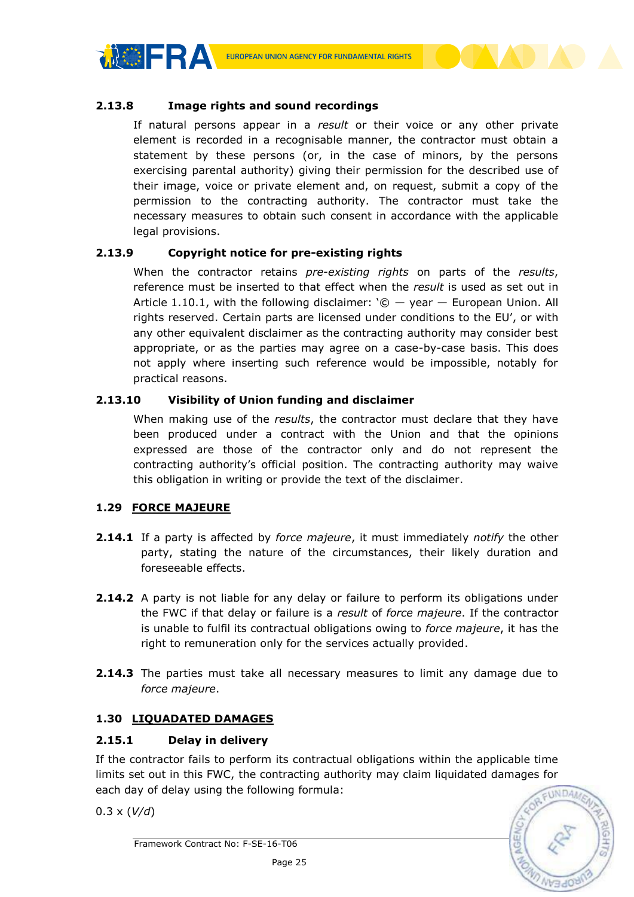#### 2.13.8 Image rights and sound recordings

If natural persons appear in a *result* or their voice or any other private element is recorded in a recognisable manner, the contractor must obtain a statement by these persons (or, in the case of minors, by the persons exercising parental authority) giving their permission for the described use of their image, voice or private element and, on request, submit a copy of the permission to the contracting authority. The contractor must take the necessary measures to obtain such consent in accordance with the applicable legal provisions.

#### 2.13.9 Copyright notice for pre-existing rights

When the contractor retains *pre-existing rights* on parts of the *results*, reference must be inserted to that effect when the *result* is used as set out in Article 1.10.1, with the following disclaimer: '© — year — European Union. All rights reserved. Certain parts are licensed under conditions to the EU', or with any other equivalent disclaimer as the contracting authority may consider best appropriate, or as the parties may agree on a case-by-case basis. This does not apply where inserting such reference would be impossible, notably for practical reasons.

#### 2.13.10 Visibility of Union funding and disclaimer

When making use of the *results*, the contractor must declare that they have been produced under a contract with the Union and that the opinions expressed are those of the contractor only and do not represent the contracting authority's official position. The contracting authority may waive this obligation in writing or provide the text of the disclaimer.

### 1.29 FORCE MAJEURE

**2.14.1** If a party is affected by *force majeure*, it must immediately *notify* the other party, stating the nature of the circumstances, their likely duration and foreseeable effects.

**2.14.2** A party is not liable for any delay or failure to perform its obligations under the FWC if that delay or failure is a *result* of *force majeure*. If the contractor is unable to fulfil its contractual obligations owing to *force majeure*, it has the right to remuneration only for the services actually provided.

**2.14.3** The parties must take all necessary measures to limit any damage due to *force majeure*.

### 1.30 LIQUADATED DAMAGES

#### 2.15.1 Delay in delivery

If the contractor fails to perform its contractual obligations within the applicable time limits set out in this FWC, the contracting authority may claim liquidated damages for each day of delay using the following formula:

$0.3 \times (V/d)$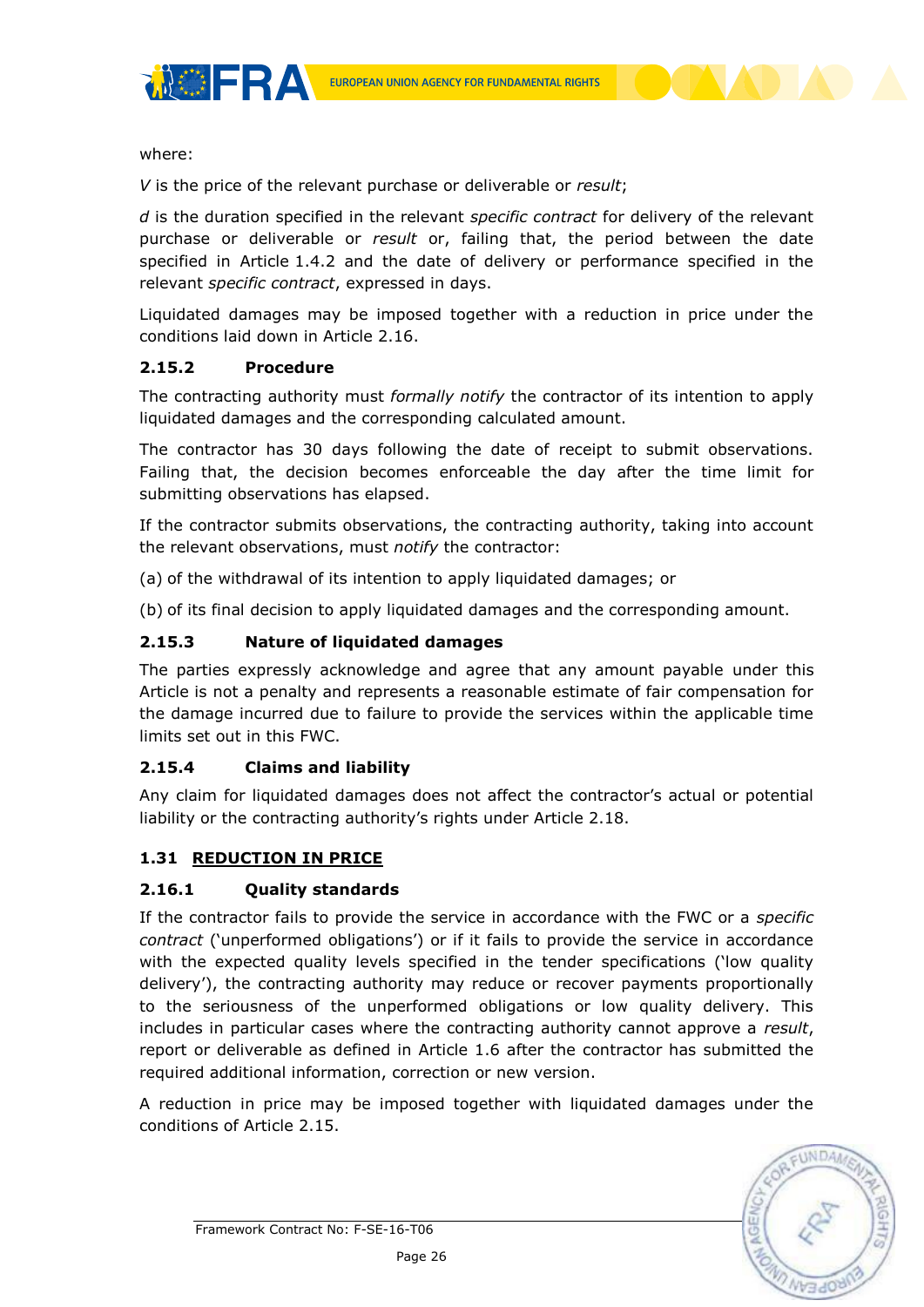where:

*V* is the price of the relevant purchase or deliverable or *result*;

*d* is the duration specified in the relevant *specific contract* for delivery of the relevant purchase or deliverable or *result* or, failing that, the period between the date specified in Article 1.4.2 and the date of delivery or performance specified in the relevant *specific contract*, expressed in days.

Liquidated damages may be imposed together with a reduction in price under the conditions laid down in Article 2.16.

#### 2.15.2 Procedure

The contracting authority must *formally notify* the contractor of its intention to apply liquidated damages and the corresponding calculated amount.

The contractor has 30 days following the date of receipt to submit observations. Failing that, the decision becomes enforceable the day after the time limit for submitting observations has elapsed.

If the contractor submits observations, the contracting authority, taking into account the relevant observations, must *notify* the contractor:

(a) of the withdrawal of its intention to apply liquidated damages; or

(b) of its final decision to apply liquidated damages and the corresponding amount.

#### 2.15.3 Nature of liquidated damages

The parties expressly acknowledge and agree that any amount payable under this Article is not a penalty and represents a reasonable estimate of fair compensation for the damage incurred due to failure to provide the services within the applicable time limits set out in this FWC.

#### 2.15.4 Claims and liability

Any claim for liquidated damages does not affect the contractor's actual or potential liability or the contracting authority's rights under Article 2.18.

### 1.31 REDUCTION IN PRICE

#### 2.16.1 Quality standards

If the contractor fails to provide the service in accordance with the FWC or a *specific contract* ('unperformed obligations') or if it fails to provide the service in accordance with the expected quality levels specified in the tender specifications ('low quality delivery'), the contracting authority may reduce or recover payments proportionally to the seriousness of the unperformed obligations or low quality delivery. This includes in particular cases where the contracting authority cannot approve a *result*, report or deliverable as defined in Article 1.6 after the contractor has submitted the required additional information, correction or new version.

A reduction in price may be imposed together with liquidated damages under the conditions of Article 2.15.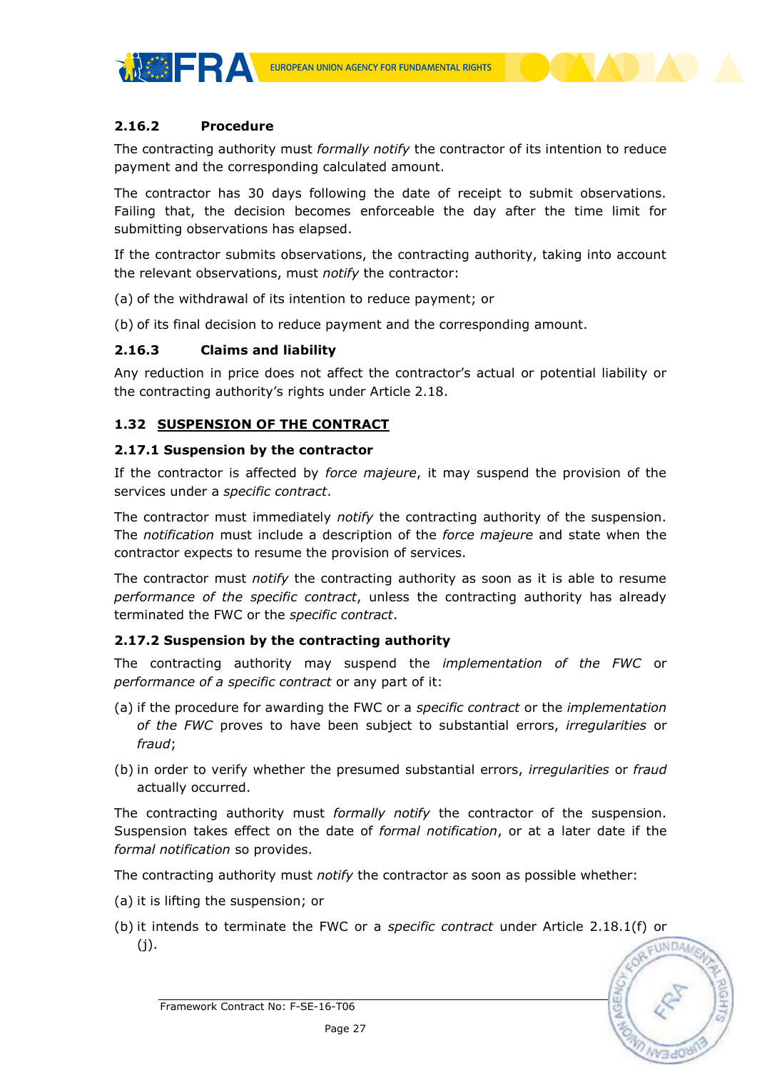### 2.16.2 Procedure

The contracting authority must *formally notify* the contractor of its intention to reduce payment and the corresponding calculated amount.

The contractor has 30 days following the date of receipt to submit observations. Failing that, the decision becomes enforceable the day after the time limit for submitting observations has elapsed.

If the contractor submits observations, the contracting authority, taking into account the relevant observations, must *notify* the contractor:

(a) of the withdrawal of its intention to reduce payment; or

(b) of its final decision to reduce payment and the corresponding amount.

### 2.16.3 Claims and liability

Any reduction in price does not affect the contractor's actual or potential liability or the contracting authority's rights under Article 2.18.

## 1.32 SUSPENSION OF THE CONTRACT

### 2.17.1 Suspension by the contractor

If the contractor is affected by *force majeure*, it may suspend the provision of the services under a *specific contract*.

The contractor must immediately *notify* the contracting authority of the suspension. The *notification* must include a description of the *force majeure* and state when the contractor expects to resume the provision of services.

The contractor must *notify* the contracting authority as soon as it is able to resume *performance of the specific contract*, unless the contracting authority has already terminated the FWC or the *specific contract*.

### 2.17.2 Suspension by the contracting authority

The contracting authority may suspend the *implementation of the FWC* or *performance of a specific contract* or any part of it:

(a) if the procedure for awarding the FWC or a *specific contract* or the *implementation of the FWC* proves to have been subject to substantial errors, *irregularities* or *fraud*;

(b) in order to verify whether the presumed substantial errors, *irregularities* or *fraud* actually occurred.

The contracting authority must *formally notify* the contractor of the suspension. Suspension takes effect on the date of *formal notification*, or at a later date if the *formal notification* so provides.

The contracting authority must *notify* the contractor as soon as possible whether:

(a) it is lifting the suspension; or

(b) it intends to terminate the FWC or a *specific contract* under Article 2.18.1(f) or (j).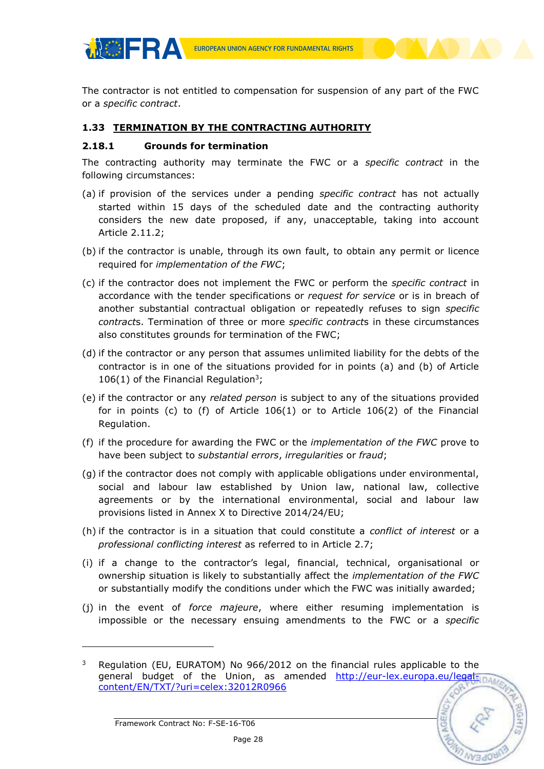The contractor is not entitled to compensation for suspension of any part of the FWC or a *specific contract*.

## 1.33 TERMINATION BY THE CONTRACTING AUTHORITY

### 2.18.1 Grounds for termination

The contracting authority may terminate the FWC or a *specific contract* in the following circumstances:

(a) if provision of the services under a pending *specific contract* has not actually started within 15 days of the scheduled date and the contracting authority considers the new date proposed, if any, unacceptable, taking into account Article 2.11.2;

(b) if the contractor is unable, through its own fault, to obtain any permit or licence required for *implementation of the FWC*;

(c) if the contractor does not implement the FWC or perform the *specific contract* in accordance with the tender specifications or *request for service* or is in breach of another substantial contractual obligation or repeatedly refuses to sign *specific contracts*. Termination of three or more *specific contracts* in these circumstances also constitutes grounds for termination of the FWC;

(d) if the contractor or any person that assumes unlimited liability for the debts of the contractor is in one of the situations provided for in points (a) and (b) of Article 106(1) of the Financial Regulation[3];

(e) if the contractor or any *related person* is subject to any of the situations provided for in points (c) to (f) of Article 106(1) or to Article 106(2) of the Financial Regulation.

(f) if the procedure for awarding the FWC or the *implementation of the FWC* prove to have been subject to *substantial errors*, *irregularities* or *fraud*;

(g) if the contractor does not comply with applicable obligations under environmental, social and labour law established by Union law, national law, collective agreements or by the international environmental, social and labour law provisions listed in Annex X to Directive 2014/24/EU;

(h) if the contractor is in a situation that could constitute a *conflict of interest* or a *professional conflicting interest* as referred to in Article 2.7;

(i) if a change to the contractor's legal, financial, technical, organisational or ownership situation is likely to substantially affect the *implementation of the FWC* or substantially modify the conditions under which the FWC was initially awarded;

(j) in the event of *force majeure*, where either resuming implementation is impossible or the necessary ensuing amendments to the FWC or a *specific*

---

[3] Regulation (EU, EURATOM) No 966/2012 on the financial rules applicable to the general budget of the Union, as amended http://eur-lex.europa.eu/legal-content/EN/TXT/?uri=celex:32012R0966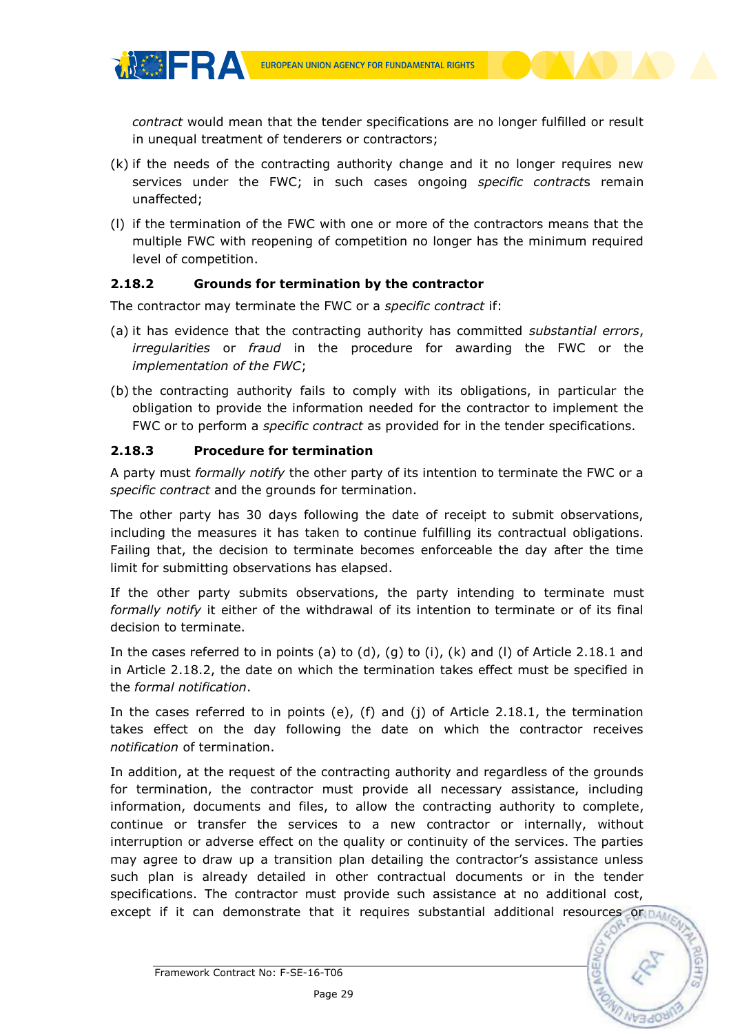*contract* would mean that the tender specifications are no longer fulfilled or result in unequal treatment of tenderers or contractors;

(k) if the needs of the contracting authority change and it no longer requires new services under the FWC; in such cases ongoing *specific contract*s remain unaffected;

(l) if the termination of the FWC with one or more of the contractors means that the multiple FWC with reopening of competition no longer has the minimum required level of competition.

### 2.18.2 Grounds for termination by the contractor

The contractor may terminate the FWC or a *specific contract* if:

(a) it has evidence that the contracting authority has committed *substantial errors*, *irregularities* or *fraud* in the procedure for awarding the FWC or the *implementation of the FWC*;

(b) the contracting authority fails to comply with its obligations, in particular the obligation to provide the information needed for the contractor to implement the FWC or to perform a *specific contract* as provided for in the tender specifications.

### 2.18.3 Procedure for termination

A party must *formally notify* the other party of its intention to terminate the FWC or a *specific contract* and the grounds for termination.

The other party has 30 days following the date of receipt to submit observations, including the measures it has taken to continue fulfilling its contractual obligations. Failing that, the decision to terminate becomes enforceable the day after the time limit for submitting observations has elapsed.

If the other party submits observations, the party intending to terminate must *formally notify* it either of the withdrawal of its intention to terminate or of its final decision to terminate.

In the cases referred to in points (a) to (d), (g) to (i), (k) and (l) of Article 2.18.1 and in Article 2.18.2, the date on which the termination takes effect must be specified in the *formal notification*.

In the cases referred to in points (e), (f) and (j) of Article 2.18.1, the termination takes effect on the day following the date on which the contractor receives *notification* of termination.

In addition, at the request of the contracting authority and regardless of the grounds for termination, the contractor must provide all necessary assistance, including information, documents and files, to allow the contracting authority to complete, continue or transfer the services to a new contractor or internally, without interruption or adverse effect on the quality or continuity of the services. The parties may agree to draw up a transition plan detailing the contractor's assistance unless such plan is already detailed in other contractual documents or in the tender specifications. The contractor must provide such assistance at no additional cost, except if it can demonstrate that it requires substantial additional resources or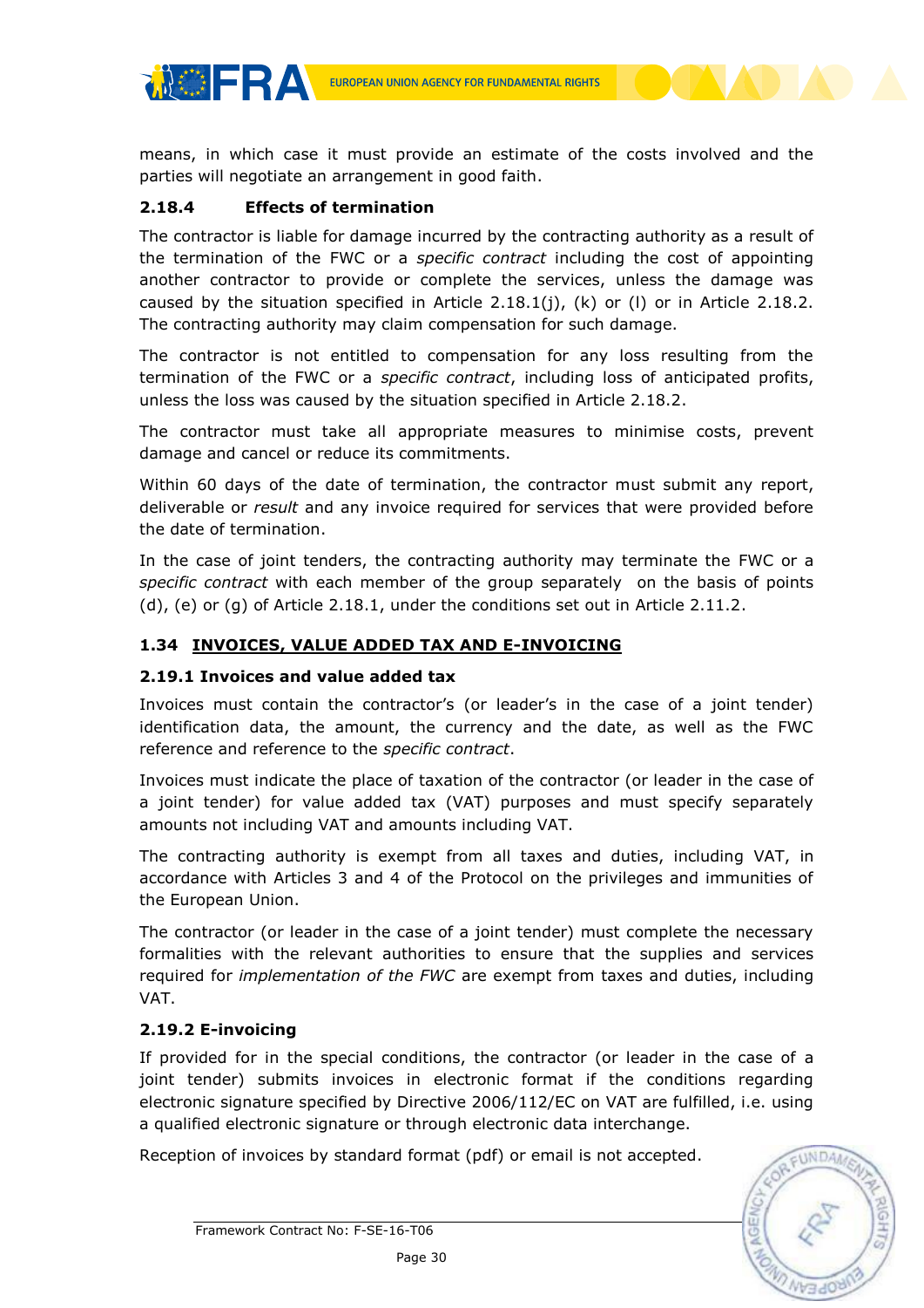means, in which case it must provide an estimate of the costs involved and the parties will negotiate an arrangement in good faith.

#### 2.18.4 Effects of termination

The contractor is liable for damage incurred by the contracting authority as a result of the termination of the FWC or a *specific contract* including the cost of appointing another contractor to provide or complete the services, unless the damage was caused by the situation specified in Article 2.18.1(j), (k) or (l) or in Article 2.18.2. The contracting authority may claim compensation for such damage.

The contractor is not entitled to compensation for any loss resulting from the termination of the FWC or a *specific contract*, including loss of anticipated profits, unless the loss was caused by the situation specified in Article 2.18.2.

The contractor must take all appropriate measures to minimise costs, prevent damage and cancel or reduce its commitments.

Within 60 days of the date of termination, the contractor must submit any report, deliverable or *result* and any invoice required for services that were provided before the date of termination.

In the case of joint tenders, the contracting authority may terminate the FWC or a *specific contract* with each member of the group separately on the basis of points (d), (e) or (g) of Article 2.18.1, under the conditions set out in Article 2.11.2.

### 1.34 INVOICES, VALUE ADDED TAX AND E-INVOICING

#### 2.19.1 Invoices and value added tax

Invoices must contain the contractor's (or leader's in the case of a joint tender) identification data, the amount, the currency and the date, as well as the FWC reference and reference to the *specific contract*.

Invoices must indicate the place of taxation of the contractor (or leader in the case of a joint tender) for value added tax (VAT) purposes and must specify separately amounts not including VAT and amounts including VAT.

The contracting authority is exempt from all taxes and duties, including VAT, in accordance with Articles 3 and 4 of the Protocol on the privileges and immunities of the European Union.

The contractor (or leader in the case of a joint tender) must complete the necessary formalities with the relevant authorities to ensure that the supplies and services required for *implementation of the FWC* are exempt from taxes and duties, including VAT.

#### 2.19.2 E-invoicing

If provided for in the special conditions, the contractor (or leader in the case of a joint tender) submits invoices in electronic format if the conditions regarding electronic signature specified by Directive 2006/112/EC on VAT are fulfilled, i.e. using a qualified electronic signature or through electronic data interchange.

Reception of invoices by standard format (pdf) or email is not accepted.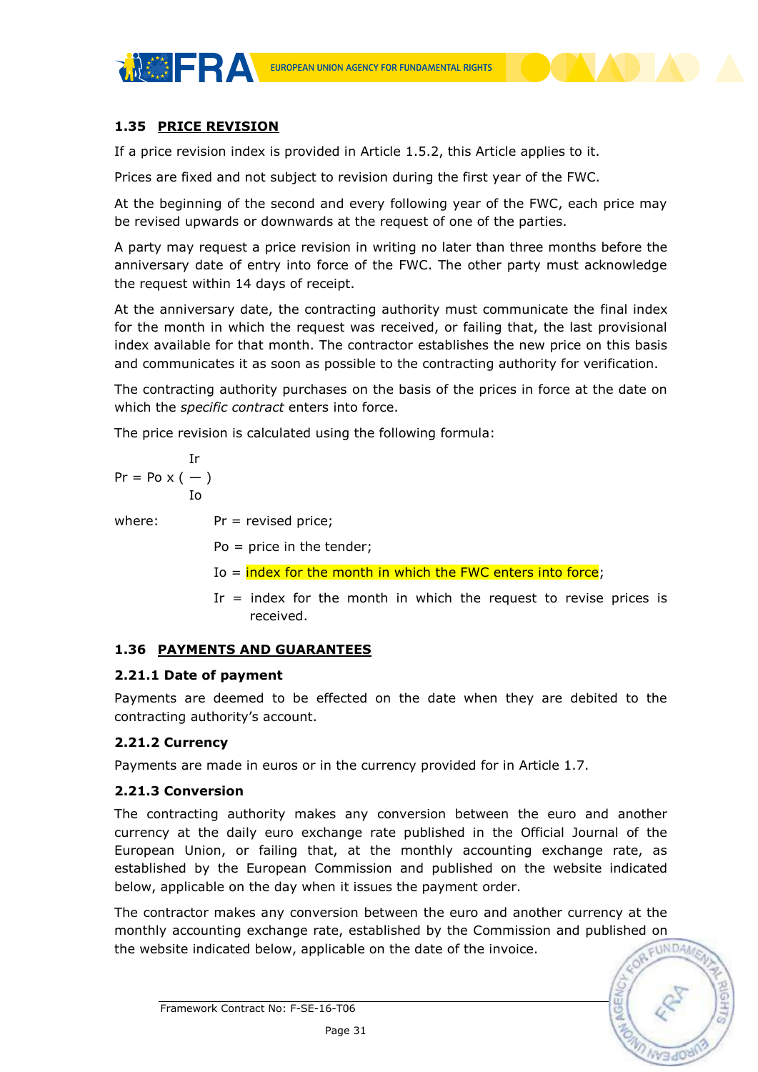### 1.35 PRICE REVISION

If a price revision index is provided in Article 1.5.2, this Article applies to it.

Prices are fixed and not subject to revision during the first year of the FWC.

At the beginning of the second and every following year of the FWC, each price may be revised upwards or downwards at the request of one of the parties.

A party may request a price revision in writing no later than three months before the anniversary date of entry into force of the FWC. The other party must acknowledge the request within 14 days of receipt.

At the anniversary date, the contracting authority must communicate the final index for the month in which the request was received, or failing that, the last provisional index available for that month. The contractor establishes the new price on this basis and communicates it as soon as possible to the contracting authority for verification.

The contracting authority purchases on the basis of the prices in force at the date on which the *specific contract* enters into force.

The price revision is calculated using the following formula:

$$Pr = Po \times \left( \frac{Ir}{Io} \right)$$

where:

- Pr = revised price;
- Po = price in the tender;
- Io = index for the month in which the FWC enters into force;
- Ir = index for the month in which the request to revise prices is received.

### 1.36 PAYMENTS AND GUARANTEES

#### 2.21.1 Date of payment

Payments are deemed to be effected on the date when they are debited to the contracting authority's account.

#### 2.21.2 Currency

Payments are made in euros or in the currency provided for in Article 1.7.

#### 2.21.3 Conversion

The contracting authority makes any conversion between the euro and another currency at the daily euro exchange rate published in the Official Journal of the European Union, or failing that, at the monthly accounting exchange rate, as established by the European Commission and published on the website indicated below, applicable on the day when it issues the payment order.

The contractor makes any conversion between the euro and another currency at the monthly accounting exchange rate, established by the Commission and published on the website indicated below, applicable on the date of the invoice.

Framework Contract No: F-SE-16-T06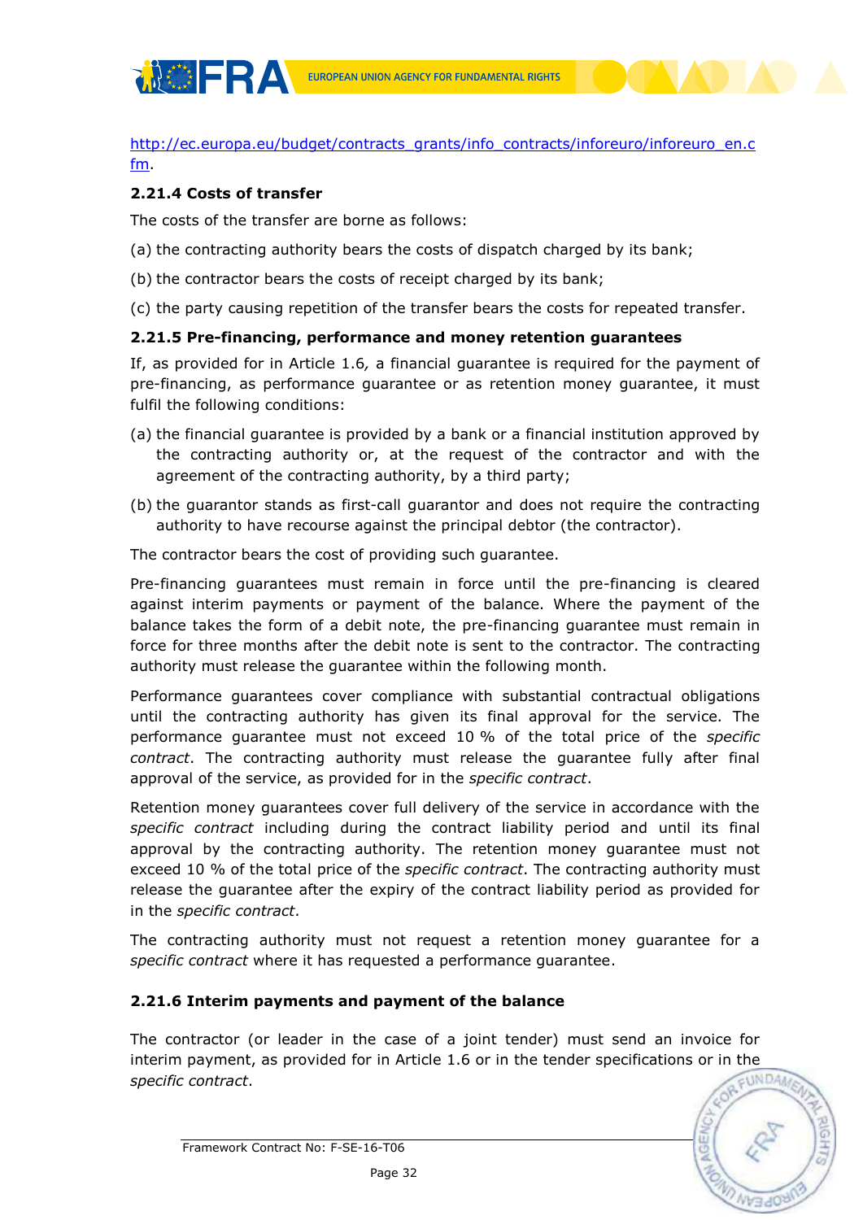http://ec.europa.eu/budget/contracts_grants/info_contracts/inforeuro/inforeuro_en.cfm.

**2.21.4 Costs of transfer**

The costs of the transfer are borne as follows:

(a) the contracting authority bears the costs of dispatch charged by its bank;

(b) the contractor bears the costs of receipt charged by its bank;

(c) the party causing repetition of the transfer bears the costs for repeated transfer.

**2.21.5 Pre-financing, performance and money retention guarantees**

If, as provided for in Article 1.6, a financial guarantee is required for the payment of pre-financing, as performance guarantee or as retention money guarantee, it must fulfil the following conditions:

(a) the financial guarantee is provided by a bank or a financial institution approved by the contracting authority or, at the request of the contractor and with the agreement of the contracting authority, by a third party;

(b) the guarantor stands as first-call guarantor and does not require the contracting authority to have recourse against the principal debtor (the contractor).

The contractor bears the cost of providing such guarantee.

Pre-financing guarantees must remain in force until the pre-financing is cleared against interim payments or payment of the balance. Where the payment of the balance takes the form of a debit note, the pre-financing guarantee must remain in force for three months after the debit note is sent to the contractor. The contracting authority must release the guarantee within the following month.

Performance guarantees cover compliance with substantial contractual obligations until the contracting authority has given its final approval for the service. The performance guarantee must not exceed 10 % of the total price of the *specific contract*. The contracting authority must release the guarantee fully after final approval of the service, as provided for in the *specific contract*.

Retention money guarantees cover full delivery of the service in accordance with the *specific contract* including during the contract liability period and until its final approval by the contracting authority. The retention money guarantee must not exceed 10 % of the total price of the *specific contract*. The contracting authority must release the guarantee after the expiry of the contract liability period as provided for in the *specific contract*.

The contracting authority must not request a retention money guarantee for a *specific contract* where it has requested a performance guarantee.

**2.21.6 Interim payments and payment of the balance**

The contractor (or leader in the case of a joint tender) must send an invoice for interim payment, as provided for in Article 1.6 or in the tender specifications or in the *specific contract*.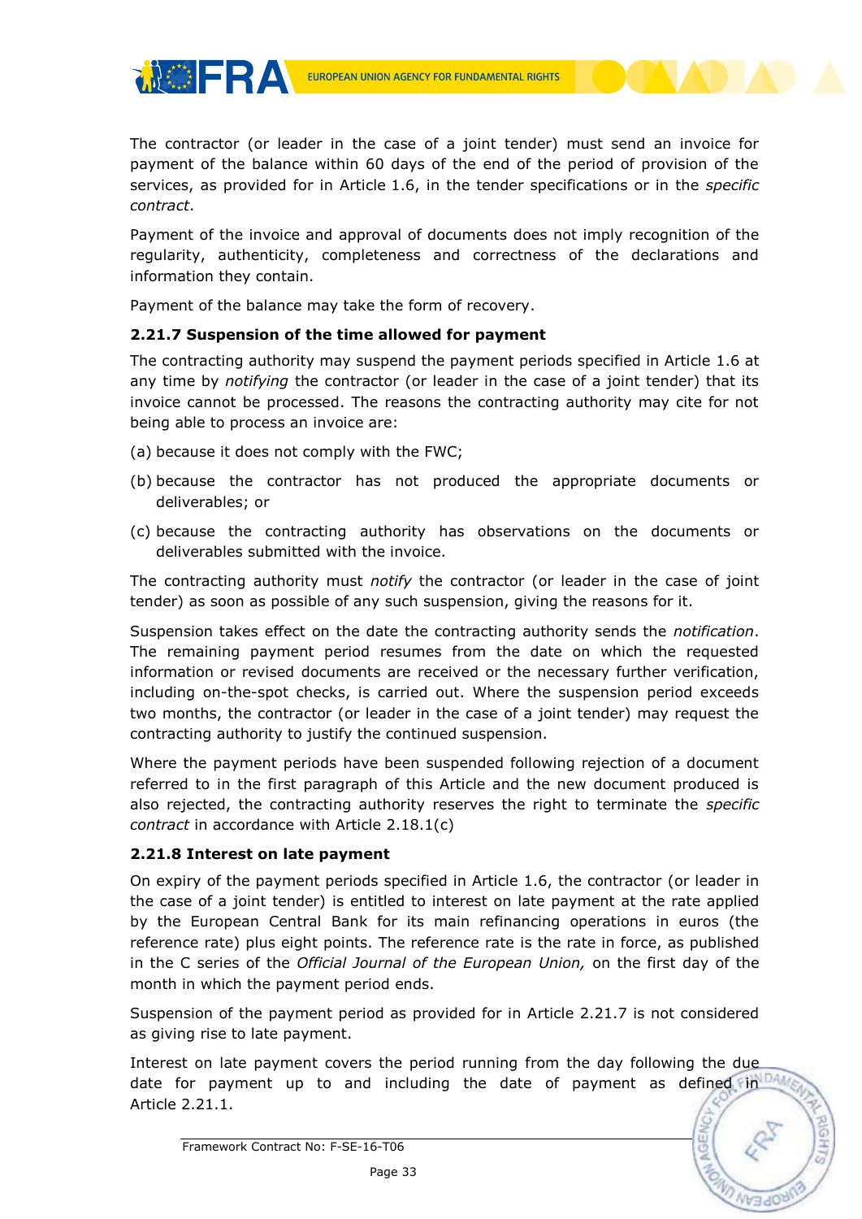The contractor (or leader in the case of a joint tender) must send an invoice for payment of the balance within 60 days of the end of the period of provision of the services, as provided for in Article 1.6, in the tender specifications or in the *specific contract*.

Payment of the invoice and approval of documents does not imply recognition of the regularity, authenticity, completeness and correctness of the declarations and information they contain.

Payment of the balance may take the form of recovery.

**2.21.7 Suspension of the time allowed for payment**

The contracting authority may suspend the payment periods specified in Article 1.6 at any time by *notifying* the contractor (or leader in the case of a joint tender) that its invoice cannot be processed. The reasons the contracting authority may cite for not being able to process an invoice are:

(a) because it does not comply with the FWC;

(b) because the contractor has not produced the appropriate documents or deliverables; or

(c) because the contracting authority has observations on the documents or deliverables submitted with the invoice.

The contracting authority must *notify* the contractor (or leader in the case of joint tender) as soon as possible of any such suspension, giving the reasons for it.

Suspension takes effect on the date the contracting authority sends the *notification*. The remaining payment period resumes from the date on which the requested information or revised documents are received or the necessary further verification, including on-the-spot checks, is carried out. Where the suspension period exceeds two months, the contractor (or leader in the case of a joint tender) may request the contracting authority to justify the continued suspension.

Where the payment periods have been suspended following rejection of a document referred to in the first paragraph of this Article and the new document produced is also rejected, the contracting authority reserves the right to terminate the *specific contract* in accordance with Article 2.18.1(c)

**2.21.8 Interest on late payment**

On expiry of the payment periods specified in Article 1.6, the contractor (or leader in the case of a joint tender) is entitled to interest on late payment at the rate applied by the European Central Bank for its main refinancing operations in euros (the reference rate) plus eight points. The reference rate is the rate in force, as published in the C series of the *Official Journal of the European Union,* on the first day of the month in which the payment period ends.

Suspension of the payment period as provided for in Article 2.21.7 is not considered as giving rise to late payment.

Interest on late payment covers the period running from the day following the due date for payment up to and including the date of payment as defined in Article 2.21.1.

Framework Contract No: F-SE-16-T06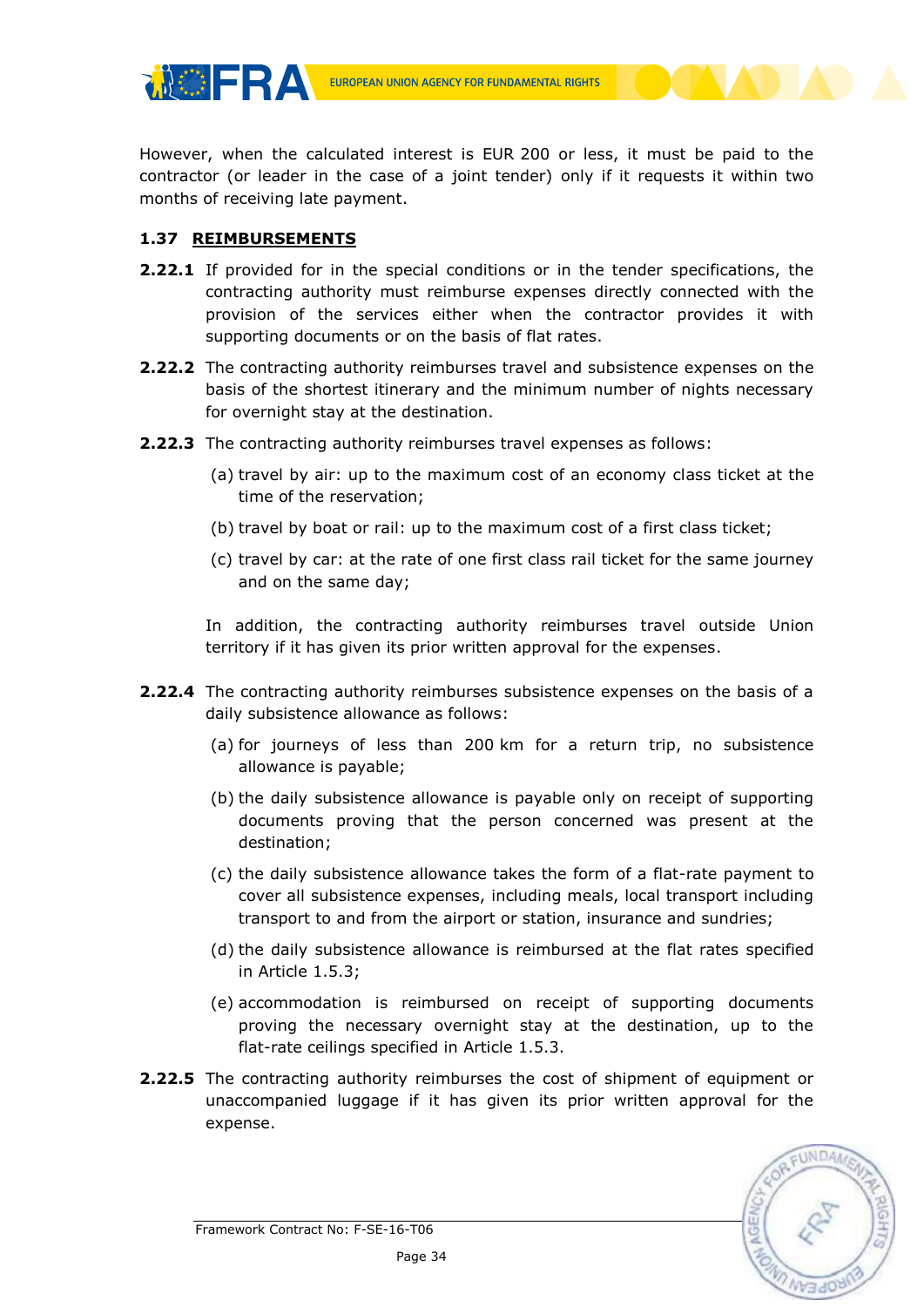However, when the calculated interest is EUR 200 or less, it must be paid to the contractor (or leader in the case of a joint tender) only if it requests it within two months of receiving late payment.

### 1.37 REIMBURSEMENTS

**2.22.1** If provided for in the special conditions or in the tender specifications, the contracting authority must reimburse expenses directly connected with the provision of the services either when the contractor provides it with supporting documents or on the basis of flat rates.

**2.22.2** The contracting authority reimburses travel and subsistence expenses on the basis of the shortest itinerary and the minimum number of nights necessary for overnight stay at the destination.

**2.22.3** The contracting authority reimburses travel expenses as follows:

(a) travel by air: up to the maximum cost of an economy class ticket at the time of the reservation;

(b) travel by boat or rail: up to the maximum cost of a first class ticket;

(c) travel by car: at the rate of one first class rail ticket for the same journey and on the same day;

In addition, the contracting authority reimburses travel outside Union territory if it has given its prior written approval for the expenses.

**2.22.4** The contracting authority reimburses subsistence expenses on the basis of a daily subsistence allowance as follows:

(a) for journeys of less than 200 km for a return trip, no subsistence allowance is payable;

(b) the daily subsistence allowance is payable only on receipt of supporting documents proving that the person concerned was present at the destination;

(c) the daily subsistence allowance takes the form of a flat-rate payment to cover all subsistence expenses, including meals, local transport including transport to and from the airport or station, insurance and sundries;

(d) the daily subsistence allowance is reimbursed at the flat rates specified in Article 1.5.3;

(e) accommodation is reimbursed on receipt of supporting documents proving the necessary overnight stay at the destination, up to the flat-rate ceilings specified in Article 1.5.3.

**2.22.5** The contracting authority reimburses the cost of shipment of equipment or unaccompanied luggage if it has given its prior written approval for the expense.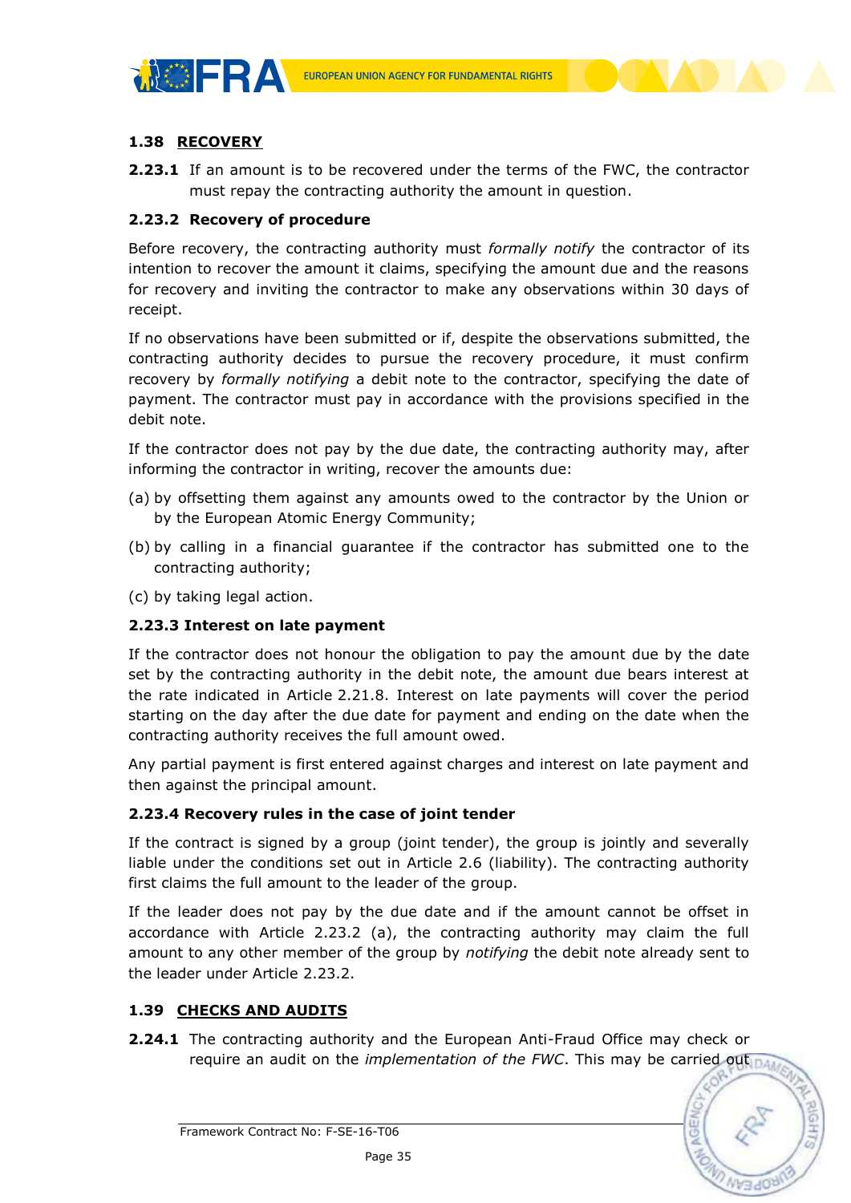## 1.38 <u>RECOVERY</u>

**2.23.1** If an amount is to be recovered under the terms of the FWC, the contractor must repay the contracting authority the amount in question.

### 2.23.2 Recovery of procedure

Before recovery, the contracting authority must *formally notify* the contractor of its intention to recover the amount it claims, specifying the amount due and the reasons for recovery and inviting the contractor to make any observations within 30 days of receipt.

If no observations have been submitted or if, despite the observations submitted, the contracting authority decides to pursue the recovery procedure, it must confirm recovery by *formally notifying* a debit note to the contractor, specifying the date of payment. The contractor must pay in accordance with the provisions specified in the debit note.

If the contractor does not pay by the due date, the contracting authority may, after informing the contractor in writing, recover the amounts due:

(a) by offsetting them against any amounts owed to the contractor by the Union or by the European Atomic Energy Community;

(b) by calling in a financial guarantee if the contractor has submitted one to the contracting authority;

(c) by taking legal action.

### 2.23.3 Interest on late payment

If the contractor does not honour the obligation to pay the amount due by the date set by the contracting authority in the debit note, the amount due bears interest at the rate indicated in Article 2.21.8. Interest on late payments will cover the period starting on the day after the due date for payment and ending on the date when the contracting authority receives the full amount owed.

Any partial payment is first entered against charges and interest on late payment and then against the principal amount.

### 2.23.4 Recovery rules in the case of joint tender

If the contract is signed by a group (joint tender), the group is jointly and severally liable under the conditions set out in Article 2.6 (liability). The contracting authority first claims the full amount to the leader of the group.

If the leader does not pay by the due date and if the amount cannot be offset in accordance with Article 2.23.2 (a), the contracting authority may claim the full amount to any other member of the group by *notifying* the debit note already sent to the leader under Article 2.23.2.

## 1.39 <u>CHECKS AND AUDITS</u>

**2.24.1** The contracting authority and the European Anti-Fraud Office may check or require an audit on the *implementation of the FWC*. This may be carried out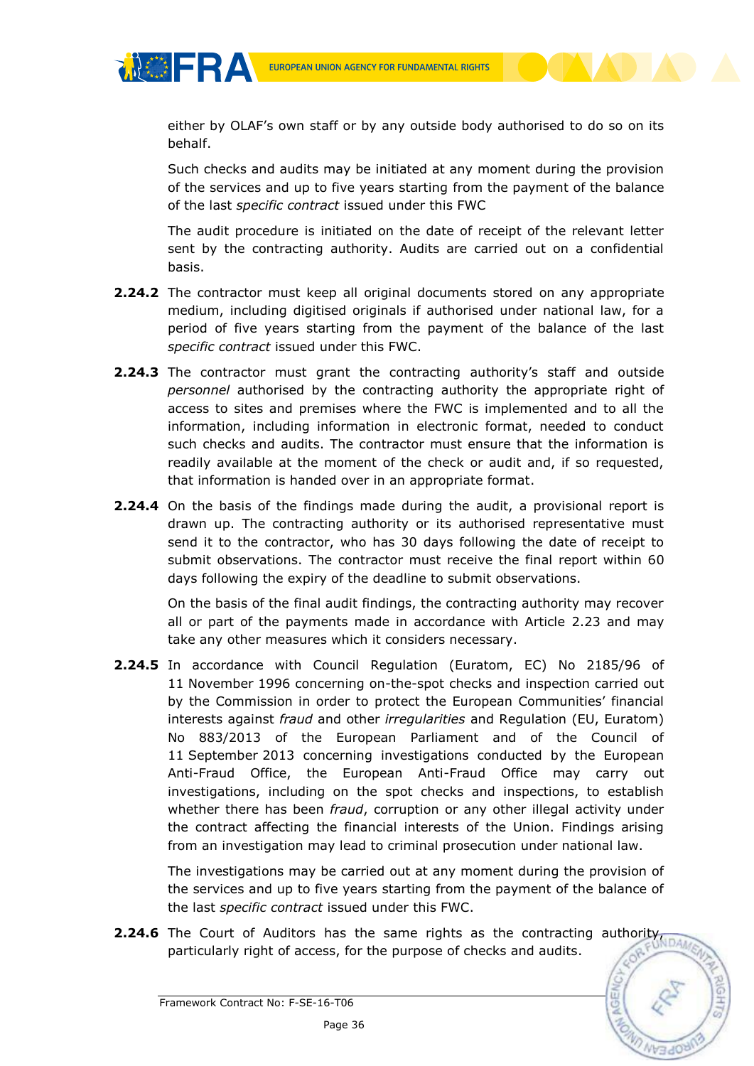either by OLAF's own staff or by any outside body authorised to do so on its behalf.

Such checks and audits may be initiated at any moment during the provision of the services and up to five years starting from the payment of the balance of the last *specific contract* issued under this FWC

The audit procedure is initiated on the date of receipt of the relevant letter sent by the contracting authority. Audits are carried out on a confidential basis.

**2.24.2** The contractor must keep all original documents stored on any appropriate medium, including digitised originals if authorised under national law, for a period of five years starting from the payment of the balance of the last *specific contract* issued under this FWC.

**2.24.3** The contractor must grant the contracting authority's staff and outside *personnel* authorised by the contracting authority the appropriate right of access to sites and premises where the FWC is implemented and to all the information, including information in electronic format, needed to conduct such checks and audits. The contractor must ensure that the information is readily available at the moment of the check or audit and, if so requested, that information is handed over in an appropriate format.

**2.24.4** On the basis of the findings made during the audit, a provisional report is drawn up. The contracting authority or its authorised representative must send it to the contractor, who has 30 days following the date of receipt to submit observations. The contractor must receive the final report within 60 days following the expiry of the deadline to submit observations.

On the basis of the final audit findings, the contracting authority may recover all or part of the payments made in accordance with Article 2.23 and may take any other measures which it considers necessary.

**2.24.5** In accordance with Council Regulation (Euratom, EC) No 2185/96 of 11 November 1996 concerning on-the-spot checks and inspection carried out by the Commission in order to protect the European Communities' financial interests against *fraud* and other *irregularities* and Regulation (EU, Euratom) No 883/2013 of the European Parliament and of the Council of 11 September 2013 concerning investigations conducted by the European Anti-Fraud Office, the European Anti-Fraud Office may carry out investigations, including on the spot checks and inspections, to establish whether there has been *fraud*, corruption or any other illegal activity under the contract affecting the financial interests of the Union. Findings arising from an investigation may lead to criminal prosecution under national law.

The investigations may be carried out at any moment during the provision of the services and up to five years starting from the payment of the balance of the last *specific contract* issued under this FWC.

**2.24.6** The Court of Auditors has the same rights as the contracting authority, particularly right of access, for the purpose of checks and audits.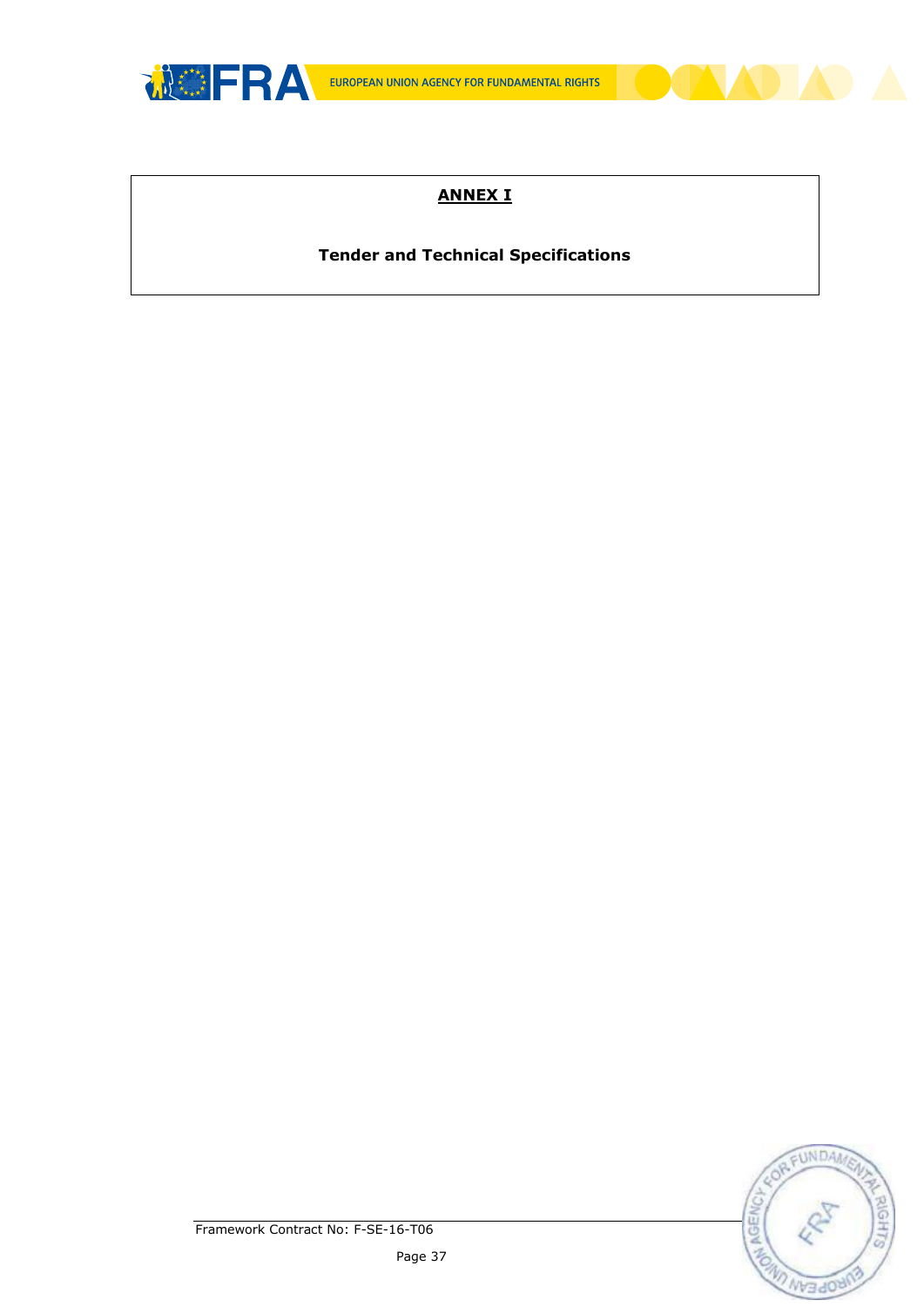# ANNEX I

## Tender and Technical Specifications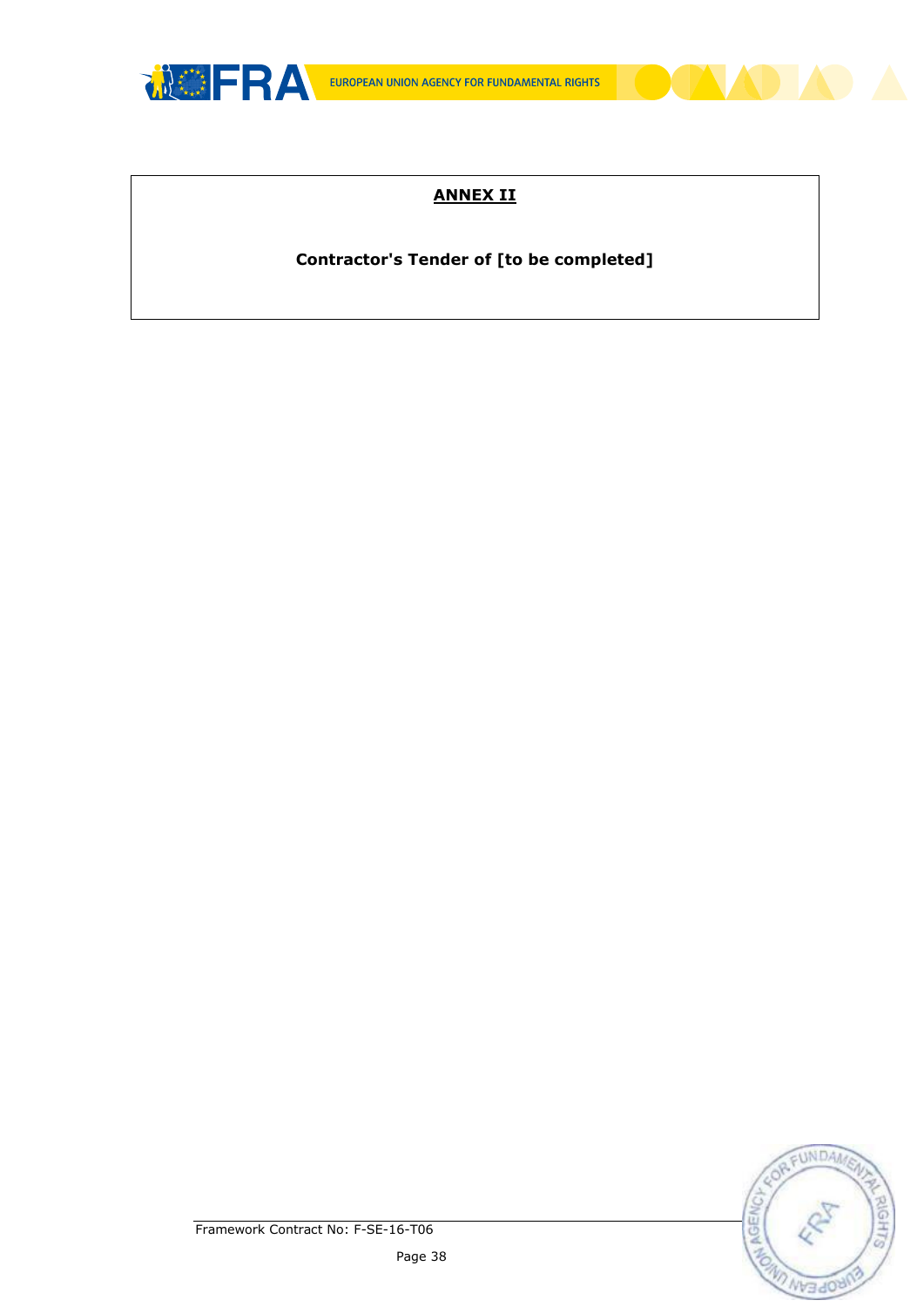# ANNEX II

**Contractor's Tender of [to be completed]**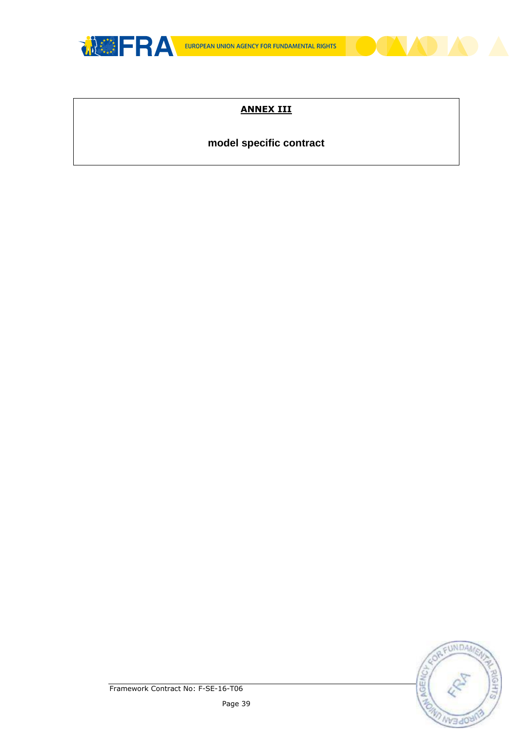**ANNEX III**

**model specific contract**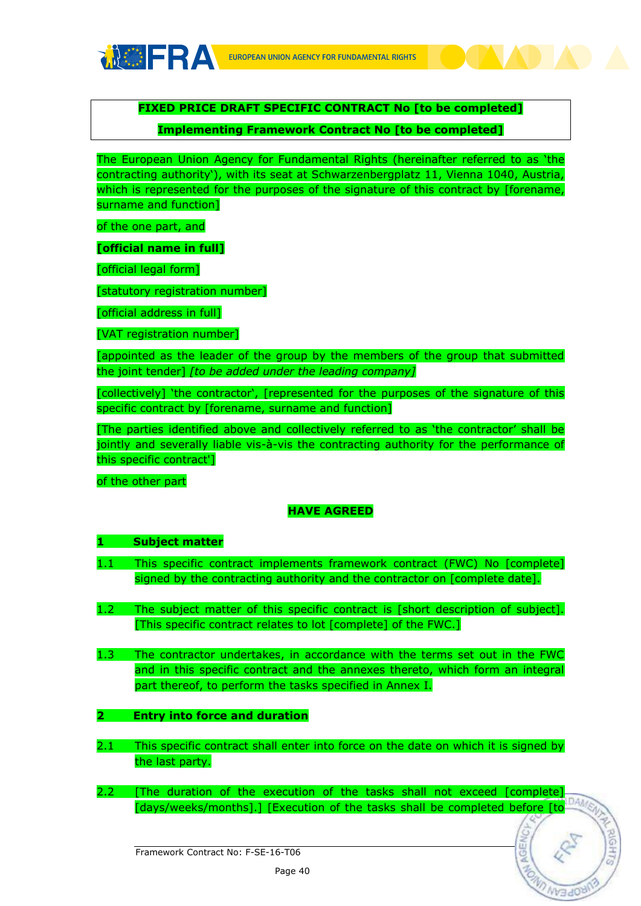**FIXED PRICE DRAFT SPECIFIC CONTRACT No [to be completed]**

**Implementing Framework Contract No [to be completed]**

The European Union Agency for Fundamental Rights (hereinafter referred to as 'the contracting authority'), with its seat at Schwarzenbergplatz 11, Vienna 1040, Austria, which is represented for the purposes of the signature of this contract by [forename, surname and function]

of the one part, and

**[official name in full]**

[official legal form]

[statutory registration number]

[official address in full]

[VAT registration number]

[appointed as the leader of the group by the members of the group that submitted the joint tender] *[to be added under the leading company]*

[collectively] 'the contractor', [represented for the purposes of the signature of this specific contract by [forename, surname and function]

[The parties identified above and collectively referred to as 'the contractor' shall be jointly and severally liable vis-à-vis the contracting authority for the performance of this specific contract']

of the other part

**HAVE AGREED**

## 1 Subject matter

1.1 This specific contract implements framework contract (FWC) No [complete] signed by the contracting authority and the contractor on [complete date].

1.2 The subject matter of this specific contract is [short description of subject]. [This specific contract relates to lot [complete] of the FWC.]

1.3 The contractor undertakes, in accordance with the terms set out in the FWC and in this specific contract and the annexes thereto, which form an integral part thereof, to perform the tasks specified in Annex I.

## 2 Entry into force and duration

2.1 This specific contract shall enter into force on the date on which it is signed by the last party.

2.2 [The duration of the execution of the tasks shall not exceed [complete] [days/weeks/months].] [Execution of the tasks shall be completed before [to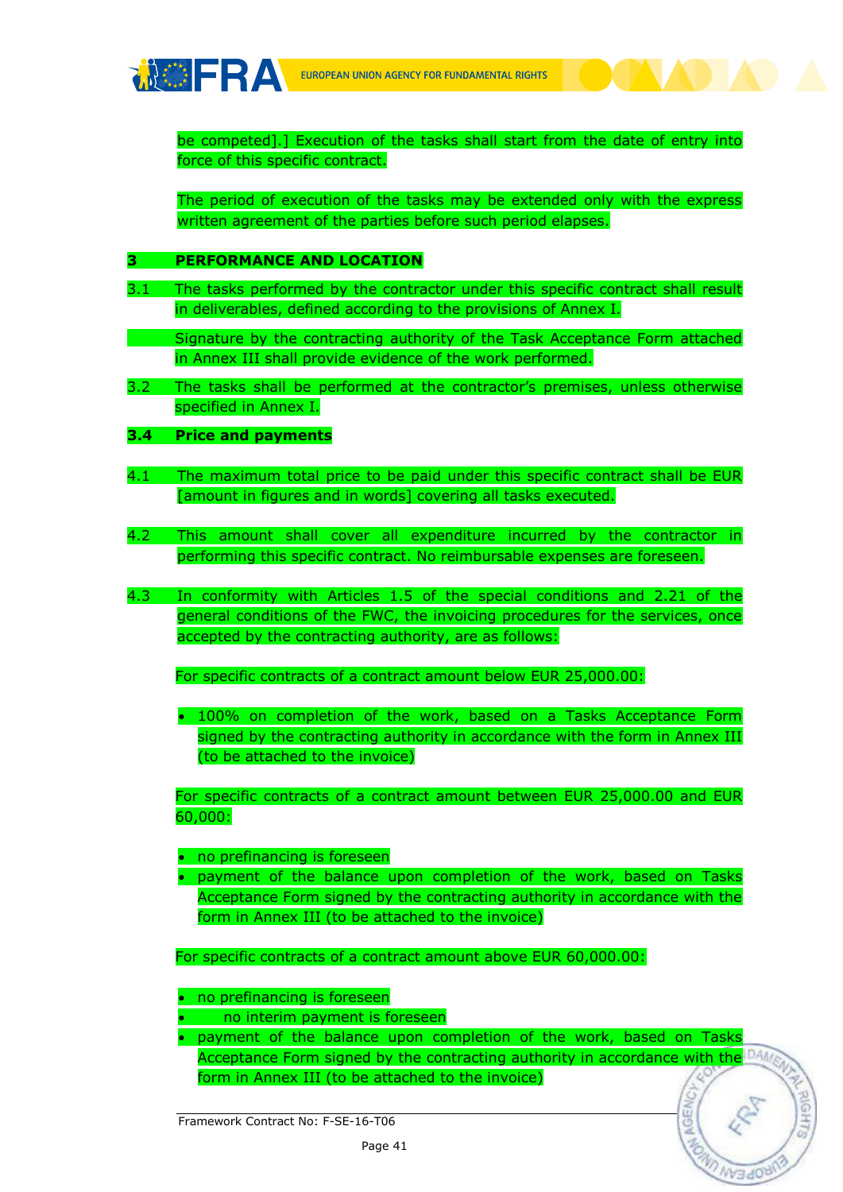be competed].] Execution of the tasks shall start from the date of entry into force of this specific contract.

The period of execution of the tasks may be extended only with the express written agreement of the parties before such period elapses.

**3 PERFORMANCE AND LOCATION**

3.1 The tasks performed by the contractor under this specific contract shall result in deliverables, defined according to the provisions of Annex I.

Signature by the contracting authority of the Task Acceptance Form attached in Annex III shall provide evidence of the work performed.

3.2 The tasks shall be performed at the contractor's premises, unless otherwise specified in Annex I.

**3.4 Price and payments**

4.1 The maximum total price to be paid under this specific contract shall be EUR [amount in figures and in words] covering all tasks executed.

4.2 This amount shall cover all expenditure incurred by the contractor in performing this specific contract. No reimbursable expenses are foreseen.

4.3 In conformity with Articles 1.5 of the special conditions and 2.21 of the general conditions of the FWC, the invoicing procedures for the services, once accepted by the contracting authority, are as follows:

For specific contracts of a contract amount below EUR 25,000.00:

- 100% on completion of the work, based on a Tasks Acceptance Form signed by the contracting authority in accordance with the form in Annex III (to be attached to the invoice)

For specific contracts of a contract amount between EUR 25,000.00 and EUR 60,000:

- no prefinancing is foreseen
- payment of the balance upon completion of the work, based on Tasks Acceptance Form signed by the contracting authority in accordance with the form in Annex III (to be attached to the invoice)

For specific contracts of a contract amount above EUR 60,000.00:

- no prefinancing is foreseen
- no interim payment is foreseen
- payment of the balance upon completion of the work, based on Tasks Acceptance Form signed by the contracting authority in accordance with the form in Annex III (to be attached to the invoice)

Framework Contract No: F-SE-16-T06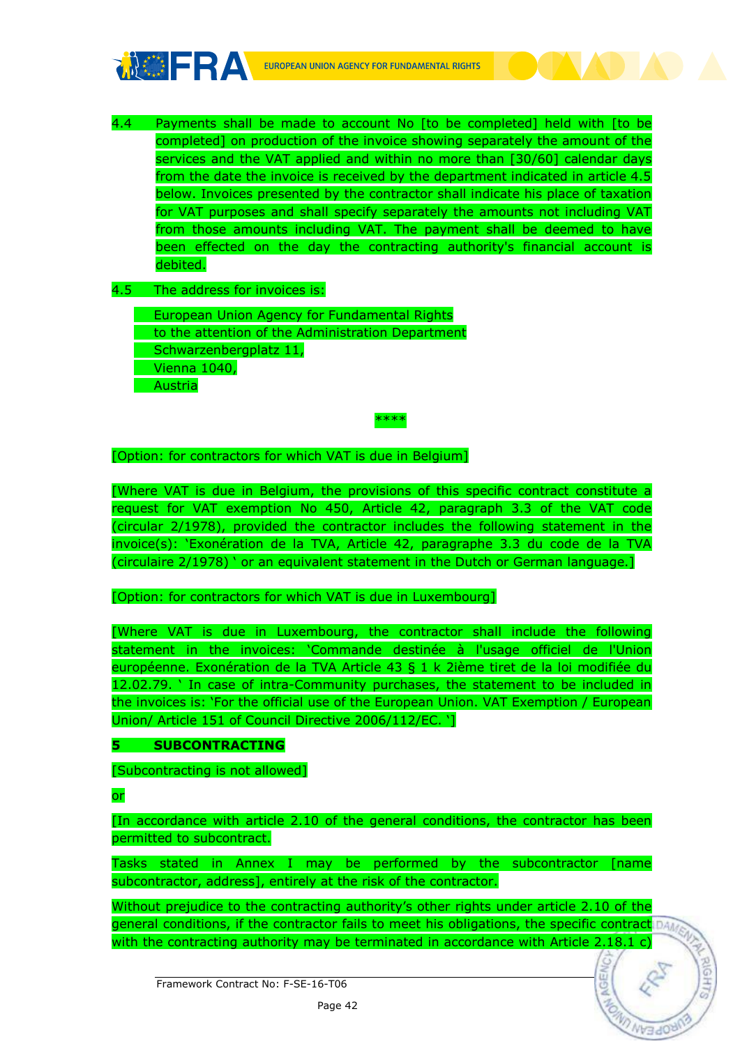4.4 Payments shall be made to account No [to be completed] held with [to be completed] on production of the invoice showing separately the amount of the services and the VAT applied and within no more than [30/60] calendar days from the date the invoice is received by the department indicated in article 4.5 below. Invoices presented by the contractor shall indicate his place of taxation for VAT purposes and shall specify separately the amounts not including VAT from those amounts including VAT. The payment shall be deemed to have been effected on the day the contracting authority's financial account is debited.

4.5 The address for invoices is:

European Union Agency for Fundamental Rights
to the attention of the Administration Department
Schwarzenbergplatz 11,
Vienna 1040,
Austria

****

[Option: for contractors for which VAT is due in Belgium]

[Where VAT is due in Belgium, the provisions of this specific contract constitute a request for VAT exemption No 450, Article 42, paragraph 3.3 of the VAT code (circular 2/1978), provided the contractor includes the following statement in the invoice(s): 'Exonération de la TVA, Article 42, paragraphe 3.3 du code de la TVA (circulaire 2/1978) ' or an equivalent statement in the Dutch or German language.]

[Option: for contractors for which VAT is due in Luxembourg]

[Where VAT is due in Luxembourg, the contractor shall include the following statement in the invoices: 'Commande destinée à l'usage officiel de l'Union européenne. Exonération de la TVA Article 43 § 1 k 2ième tiret de la loi modifiée du 12.02.79. ' In case of intra-Community purchases, the statement to be included in the invoices is: 'For the official use of the European Union. VAT Exemption / European Union/ Article 151 of Council Directive 2006/112/EC. ']

## 5 SUBCONTRACTING

[Subcontracting is not allowed]

or

[In accordance with article 2.10 of the general conditions, the contractor has been permitted to subcontract.

Tasks stated in Annex I may be performed by the subcontractor [name subcontractor, address], entirely at the risk of the contractor.

Without prejudice to the contracting authority's other rights under article 2.10 of the general conditions, if the contractor fails to meet his obligations, the specific contract with the contracting authority may be terminated in accordance with Article 2.18.1 c)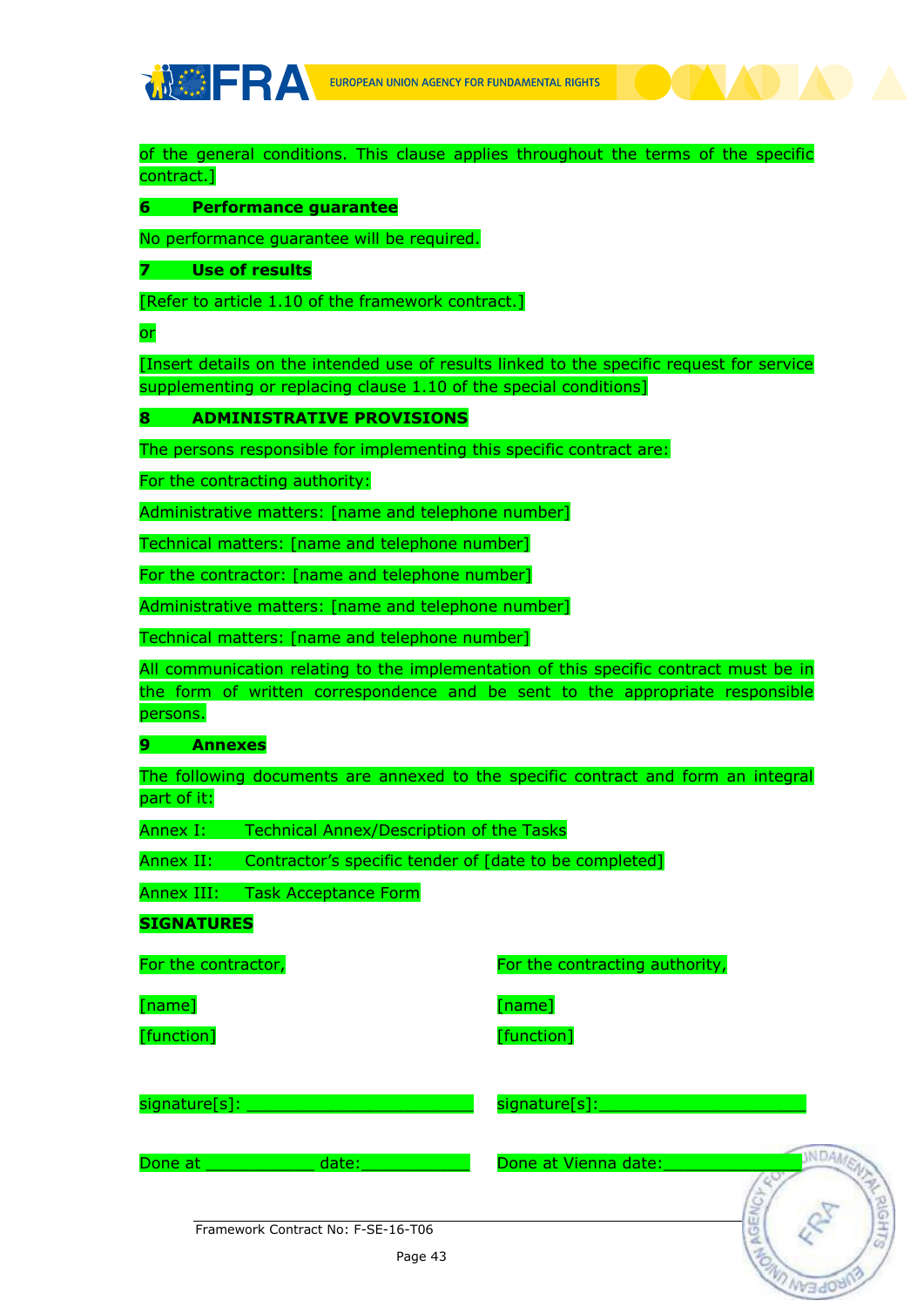of the general conditions. This clause applies throughout the terms of the specific contract.]

## 6 Performance guarantee

No performance guarantee will be required.

## 7 Use of results

[Refer to article 1.10 of the framework contract.]

or

[Insert details on the intended use of results linked to the specific request for service supplementing or replacing clause 1.10 of the special conditions]

## 8 ADMINISTRATIVE PROVISIONS

The persons responsible for implementing this specific contract are:

For the contracting authority:

Administrative matters: [name and telephone number]

Technical matters: [name and telephone number]

For the contractor: [name and telephone number]

Administrative matters: [name and telephone number]

Technical matters: [name and telephone number]

All communication relating to the implementation of this specific contract must be in the form of written correspondence and be sent to the appropriate responsible persons.

## 9 Annexes

The following documents are annexed to the specific contract and form an integral part of it:

Annex I: Technical Annex/Description of the Tasks

Annex II: Contractor's specific tender of [date to be completed]

Annex III: Task Acceptance Form

**SIGNATURES**

| For the contractor, | For the contracting authority, |
|---|---|
| [name] | [name] |
| [function] | [function] |
| signature[s]: ______________________ | signature[s]:______________________ |
| Done at ___________ date:___________ | Done at Vienna date:_____________ |

Framework Contract No: F-SE-16-T06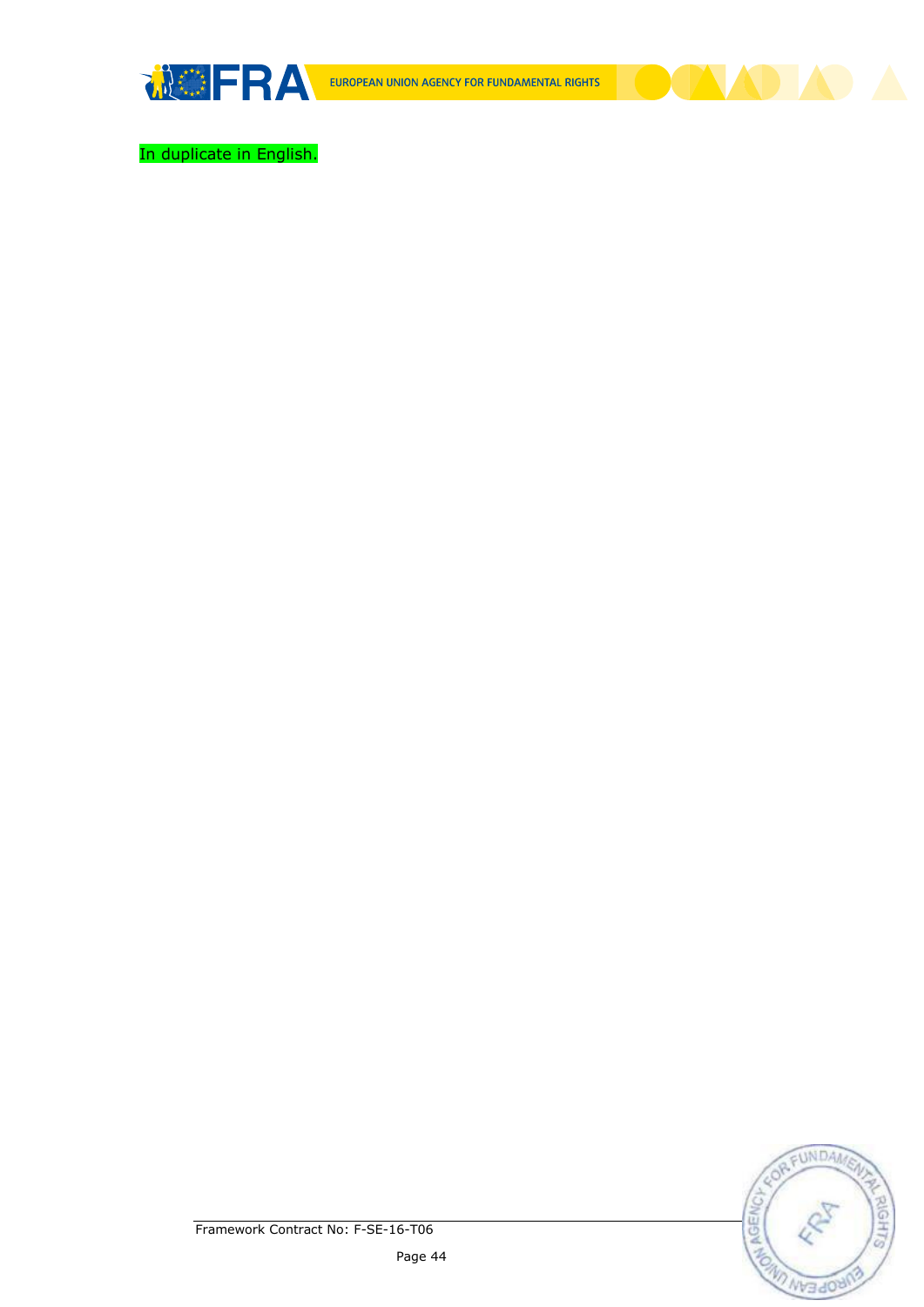In duplicate in English.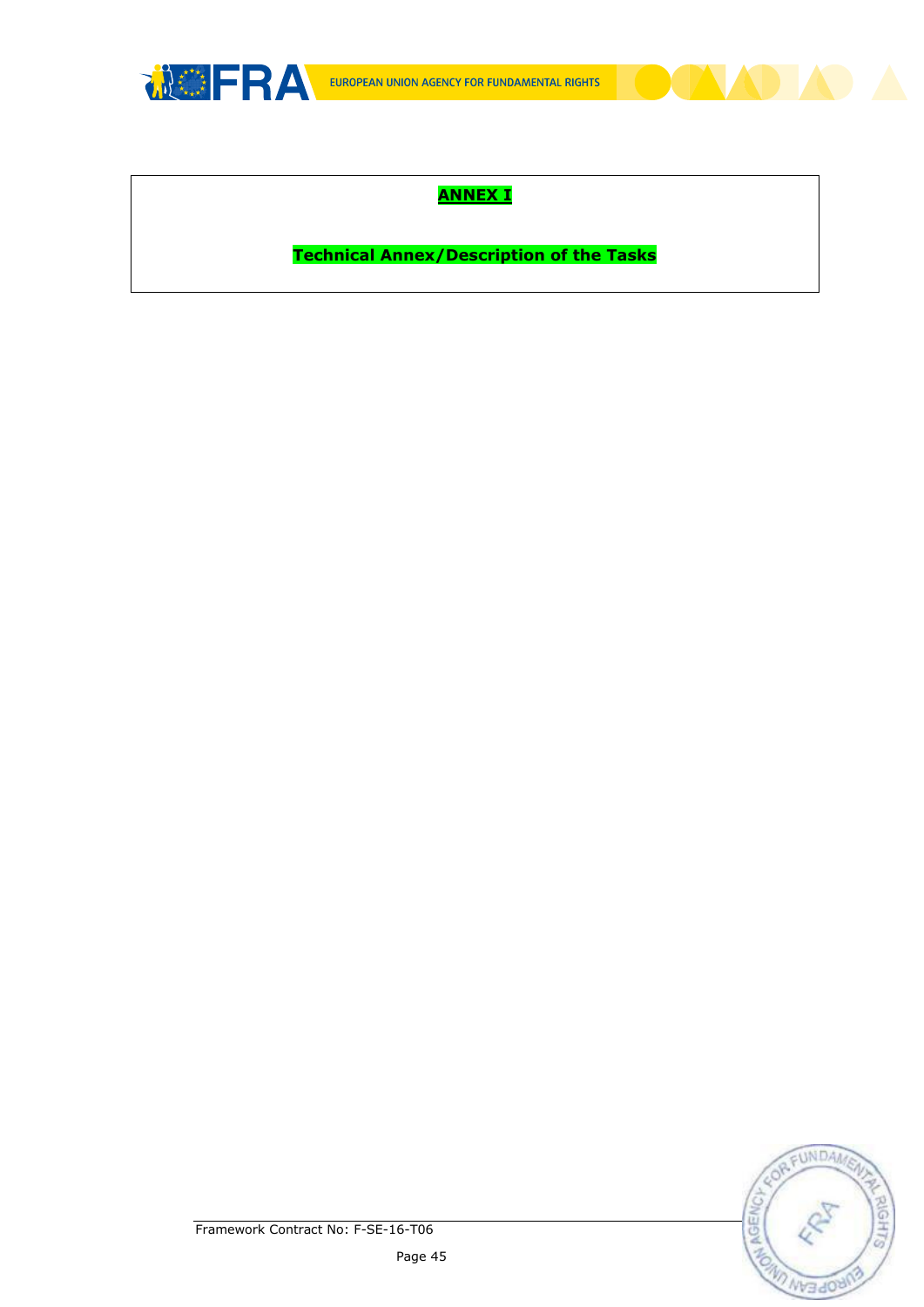**ANNEX I**

**Technical Annex/Description of the Tasks**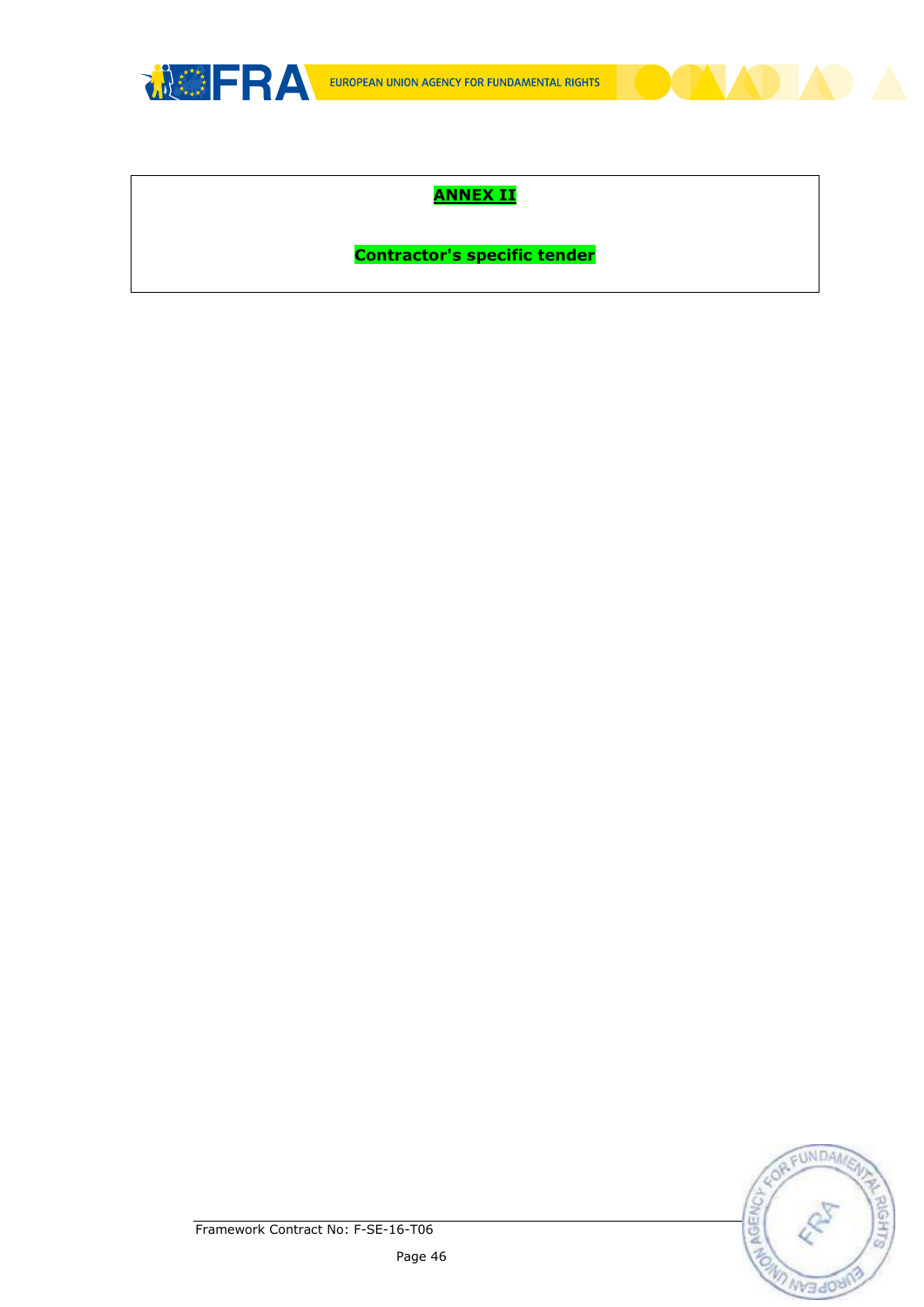**ANNEX II**

**Contractor's specific tender**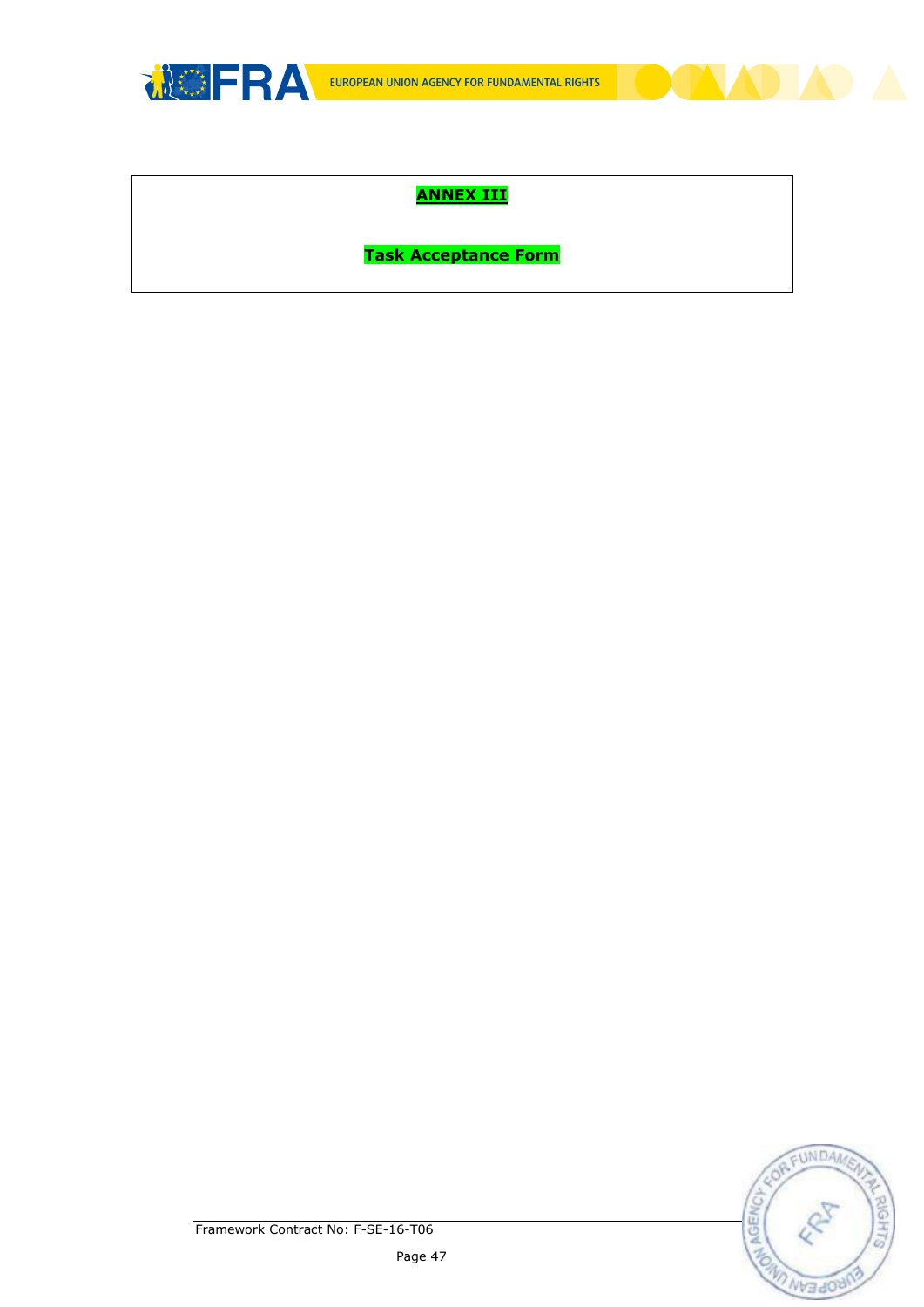# ANNEX III

## Task Acceptance Form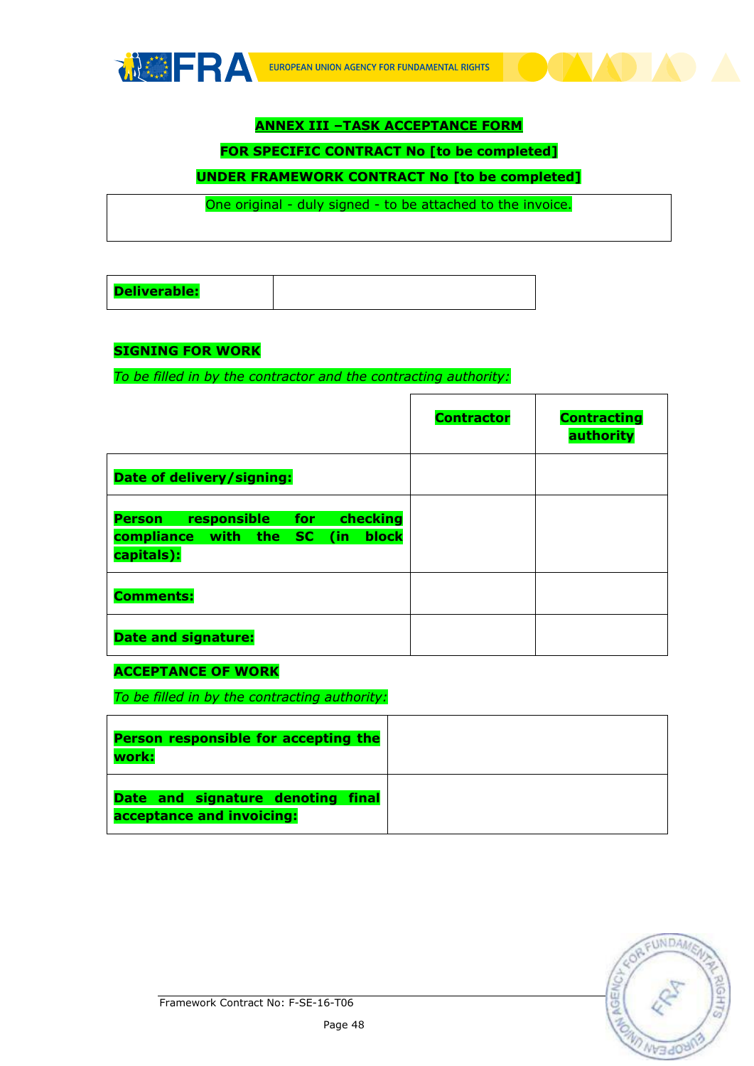**ANNEX III –TASK ACCEPTANCE FORM**

**FOR SPECIFIC CONTRACT No [to be completed]**

**UNDER FRAMEWORK CONTRACT No [to be completed]**

| One original - duly signed - to be attached to the invoice. |
|---|

| **Deliverable:** | |
|---|---|

**SIGNING FOR WORK**

*To be filled in by the contractor and the contracting authority:*

| | **Contractor** | **Contracting authority** |
|---|---|---|
| **Date of delivery/signing:** | | |
| **Person responsible for checking compliance with the SC (in block capitals):** | | |
| **Comments:** | | |
| **Date and signature:** | | |

**ACCEPTANCE OF WORK**

*To be filled in by the contracting authority:*

| **Person responsible for accepting the work:** | |
|---|---|
| **Date and signature denoting final acceptance and invoicing:** | |

Framework Contract No: F-SE-16-T06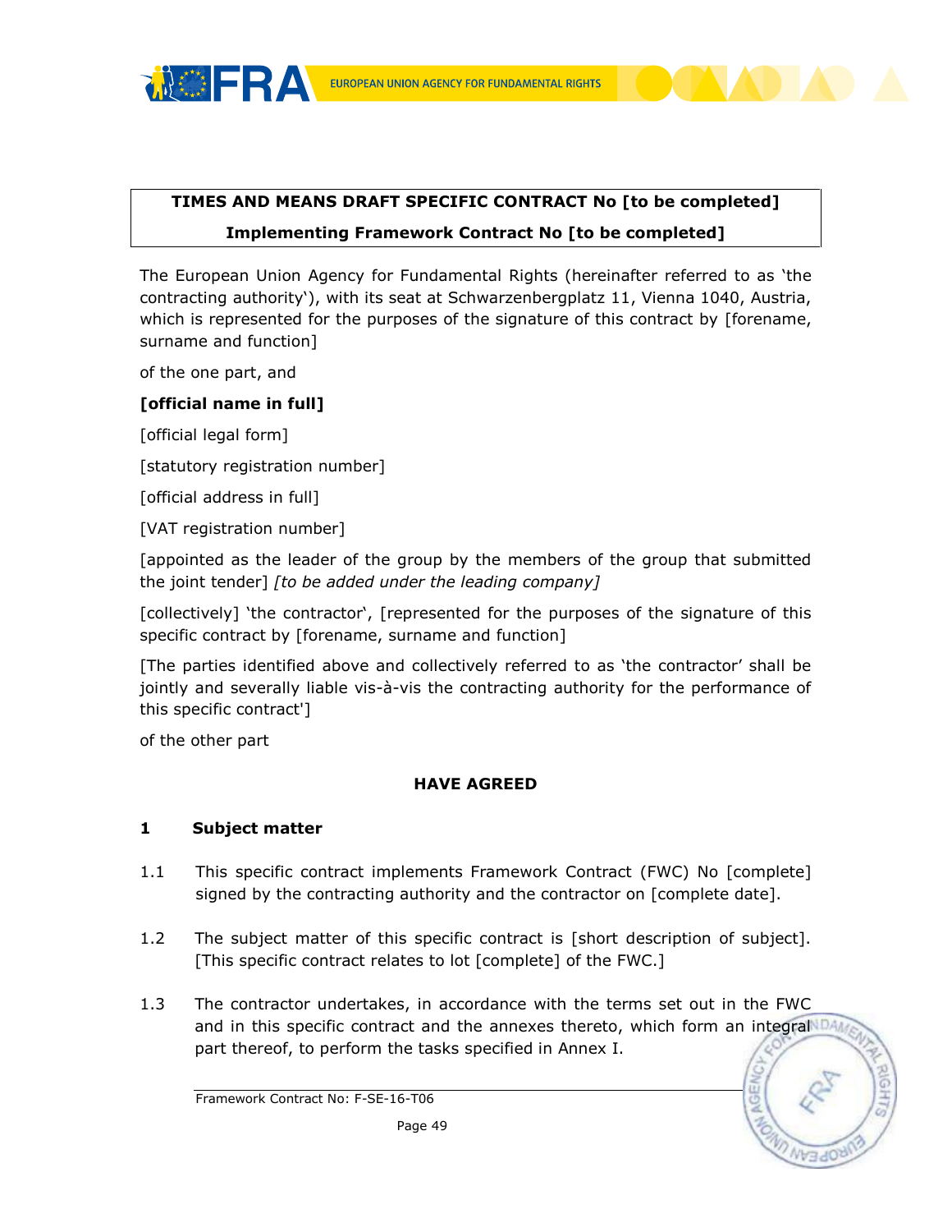**TIMES AND MEANS DRAFT SPECIFIC CONTRACT No [to be completed]**

**Implementing Framework Contract No [to be completed]**

The European Union Agency for Fundamental Rights (hereinafter referred to as 'the contracting authority'), with its seat at Schwarzenbergplatz 11, Vienna 1040, Austria, which is represented for the purposes of the signature of this contract by [forename, surname and function]

of the one part, and

**[official name in full]**

[official legal form]

[statutory registration number]

[official address in full]

[VAT registration number]

[appointed as the leader of the group by the members of the group that submitted the joint tender] *[to be added under the leading company]*

[collectively] 'the contractor', [represented for the purposes of the signature of this specific contract by [forename, surname and function]

[The parties identified above and collectively referred to as 'the contractor' shall be jointly and severally liable vis-à-vis the contracting authority for the performance of this specific contract']

of the other part

**HAVE AGREED**

## 1 Subject matter

1.1 This specific contract implements Framework Contract (FWC) No [complete] signed by the contracting authority and the contractor on [complete date].

1.2 The subject matter of this specific contract is [short description of subject]. [This specific contract relates to lot [complete] of the FWC.]

1.3 The contractor undertakes, in accordance with the terms set out in the FWC and in this specific contract and the annexes thereto, which form an integral part thereof, to perform the tasks specified in Annex I.

Framework Contract No: F-SE-16-T06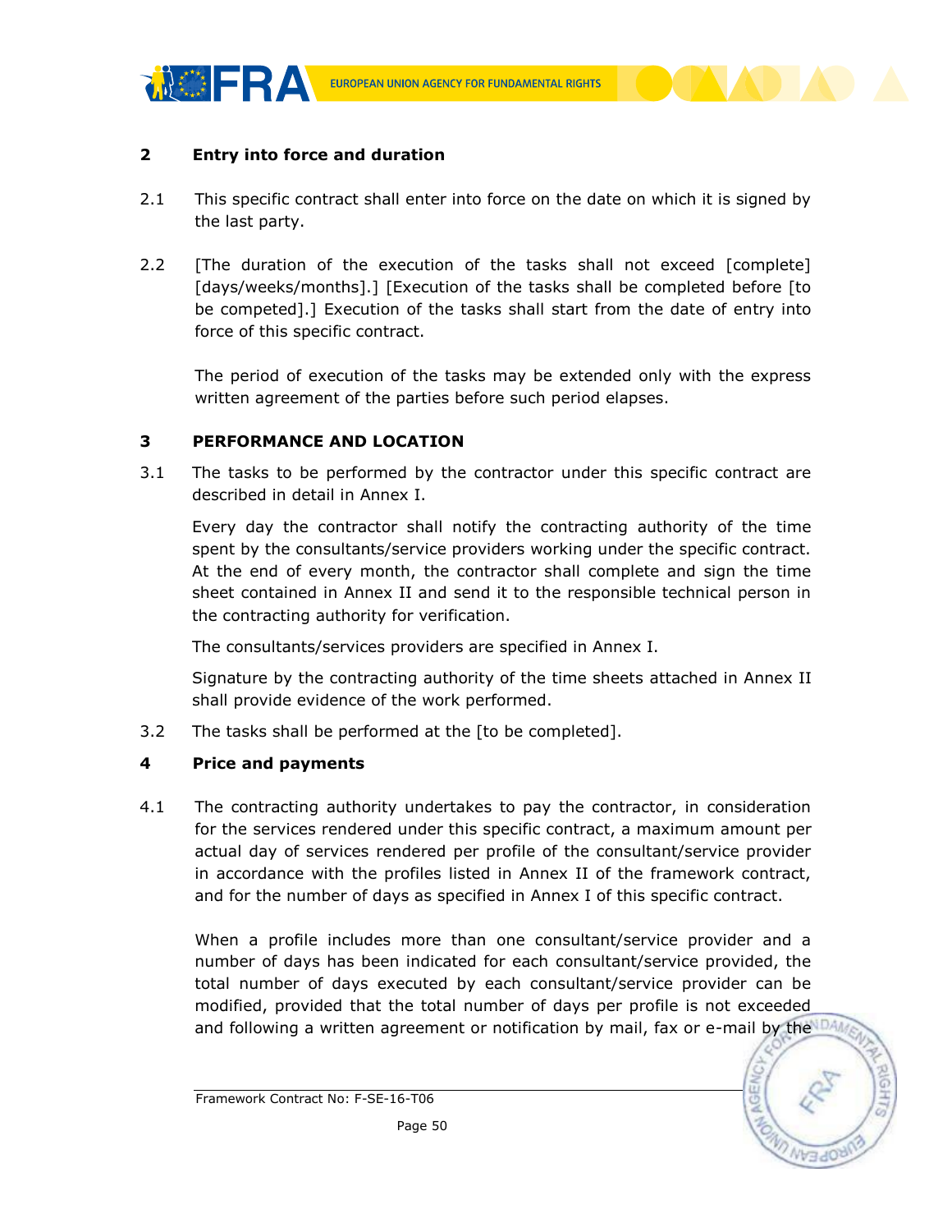## 2 Entry into force and duration

2.1 This specific contract shall enter into force on the date on which it is signed by the last party.

2.2 [The duration of the execution of the tasks shall not exceed [complete] [days/weeks/months].] [Execution of the tasks shall be completed before [to be competed].] Execution of the tasks shall start from the date of entry into force of this specific contract.

The period of execution of the tasks may be extended only with the express written agreement of the parties before such period elapses.

## 3 PERFORMANCE AND LOCATION

3.1 The tasks to be performed by the contractor under this specific contract are described in detail in Annex I.

Every day the contractor shall notify the contracting authority of the time spent by the consultants/service providers working under the specific contract. At the end of every month, the contractor shall complete and sign the time sheet contained in Annex II and send it to the responsible technical person in the contracting authority for verification.

The consultants/services providers are specified in Annex I.

Signature by the contracting authority of the time sheets attached in Annex II shall provide evidence of the work performed.

3.2 The tasks shall be performed at the [to be completed].

## 4 Price and payments

4.1 The contracting authority undertakes to pay the contractor, in consideration for the services rendered under this specific contract, a maximum amount per actual day of services rendered per profile of the consultant/service provider in accordance with the profiles listed in Annex II of the framework contract, and for the number of days as specified in Annex I of this specific contract.

When a profile includes more than one consultant/service provider and a number of days has been indicated for each consultant/service provided, the total number of days executed by each consultant/service provider can be modified, provided that the total number of days per profile is not exceeded and following a written agreement or notification by mail, fax or e-mail by the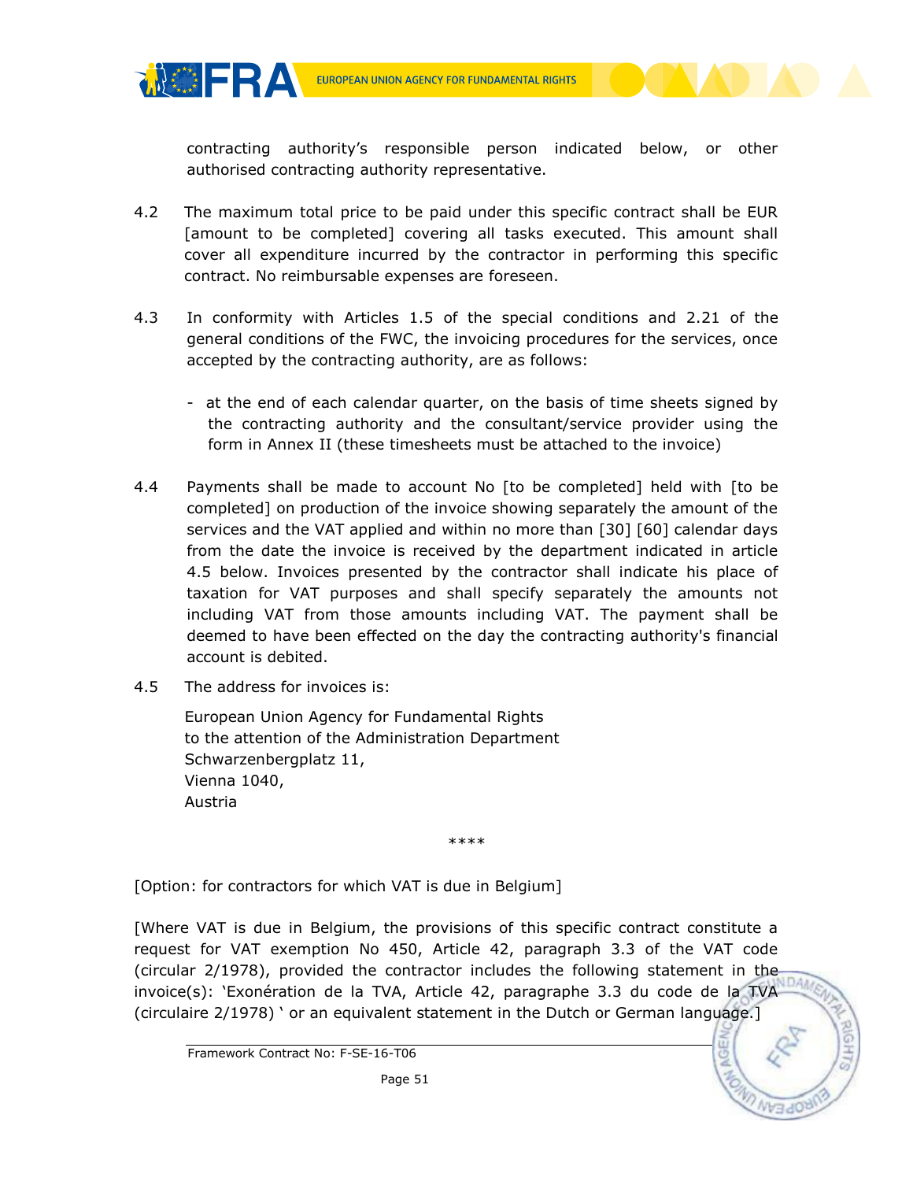contracting authority's responsible person indicated below, or other authorised contracting authority representative.

4.2 The maximum total price to be paid under this specific contract shall be EUR [amount to be completed] covering all tasks executed. This amount shall cover all expenditure incurred by the contractor in performing this specific contract. No reimbursable expenses are foreseen.

4.3 In conformity with Articles 1.5 of the special conditions and 2.21 of the general conditions of the FWC, the invoicing procedures for the services, once accepted by the contracting authority, are as follows:

- at the end of each calendar quarter, on the basis of time sheets signed by the contracting authority and the consultant/service provider using the form in Annex II (these timesheets must be attached to the invoice)

4.4 Payments shall be made to account No [to be completed] held with [to be completed] on production of the invoice showing separately the amount of the services and the VAT applied and within no more than [30] [60] calendar days from the date the invoice is received by the department indicated in article 4.5 below. Invoices presented by the contractor shall indicate his place of taxation for VAT purposes and shall specify separately the amounts not including VAT from those amounts including VAT. The payment shall be deemed to have been effected on the day the contracting authority's financial account is debited.

4.5 The address for invoices is:

European Union Agency for Fundamental Rights
to the attention of the Administration Department
Schwarzenbergplatz 11,
Vienna 1040,
Austria

****

[Option: for contractors for which VAT is due in Belgium]

[Where VAT is due in Belgium, the provisions of this specific contract constitute a request for VAT exemption No 450, Article 42, paragraph 3.3 of the VAT code (circular 2/1978), provided the contractor includes the following statement in the invoice(s): 'Exonération de la TVA, Article 42, paragraphe 3.3 du code de la TVA (circulaire 2/1978) ' or an equivalent statement in the Dutch or German language.]

Framework Contract No: F-SE-16-T06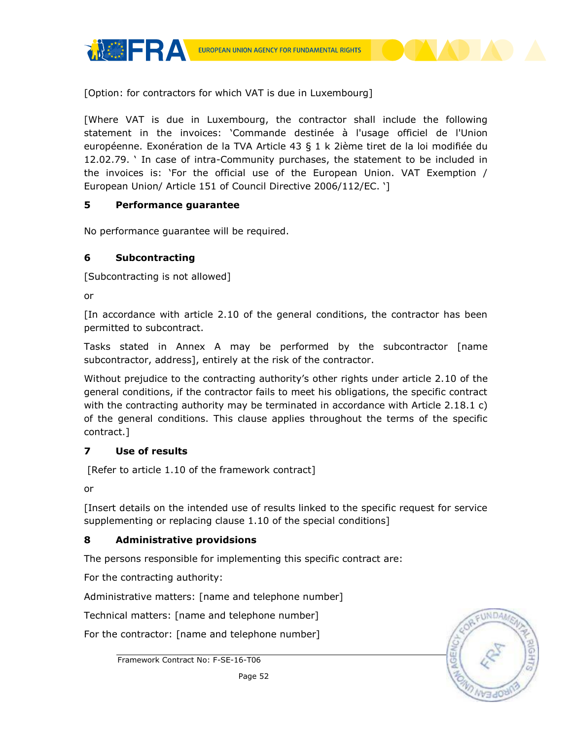[Option: for contractors for which VAT is due in Luxembourg]

[Where VAT is due in Luxembourg, the contractor shall include the following statement in the invoices: 'Commande destinée à l'usage officiel de l'Union européenne. Exonération de la TVA Article 43 § 1 k 2ième tiret de la loi modifiée du 12.02.79. ' In case of intra-Community purchases, the statement to be included in the invoices is: 'For the official use of the European Union. VAT Exemption / European Union/ Article 151 of Council Directive 2006/112/EC. ']

## 5 Performance guarantee

No performance guarantee will be required.

## 6 Subcontracting

[Subcontracting is not allowed]

or

[In accordance with article 2.10 of the general conditions, the contractor has been permitted to subcontract.

Tasks stated in Annex A may be performed by the subcontractor [name subcontractor, address], entirely at the risk of the contractor.

Without prejudice to the contracting authority's other rights under article 2.10 of the general conditions, if the contractor fails to meet his obligations, the specific contract with the contracting authority may be terminated in accordance with Article 2.18.1 c) of the general conditions. This clause applies throughout the terms of the specific contract.]

## 7 Use of results

[Refer to article 1.10 of the framework contract]

or

[Insert details on the intended use of results linked to the specific request for service supplementing or replacing clause 1.10 of the special conditions]

## 8 Administrative providsions

The persons responsible for implementing this specific contract are:

For the contracting authority:

Administrative matters: [name and telephone number]

Technical matters: [name and telephone number]

For the contractor: [name and telephone number]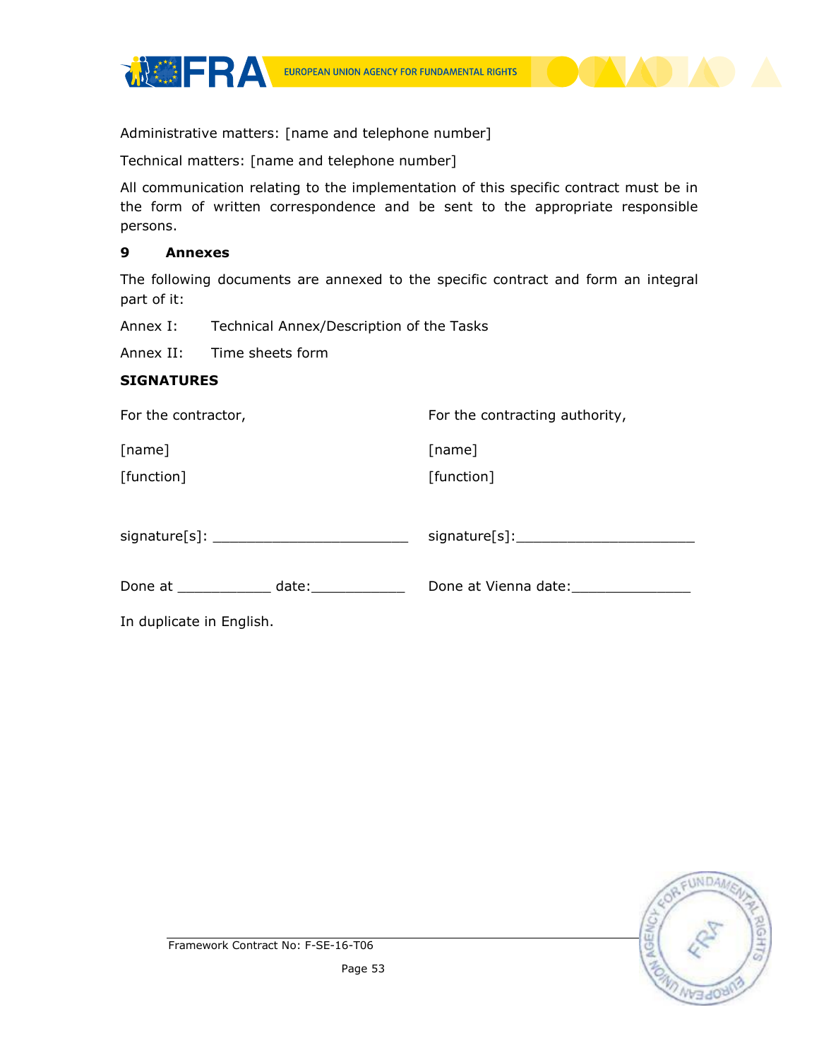Administrative matters: [name and telephone number]

Technical matters: [name and telephone number]

All communication relating to the implementation of this specific contract must be in the form of written correspondence and be sent to the appropriate responsible persons.

## 9 Annexes

The following documents are annexed to the specific contract and form an integral part of it:

Annex I: Technical Annex/Description of the Tasks

Annex II: Time sheets form

**SIGNATURES**

| For the contractor, | For the contracting authority, |
|---|---|
| [name] | [name] |
| [function] | [function] |
| signature[s]: _______________________ | signature[s]:_____________________ |
| Done at ___________ date:___________ | Done at Vienna date:______________ |

In duplicate in English.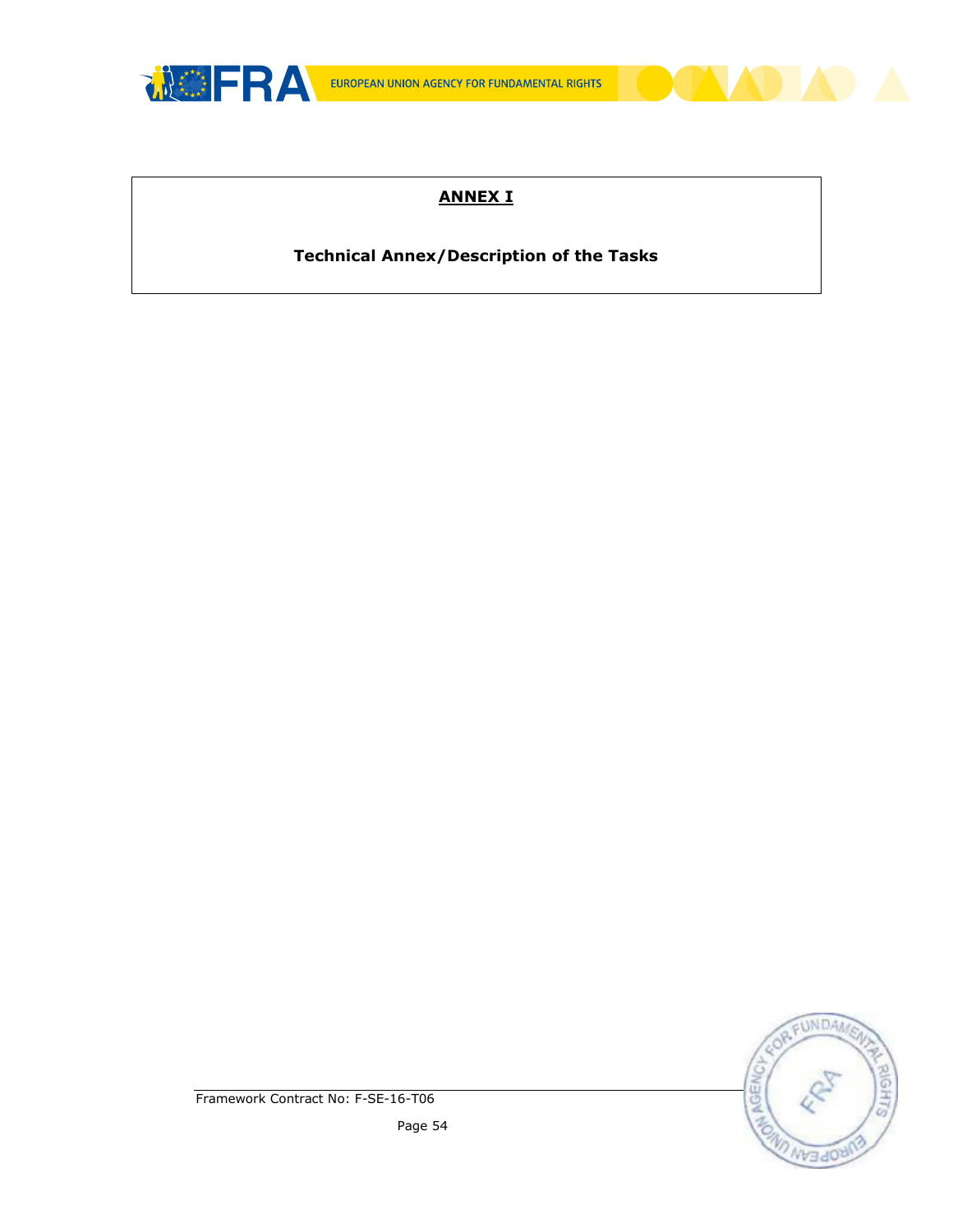**ANNEX I**

**Technical Annex/Description of the Tasks**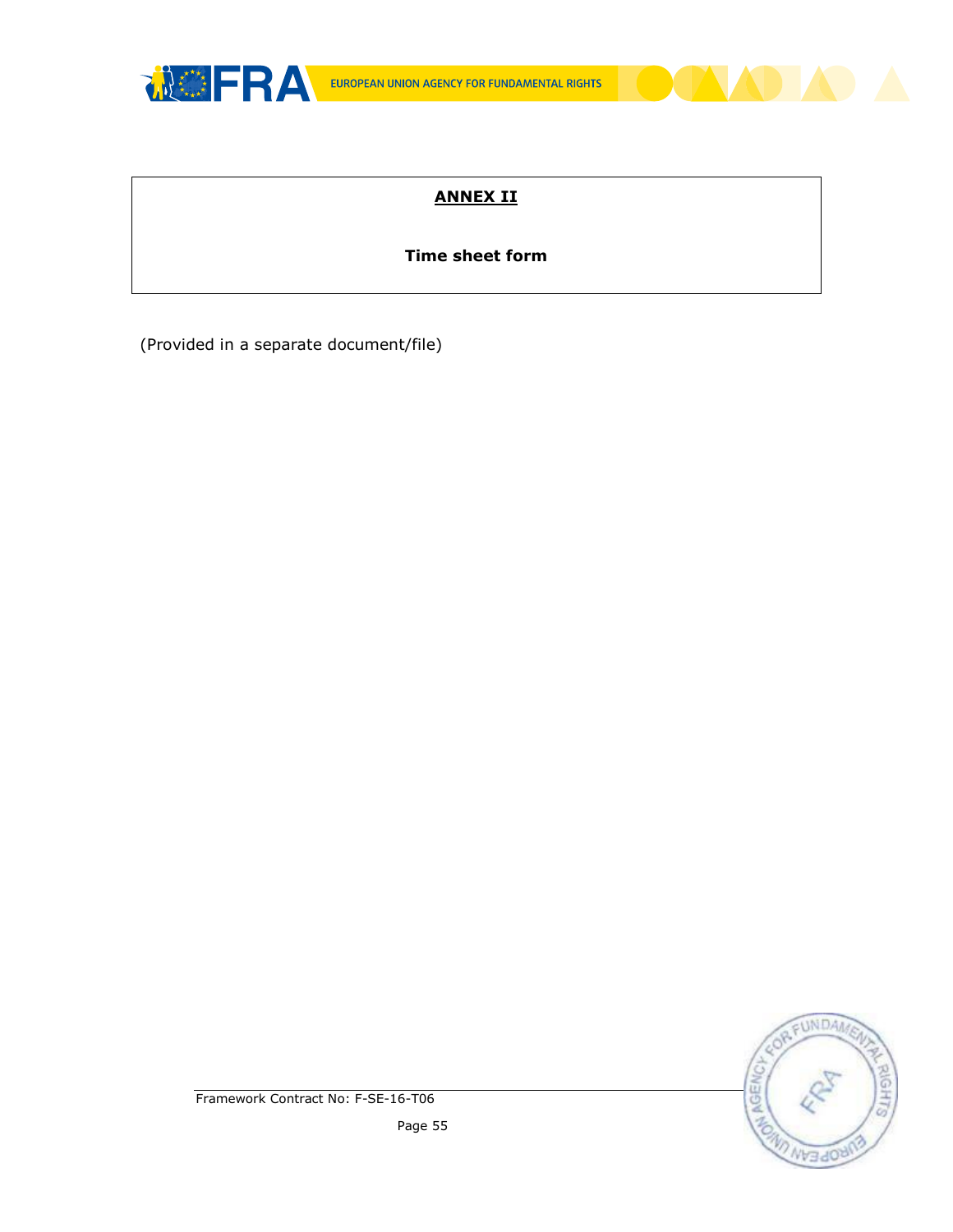## ANNEX II

**Time sheet form**

(Provided in a separate document/file)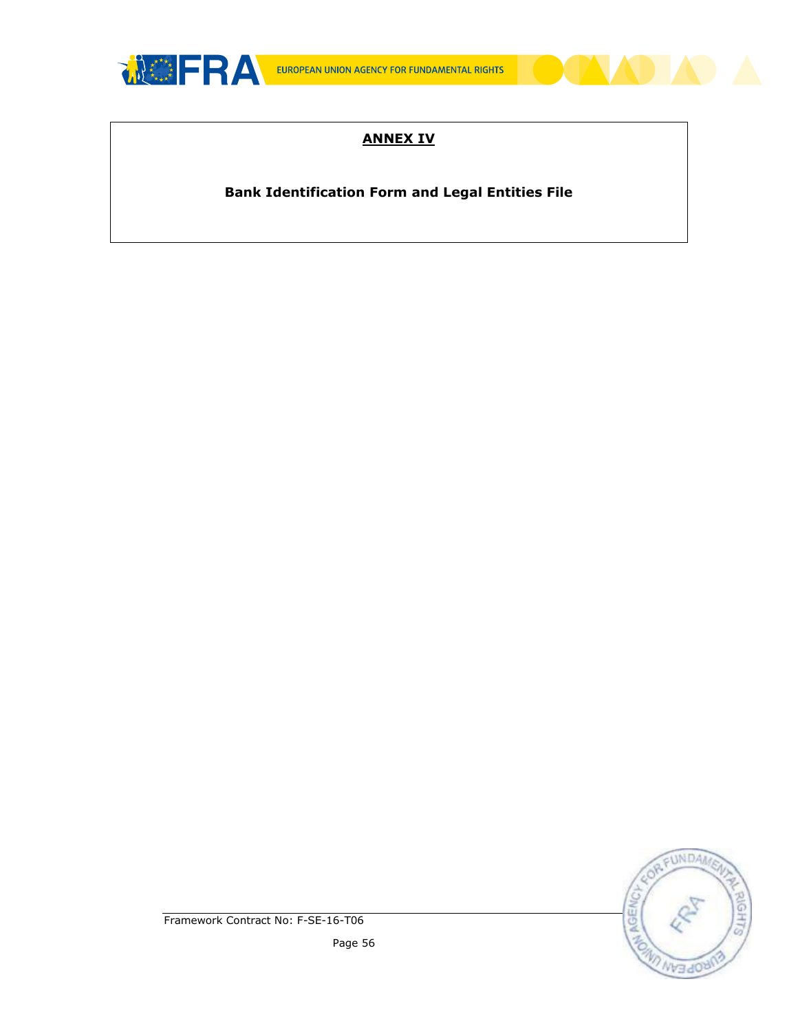## ANNEX IV

**Bank Identification Form and Legal Entities File**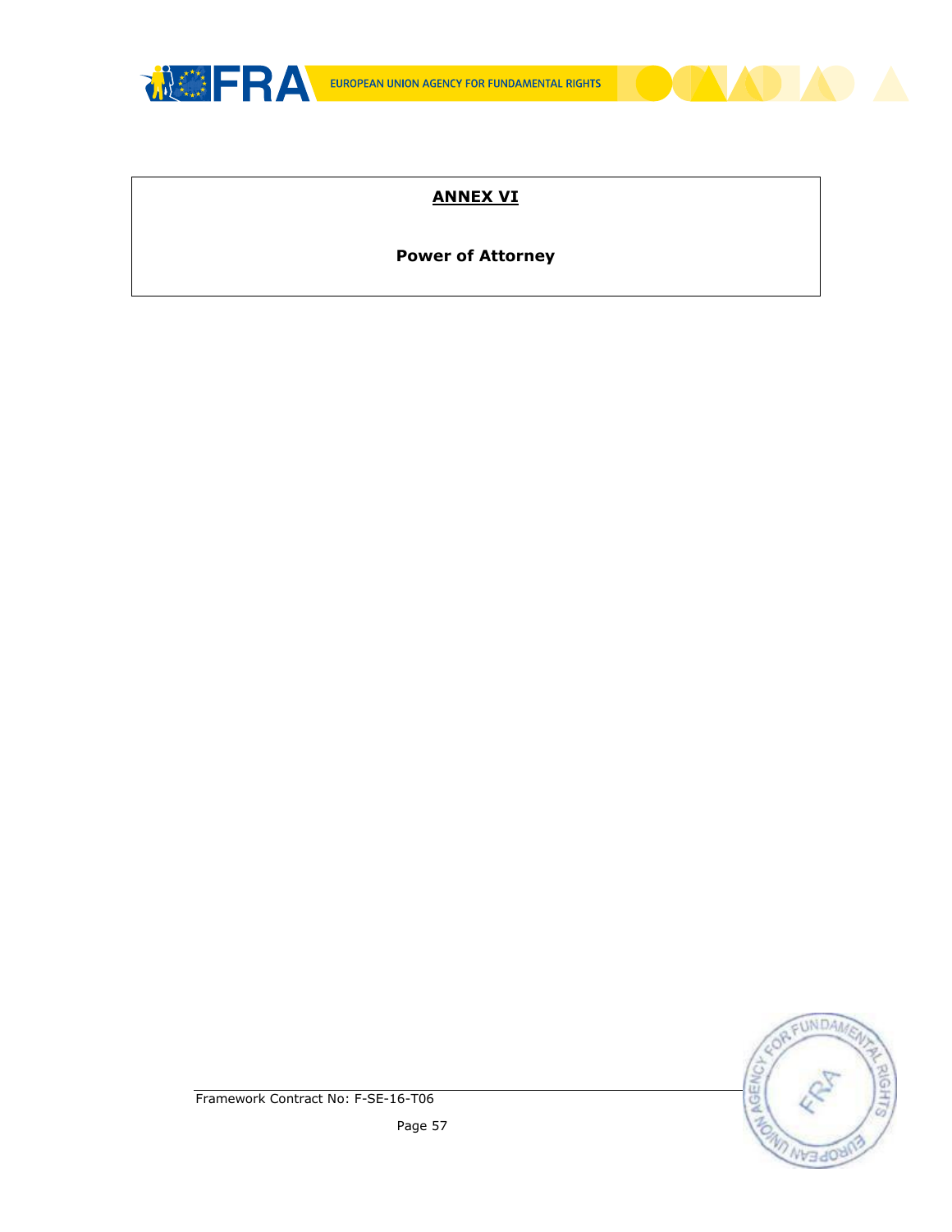# ANNEX VI

**Power of Attorney**